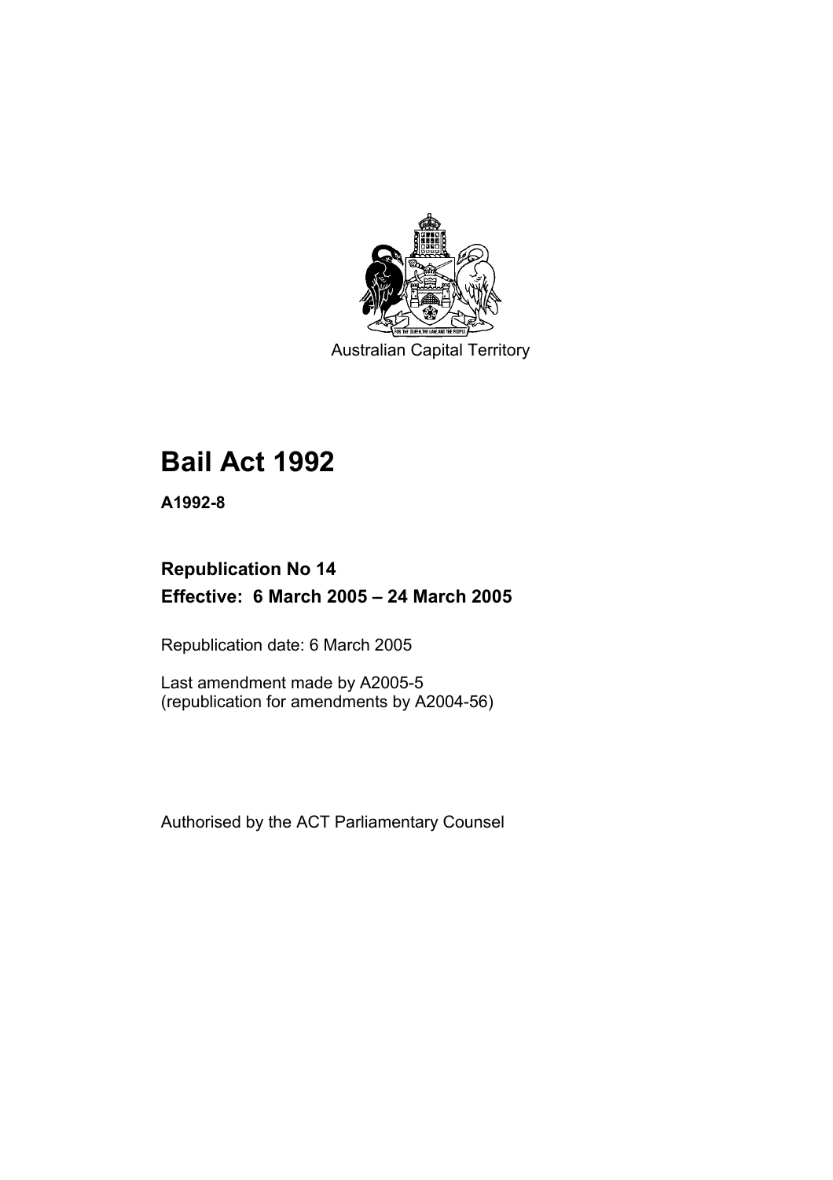Australian Capital Territory

# Bail Act 1992

**A1992-8**

## Republication No 14

## Effective: 6 March 2005 – 24 March 2005

Republication date: 6 March 2005

Last amendment made by A2005-5
(republication for amendments by A2004-56)

Authorised by the ACT Parliamentary Counsel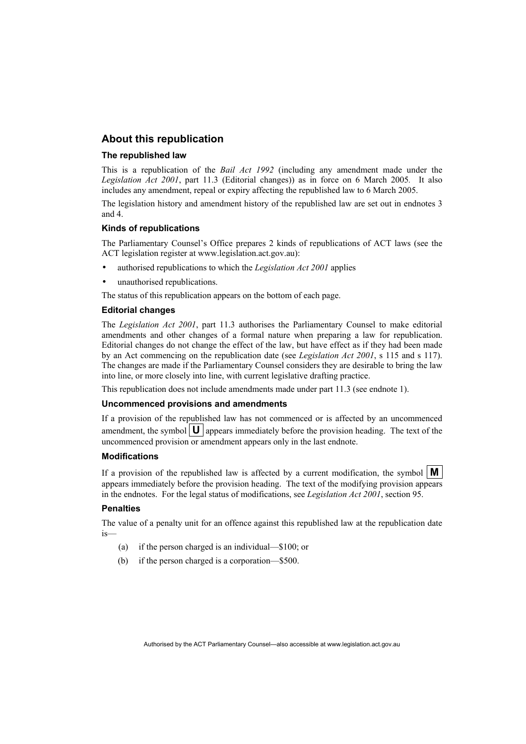## About this republication

### The republished law

This is a republication of the *Bail Act 1992* (including any amendment made under the *Legislation Act 2001*, part 11.3 (Editorial changes)) as in force on 6 March 2005*.* It also includes any amendment, repeal or expiry affecting the republished law to 6 March 2005.

The legislation history and amendment history of the republished law are set out in endnotes 3 and 4.

### Kinds of republications

The Parliamentary Counsel's Office prepares 2 kinds of republications of ACT laws (see the ACT legislation register at www.legislation.act.gov.au):

- authorised republications to which the *Legislation Act 2001* applies
- unauthorised republications.

The status of this republication appears on the bottom of each page.

### Editorial changes

The *Legislation Act 2001*, part 11.3 authorises the Parliamentary Counsel to make editorial amendments and other changes of a formal nature when preparing a law for republication. Editorial changes do not change the effect of the law, but have effect as if they had been made by an Act commencing on the republication date (see *Legislation Act 2001*, s 115 and s 117). The changes are made if the Parliamentary Counsel considers they are desirable to bring the law into line, or more closely into line, with current legislative drafting practice.

This republication does not include amendments made under part 11.3 (see endnote 1).

### Uncommenced provisions and amendments

If a provision of the republished law has not commenced or is affected by an uncommenced amendment, the symbol **U** appears immediately before the provision heading. The text of the uncommenced provision or amendment appears only in the last endnote.

### Modifications

If a provision of the republished law is affected by a current modification, the symbol **M** appears immediately before the provision heading. The text of the modifying provision appears in the endnotes. For the legal status of modifications, see *Legislation Act 2001*, section 95.

### Penalties

The value of a penalty unit for an offence against this republished law at the republication date is—

(a) if the person charged is an individual—$100; or

(b) if the person charged is a corporation—$500.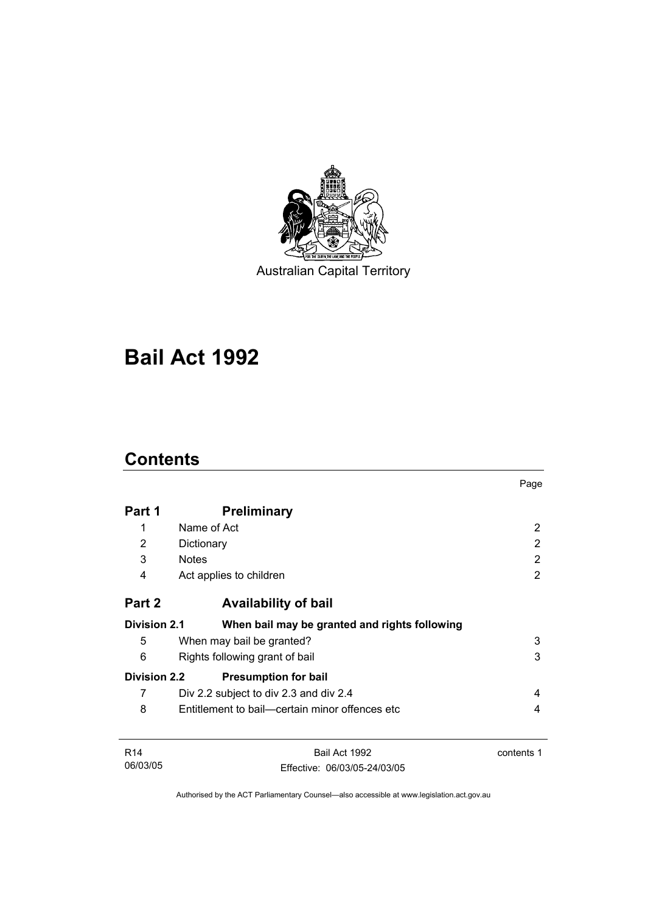Australian Capital Territory

# Bail Act 1992

## Contents

| | | Page |
|---|---|---|
| **Part 1** | **Preliminary** | |
| 1 | Name of Act | 2 |
| 2 | Dictionary | 2 |
| 3 | Notes | 2 |
| 4 | Act applies to children | 2 |
| **Part 2** | **Availability of bail** | |
| **Division 2.1** | **When bail may be granted and rights following** | |
| 5 | When may bail be granted? | 3 |
| 6 | Rights following grant of bail | 3 |
| **Division 2.2** | **Presumption for bail** | |
| 7 | Div 2.2 subject to div 2.3 and div 2.4 | 4 |
| 8 | Entitlement to bail—certain minor offences etc | 4 |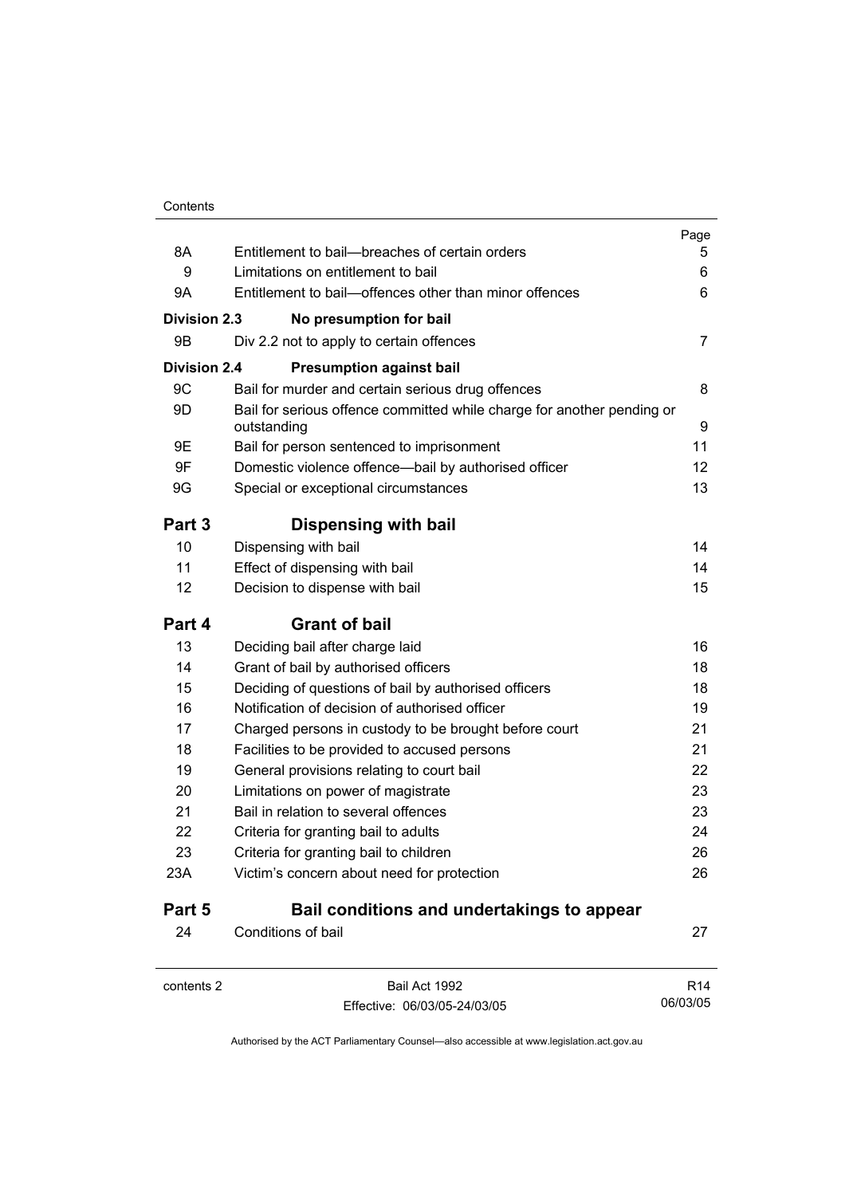| | | Page |
|---|---|---|
| 8A | Entitlement to bail—breaches of certain orders | 5 |
| 9 | Limitations on entitlement to bail | 6 |
| 9A | Entitlement to bail—offences other than minor offences | 6 |
| **Division 2.3** | **No presumption for bail** | |
| 9B | Div 2.2 not to apply to certain offences | 7 |
| **Division 2.4** | **Presumption against bail** | |
| 9C | Bail for murder and certain serious drug offences | 8 |
| 9D | Bail for serious offence committed while charge for another pending or outstanding | 9 |
| 9E | Bail for person sentenced to imprisonment | 11 |
| 9F | Domestic violence offence—bail by authorised officer | 12 |
| 9G | Special or exceptional circumstances | 13 |
| **Part 3** | **Dispensing with bail** | |
| 10 | Dispensing with bail | 14 |
| 11 | Effect of dispensing with bail | 14 |
| 12 | Decision to dispense with bail | 15 |
| **Part 4** | **Grant of bail** | |
| 13 | Deciding bail after charge laid | 16 |
| 14 | Grant of bail by authorised officers | 18 |
| 15 | Deciding of questions of bail by authorised officers | 18 |
| 16 | Notification of decision of authorised officer | 19 |
| 17 | Charged persons in custody to be brought before court | 21 |
| 18 | Facilities to be provided to accused persons | 21 |
| 19 | General provisions relating to court bail | 22 |
| 20 | Limitations on power of magistrate | 23 |
| 21 | Bail in relation to several offences | 23 |
| 22 | Criteria for granting bail to adults | 24 |
| 23 | Criteria for granting bail to children | 26 |
| 23A | Victim's concern about need for protection | 26 |
| **Part 5** | **Bail conditions and undertakings to appear** | |
| 24 | Conditions of bail | 27 |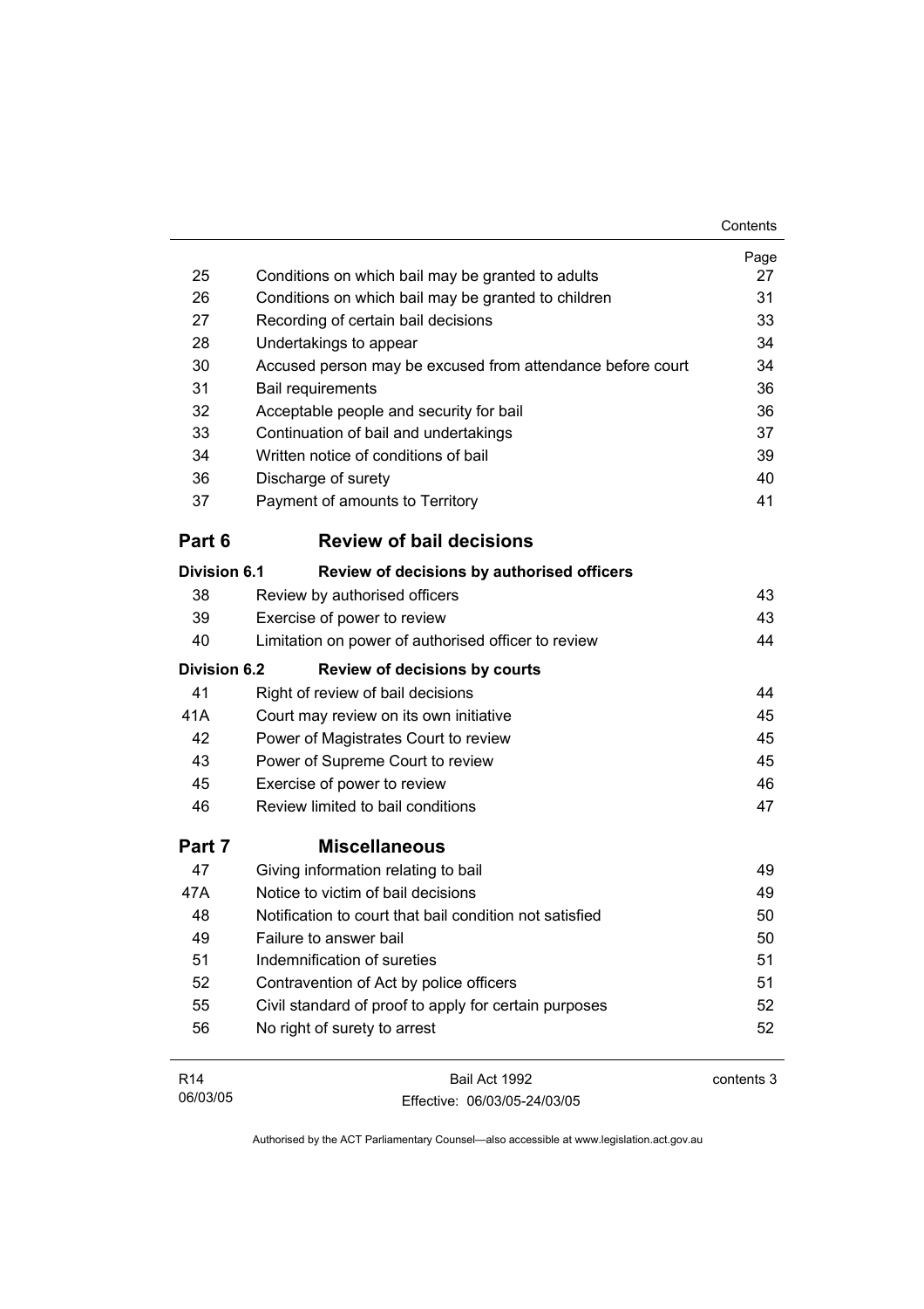| | | Page |
|---|---|---|
| 25 | Conditions on which bail may be granted to adults | 27 |
| 26 | Conditions on which bail may be granted to children | 31 |
| 27 | Recording of certain bail decisions | 33 |
| 28 | Undertakings to appear | 34 |
| 30 | Accused person may be excused from attendance before court | 34 |
| 31 | Bail requirements | 36 |
| 32 | Acceptable people and security for bail | 36 |
| 33 | Continuation of bail and undertakings | 37 |
| 34 | Written notice of conditions of bail | 39 |
| 36 | Discharge of surety | 40 |
| 37 | Payment of amounts to Territory | 41 |

## Part 6 Review of bail decisions

**Division 6.1 Review of decisions by authorised officers**

| | | |
|---|---|---|
| 38 | Review by authorised officers | 43 |
| 39 | Exercise of power to review | 43 |
| 40 | Limitation on power of authorised officer to review | 44 |

**Division 6.2 Review of decisions by courts**

| | | |
|---|---|---|
| 41 | Right of review of bail decisions | 44 |
| 41A | Court may review on its own initiative | 45 |
| 42 | Power of Magistrates Court to review | 45 |
| 43 | Power of Supreme Court to review | 45 |
| 45 | Exercise of power to review | 46 |
| 46 | Review limited to bail conditions | 47 |

## Part 7 Miscellaneous

| | | |
|---|---|---|
| 47 | Giving information relating to bail | 49 |
| 47A | Notice to victim of bail decisions | 49 |
| 48 | Notification to court that bail condition not satisfied | 50 |
| 49 | Failure to answer bail | 50 |
| 51 | Indemnification of sureties | 51 |
| 52 | Contravention of Act by police officers | 51 |
| 55 | Civil standard of proof to apply for certain purposes | 52 |
| 56 | No right of surety to arrest | 52 |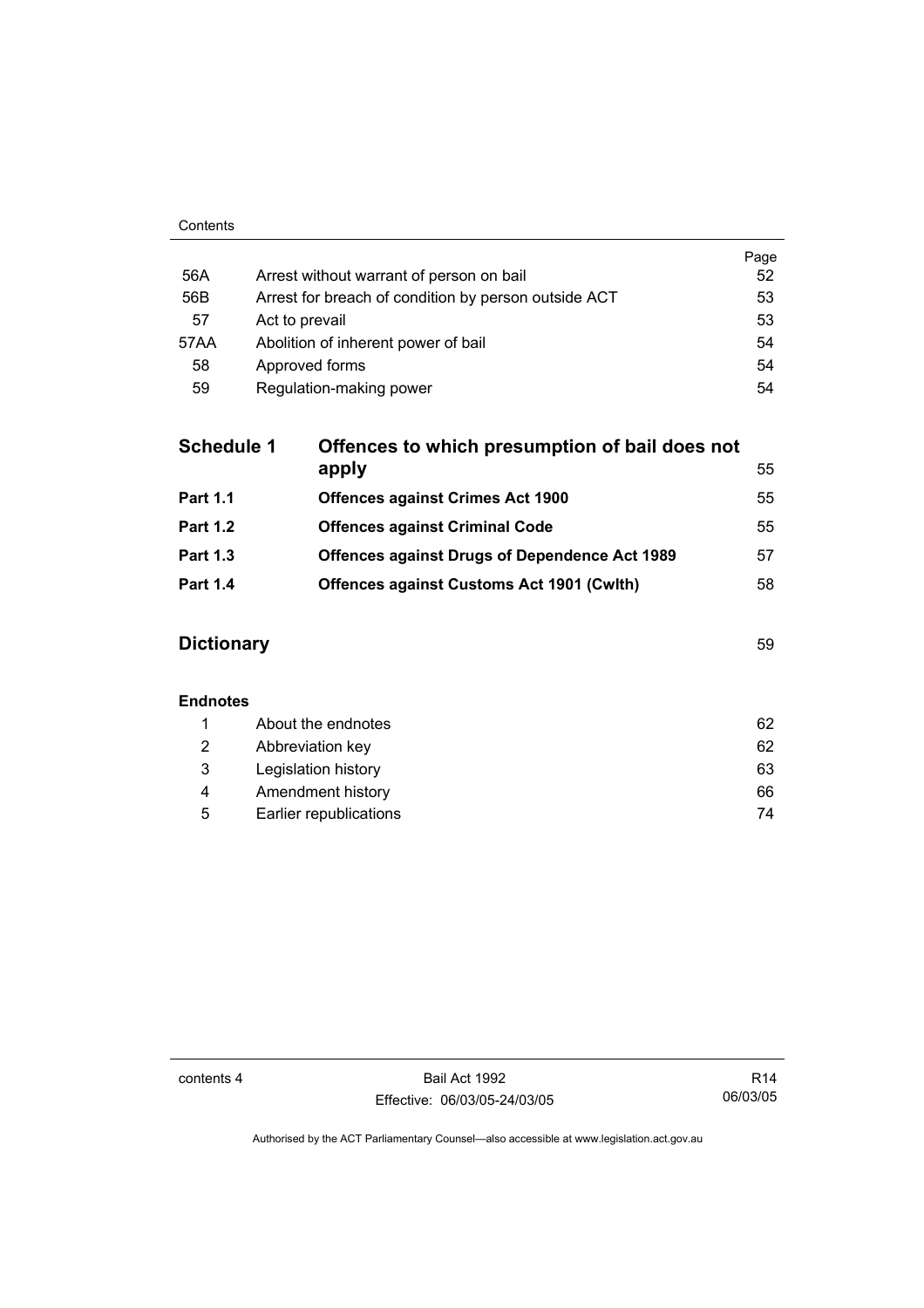| | | Page |
|---|---|---|
| 56A | Arrest without warrant of person on bail | 52 |
| 56B | Arrest for breach of condition by person outside ACT | 53 |
| 57 | Act to prevail | 53 |
| 57AA | Abolition of inherent power of bail | 54 |
| 58 | Approved forms | 54 |
| 59 | Regulation-making power | 54 |

| | | |
|---|---|---|
| **Schedule 1** | **Offences to which presumption of bail does not apply** | 55 |
| **Part 1.1** | **Offences against Crimes Act 1900** | 55 |
| **Part 1.2** | **Offences against Criminal Code** | 55 |
| **Part 1.3** | **Offences against Drugs of Dependence Act 1989** | 57 |
| **Part 1.4** | **Offences against Customs Act 1901 (Cwlth)** | 58 |

| | |
|---|---|
| **Dictionary** | 59 |

**Endnotes**

| | | |
|---|---|---|
| 1 | About the endnotes | 62 |
| 2 | Abbreviation key | 62 |
| 3 | Legislation history | 63 |
| 4 | Amendment history | 66 |
| 5 | Earlier republications | 74 |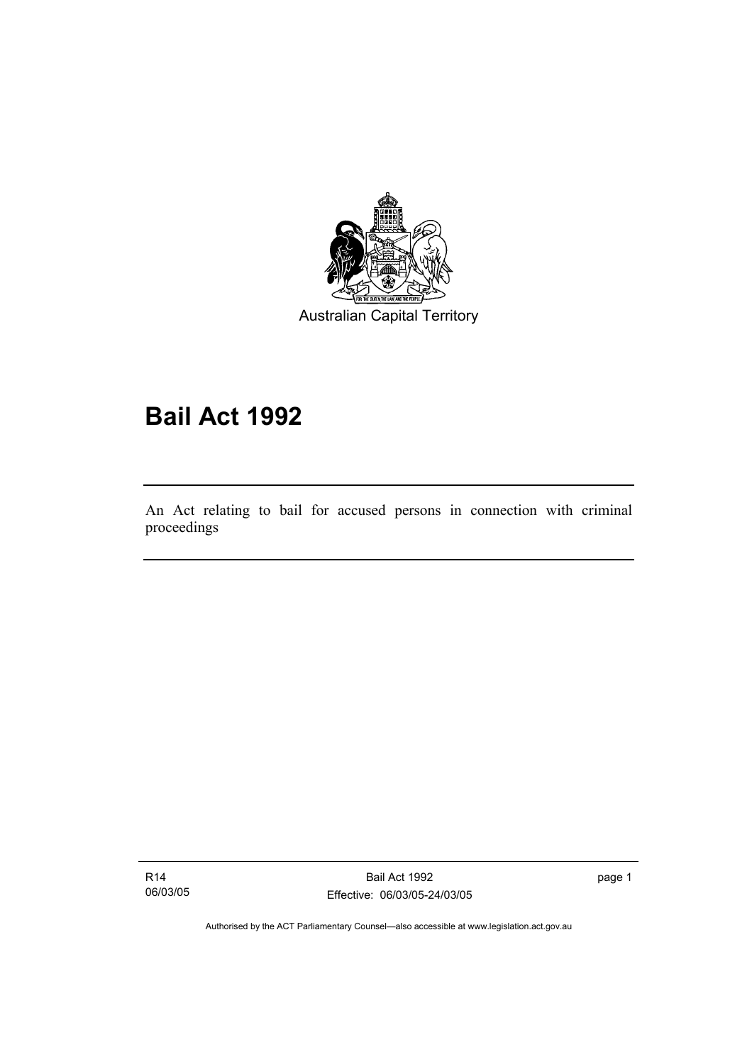Australian Capital Territory

# Bail Act 1992

An Act relating to bail for accused persons in connection with criminal proceedings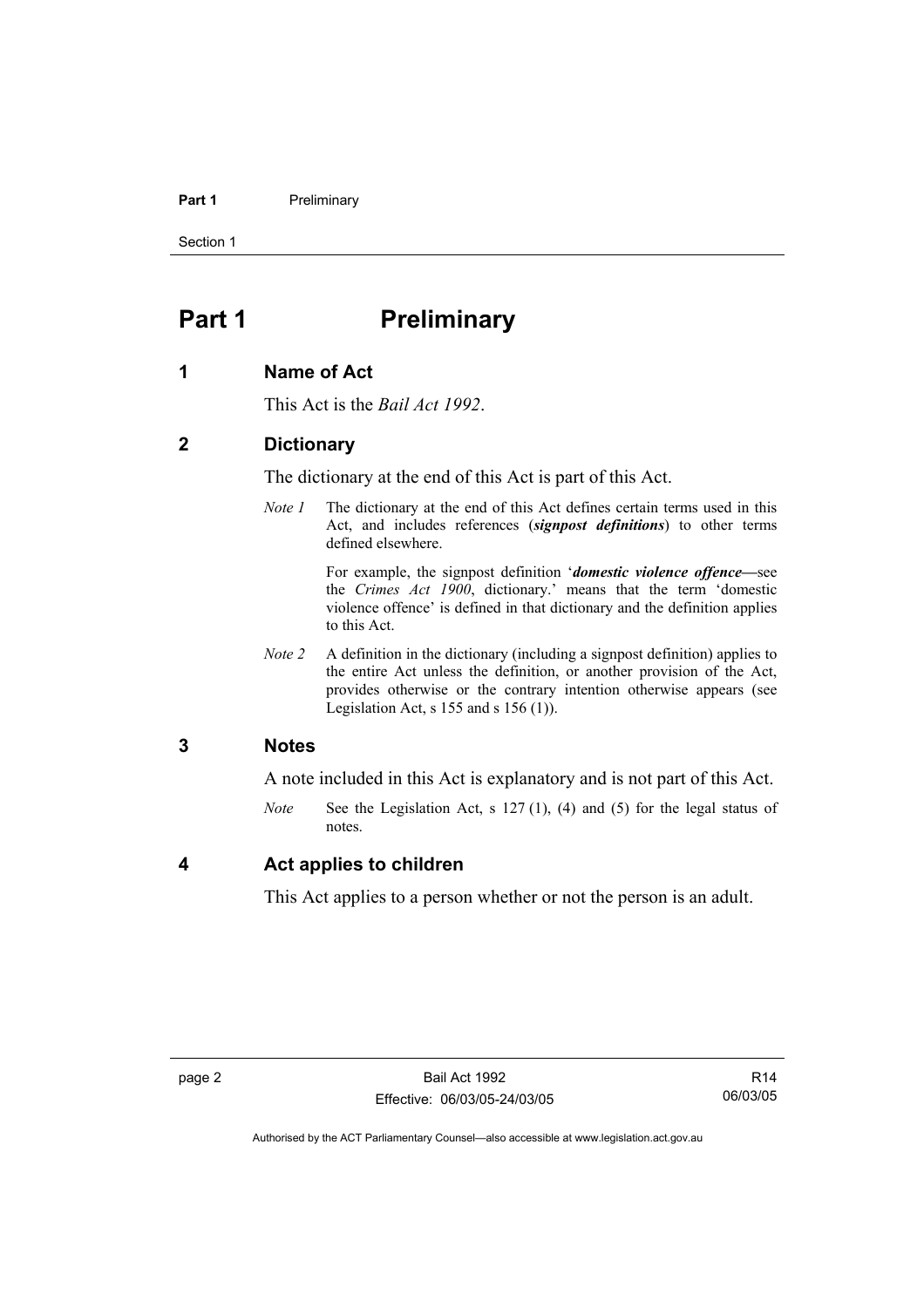# Part 1 Preliminary

## 1 Name of Act

This Act is the *Bail Act 1992*.

## 2 Dictionary

The dictionary at the end of this Act is part of this Act.

*Note 1* The dictionary at the end of this Act defines certain terms used in this Act, and includes references (***signpost definitions***) to other terms defined elsewhere.

For example, the signpost definition '***domestic violence offence***—see the *Crimes Act 1900*, dictionary.' means that the term 'domestic violence offence' is defined in that dictionary and the definition applies to this Act.

*Note 2* A definition in the dictionary (including a signpost definition) applies to the entire Act unless the definition, or another provision of the Act, provides otherwise or the contrary intention otherwise appears (see Legislation Act, s 155 and s 156 (1)).

## 3 Notes

A note included in this Act is explanatory and is not part of this Act.

*Note* See the Legislation Act, s 127 (1), (4) and (5) for the legal status of notes.

## 4 Act applies to children

This Act applies to a person whether or not the person is an adult.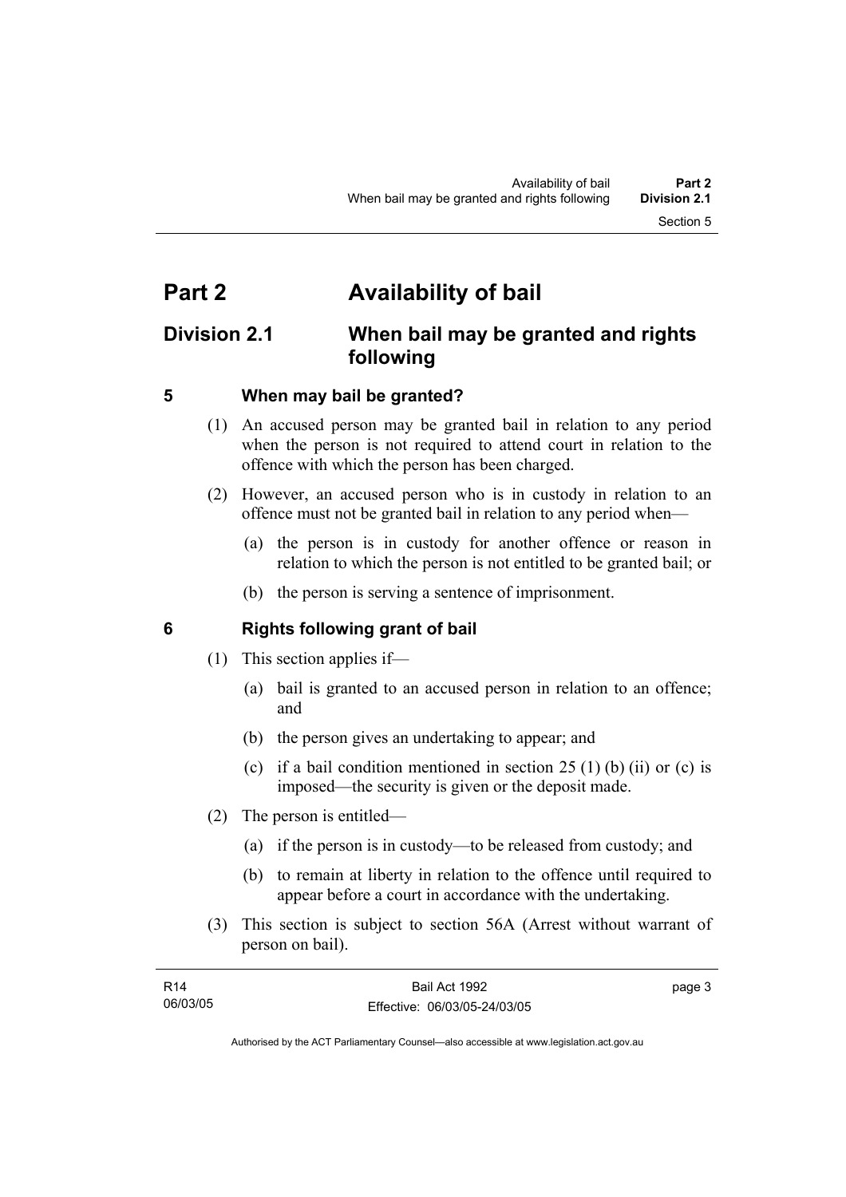# Part 2 Availability of bail

## Division 2.1 When bail may be granted and rights following

### 5 When may bail be granted?

(1) An accused person may be granted bail in relation to any period when the person is not required to attend court in relation to the offence with which the person has been charged.

(2) However, an accused person who is in custody in relation to an offence must not be granted bail in relation to any period when—

(a) the person is in custody for another offence or reason in relation to which the person is not entitled to be granted bail; or

(b) the person is serving a sentence of imprisonment.

### 6 Rights following grant of bail

(1) This section applies if—

(a) bail is granted to an accused person in relation to an offence; and

(b) the person gives an undertaking to appear; and

(c) if a bail condition mentioned in section 25 (1) (b) (ii) or (c) is imposed—the security is given or the deposit made.

(2) The person is entitled—

(a) if the person is in custody—to be released from custody; and

(b) to remain at liberty in relation to the offence until required to appear before a court in accordance with the undertaking.

(3) This section is subject to section 56A (Arrest without warrant of person on bail).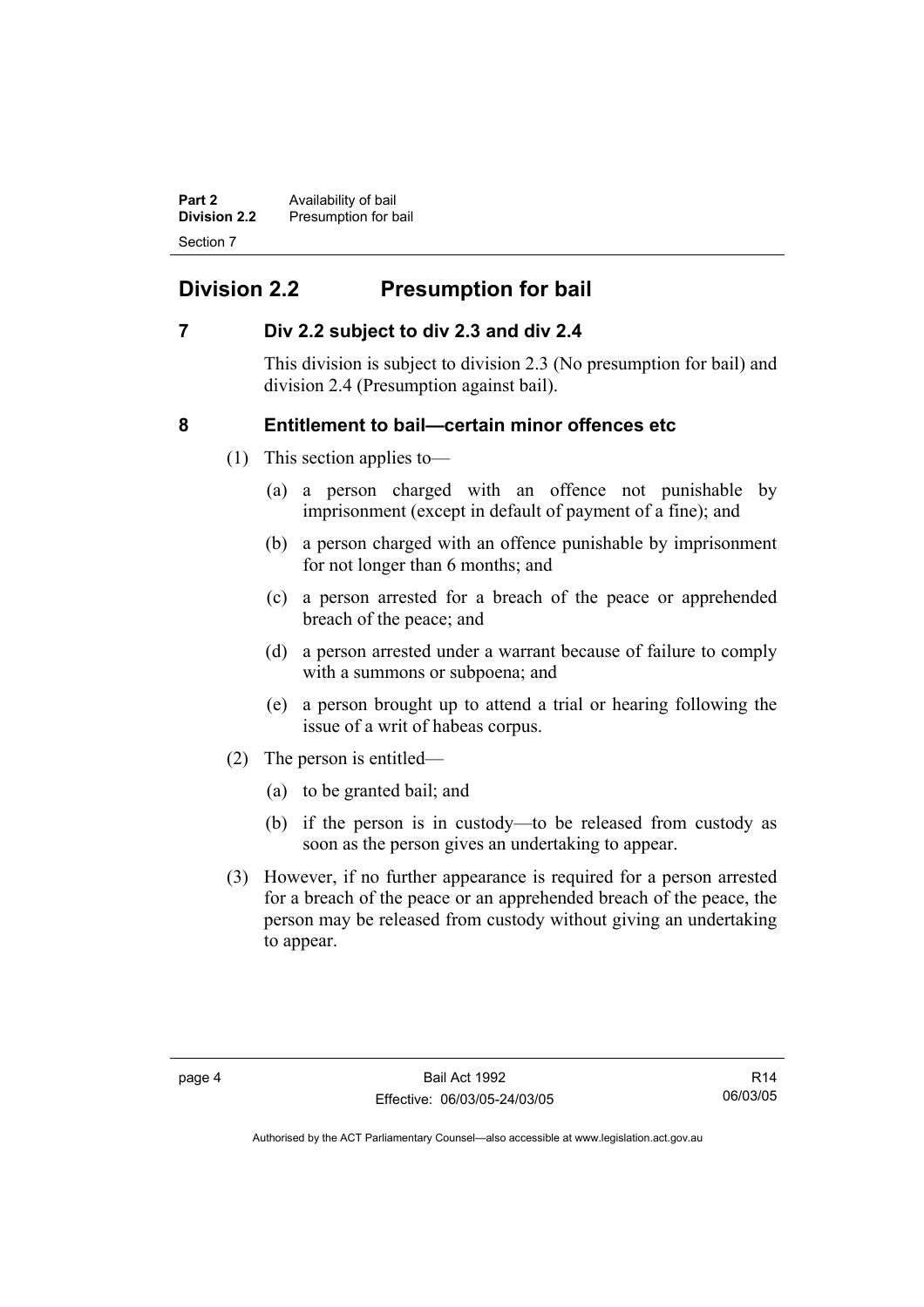## Division 2.2 Presumption for bail

### 7 Div 2.2 subject to div 2.3 and div 2.4

This division is subject to division 2.3 (No presumption for bail) and division 2.4 (Presumption against bail).

### 8 Entitlement to bail—certain minor offences etc

(1) This section applies to—

(a) a person charged with an offence not punishable by imprisonment (except in default of payment of a fine); and

(b) a person charged with an offence punishable by imprisonment for not longer than 6 months; and

(c) a person arrested for a breach of the peace or apprehended breach of the peace; and

(d) a person arrested under a warrant because of failure to comply with a summons or subpoena; and

(e) a person brought up to attend a trial or hearing following the issue of a writ of habeas corpus.

(2) The person is entitled—

(a) to be granted bail; and

(b) if the person is in custody—to be released from custody as soon as the person gives an undertaking to appear.

(3) However, if no further appearance is required for a person arrested for a breach of the peace or an apprehended breach of the peace, the person may be released from custody without giving an undertaking to appear.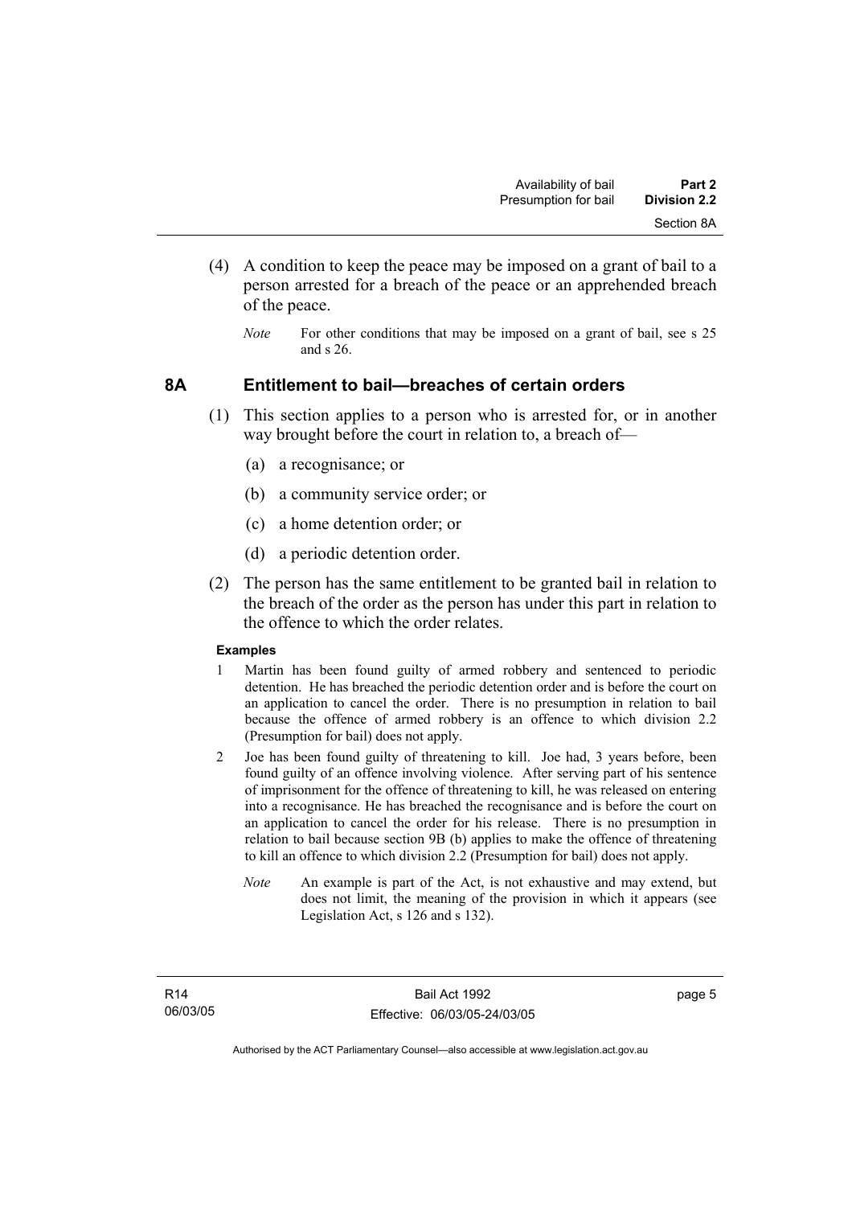(4) A condition to keep the peace may be imposed on a grant of bail to a person arrested for a breach of the peace or an apprehended breach of the peace.

*Note* For other conditions that may be imposed on a grant of bail, see s 25 and s 26.

## 8A Entitlement to bail—breaches of certain orders

(1) This section applies to a person who is arrested for, or in another way brought before the court in relation to, a breach of—

(a) a recognisance; or

(b) a community service order; or

(c) a home detention order; or

(d) a periodic detention order.

(2) The person has the same entitlement to be granted bail in relation to the breach of the order as the person has under this part in relation to the offence to which the order relates.

**Examples**

1 Martin has been found guilty of armed robbery and sentenced to periodic detention. He has breached the periodic detention order and is before the court on an application to cancel the order. There is no presumption in relation to bail because the offence of armed robbery is an offence to which division 2.2 (Presumption for bail) does not apply.

2 Joe has been found guilty of threatening to kill. Joe had, 3 years before, been found guilty of an offence involving violence. After serving part of his sentence of imprisonment for the offence of threatening to kill, he was released on entering into a recognisance. He has breached the recognisance and is before the court on an application to cancel the order for his release. There is no presumption in relation to bail because section 9B (b) applies to make the offence of threatening to kill an offence to which division 2.2 (Presumption for bail) does not apply.

*Note* An example is part of the Act, is not exhaustive and may extend, but does not limit, the meaning of the provision in which it appears (see Legislation Act, s 126 and s 132).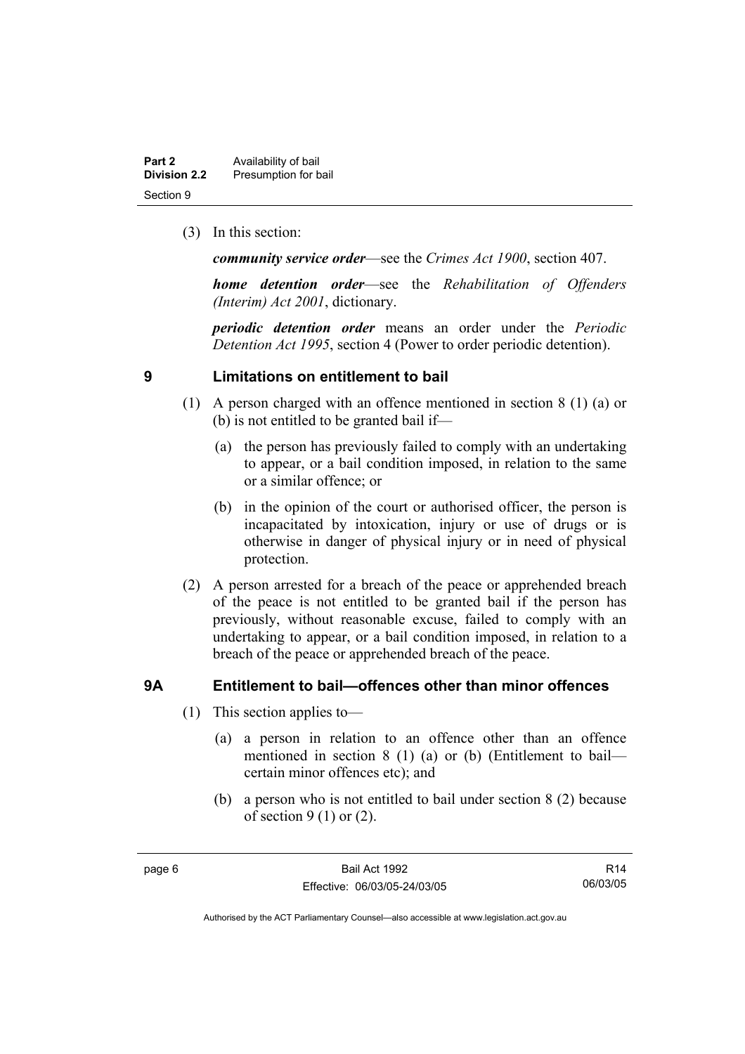(3) In this section:

***community service order***—see the *Crimes Act 1900*, section 407.

***home detention order***—see the *Rehabilitation of Offenders (Interim) Act 2001*, dictionary.

***periodic detention order*** means an order under the *Periodic Detention Act 1995*, section 4 (Power to order periodic detention).

## 9 Limitations on entitlement to bail

(1) A person charged with an offence mentioned in section 8 (1) (a) or (b) is not entitled to be granted bail if—

(a) the person has previously failed to comply with an undertaking to appear, or a bail condition imposed, in relation to the same or a similar offence; or

(b) in the opinion of the court or authorised officer, the person is incapacitated by intoxication, injury or use of drugs or is otherwise in danger of physical injury or in need of physical protection.

(2) A person arrested for a breach of the peace or apprehended breach of the peace is not entitled to be granted bail if the person has previously, without reasonable excuse, failed to comply with an undertaking to appear, or a bail condition imposed, in relation to a breach of the peace or apprehended breach of the peace.

## 9A Entitlement to bail—offences other than minor offences

(1) This section applies to—

(a) a person in relation to an offence other than an offence mentioned in section 8 (1) (a) or (b) (Entitlement to bail—certain minor offences etc); and

(b) a person who is not entitled to bail under section 8 (2) because of section 9 (1) or (2).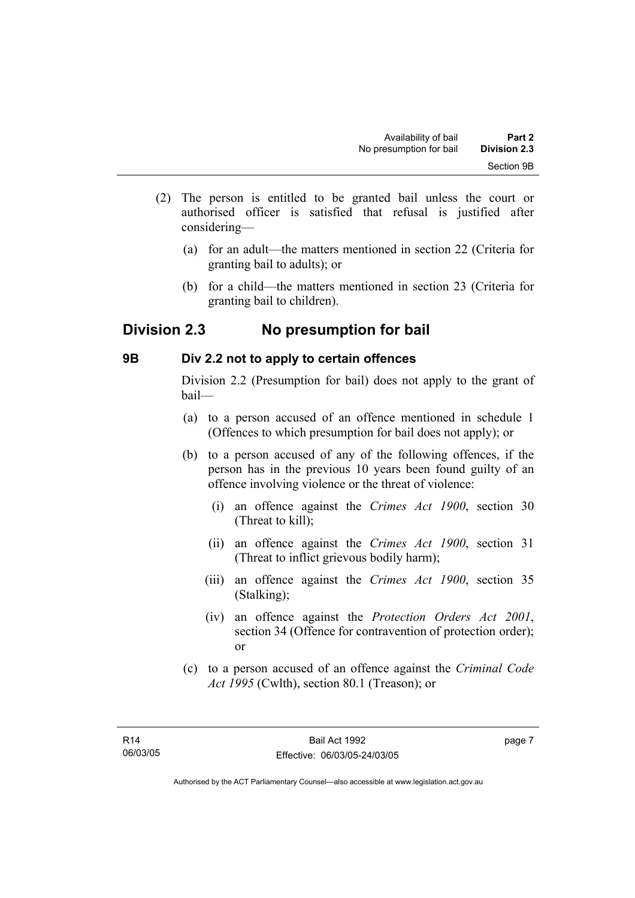(2) The person is entitled to be granted bail unless the court or authorised officer is satisfied that refusal is justified after considering—

   (a) for an adult—the matters mentioned in section 22 (Criteria for granting bail to adults); or

   (b) for a child—the matters mentioned in section 23 (Criteria for granting bail to children).

## Division 2.3 No presumption for bail

### 9B Div 2.2 not to apply to certain offences

Division 2.2 (Presumption for bail) does not apply to the grant of bail—

(a) to a person accused of an offence mentioned in schedule 1 (Offences to which presumption for bail does not apply); or

(b) to a person accused of any of the following offences, if the person has in the previous 10 years been found guilty of an offence involving violence or the threat of violence:

   (i) an offence against the *Crimes Act 1900*, section 30 (Threat to kill);

   (ii) an offence against the *Crimes Act 1900*, section 31 (Threat to inflict grievous bodily harm);

   (iii) an offence against the *Crimes Act 1900*, section 35 (Stalking);

   (iv) an offence against the *Protection Orders Act 2001*, section 34 (Offence for contravention of protection order); or

(c) to a person accused of an offence against the *Criminal Code Act 1995* (Cwlth), section 80.1 (Treason); or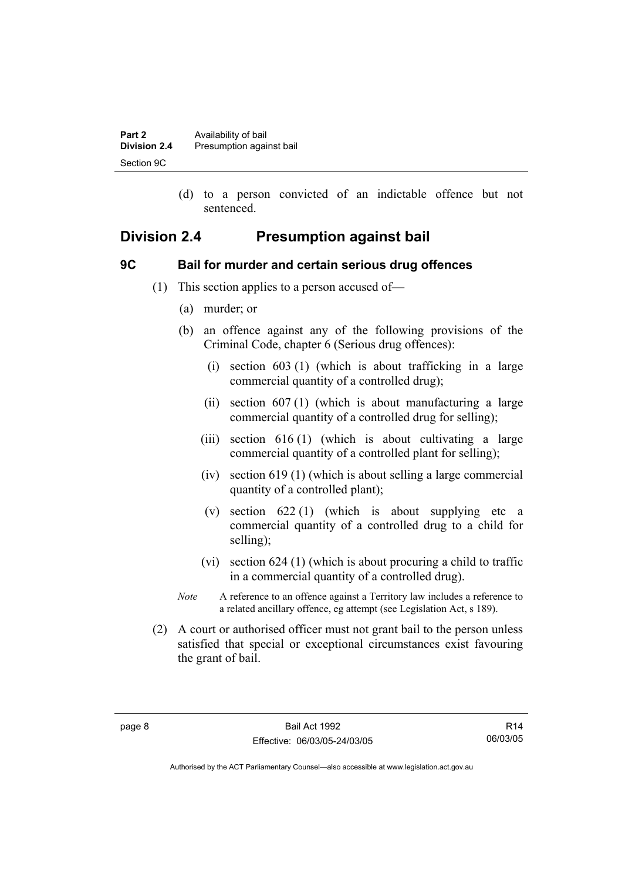(d) to a person convicted of an indictable offence but not sentenced.

## Division 2.4 Presumption against bail

### 9C Bail for murder and certain serious drug offences

(1) This section applies to a person accused of—

(a) murder; or

(b) an offence against any of the following provisions of the Criminal Code, chapter 6 (Serious drug offences):

(i) section 603 (1) (which is about trafficking in a large commercial quantity of a controlled drug);

(ii) section 607 (1) (which is about manufacturing a large commercial quantity of a controlled drug for selling);

(iii) section 616 (1) (which is about cultivating a large commercial quantity of a controlled plant for selling);

(iv) section 619 (1) (which is about selling a large commercial quantity of a controlled plant);

(v) section 622 (1) (which is about supplying etc a commercial quantity of a controlled drug to a child for selling);

(vi) section 624 (1) (which is about procuring a child to traffic in a commercial quantity of a controlled drug).

*Note* A reference to an offence against a Territory law includes a reference to a related ancillary offence, eg attempt (see Legislation Act, s 189).

(2) A court or authorised officer must not grant bail to the person unless satisfied that special or exceptional circumstances exist favouring the grant of bail.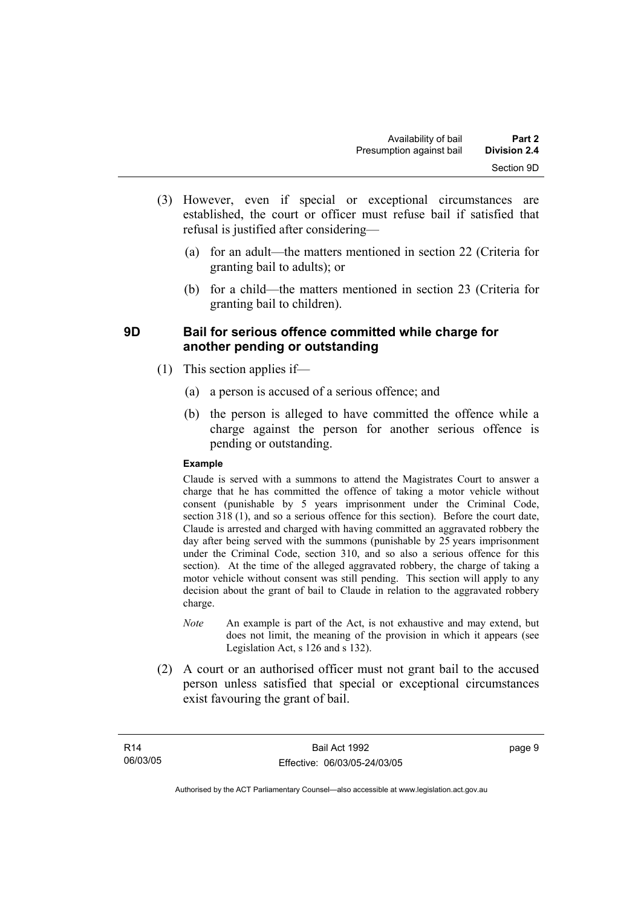(3) However, even if special or exceptional circumstances are established, the court or officer must refuse bail if satisfied that refusal is justified after considering—

(a) for an adult—the matters mentioned in section 22 (Criteria for granting bail to adults); or

(b) for a child—the matters mentioned in section 23 (Criteria for granting bail to children).

### 9D Bail for serious offence committed while charge for another pending or outstanding

(1) This section applies if—

(a) a person is accused of a serious offence; and

(b) the person is alleged to have committed the offence while a charge against the person for another serious offence is pending or outstanding.

**Example**

Claude is served with a summons to attend the Magistrates Court to answer a charge that he has committed the offence of taking a motor vehicle without consent (punishable by 5 years imprisonment under the Criminal Code, section 318 (1), and so a serious offence for this section). Before the court date, Claude is arrested and charged with having committed an aggravated robbery the day after being served with the summons (punishable by 25 years imprisonment under the Criminal Code, section 310, and so also a serious offence for this section). At the time of the alleged aggravated robbery, the charge of taking a motor vehicle without consent was still pending. This section will apply to any decision about the grant of bail to Claude in relation to the aggravated robbery charge.

*Note* An example is part of the Act, is not exhaustive and may extend, but does not limit, the meaning of the provision in which it appears (see Legislation Act, s 126 and s 132).

(2) A court or an authorised officer must not grant bail to the accused person unless satisfied that special or exceptional circumstances exist favouring the grant of bail.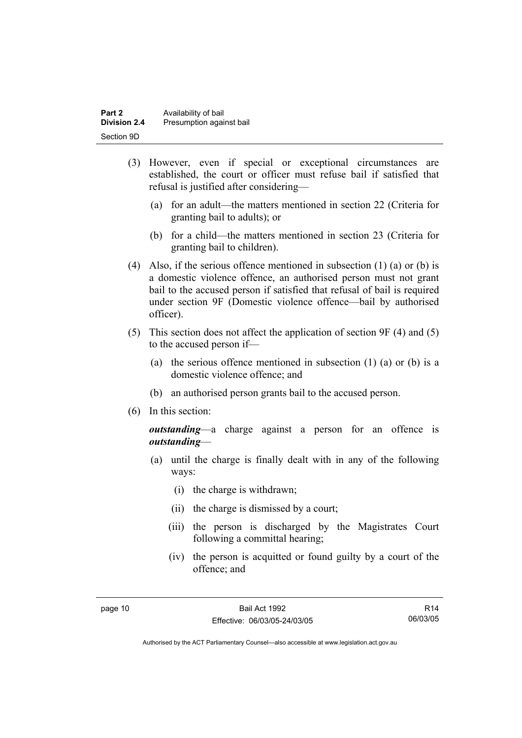(3) However, even if special or exceptional circumstances are established, the court or officer must refuse bail if satisfied that refusal is justified after considering—

(a) for an adult—the matters mentioned in section 22 (Criteria for granting bail to adults); or

(b) for a child—the matters mentioned in section 23 (Criteria for granting bail to children).

(4) Also, if the serious offence mentioned in subsection (1) (a) or (b) is a domestic violence offence, an authorised person must not grant bail to the accused person if satisfied that refusal of bail is required under section 9F (Domestic violence offence—bail by authorised officer).

(5) This section does not affect the application of section 9F (4) and (5) to the accused person if—

(a) the serious offence mentioned in subsection (1) (a) or (b) is a domestic violence offence; and

(b) an authorised person grants bail to the accused person.

(6) In this section:

***outstanding***—a charge against a person for an offence is ***outstanding***—

(a) until the charge is finally dealt with in any of the following ways:

(i) the charge is withdrawn;

(ii) the charge is dismissed by a court;

(iii) the person is discharged by the Magistrates Court following a committal hearing;

(iv) the person is acquitted or found guilty by a court of the offence; and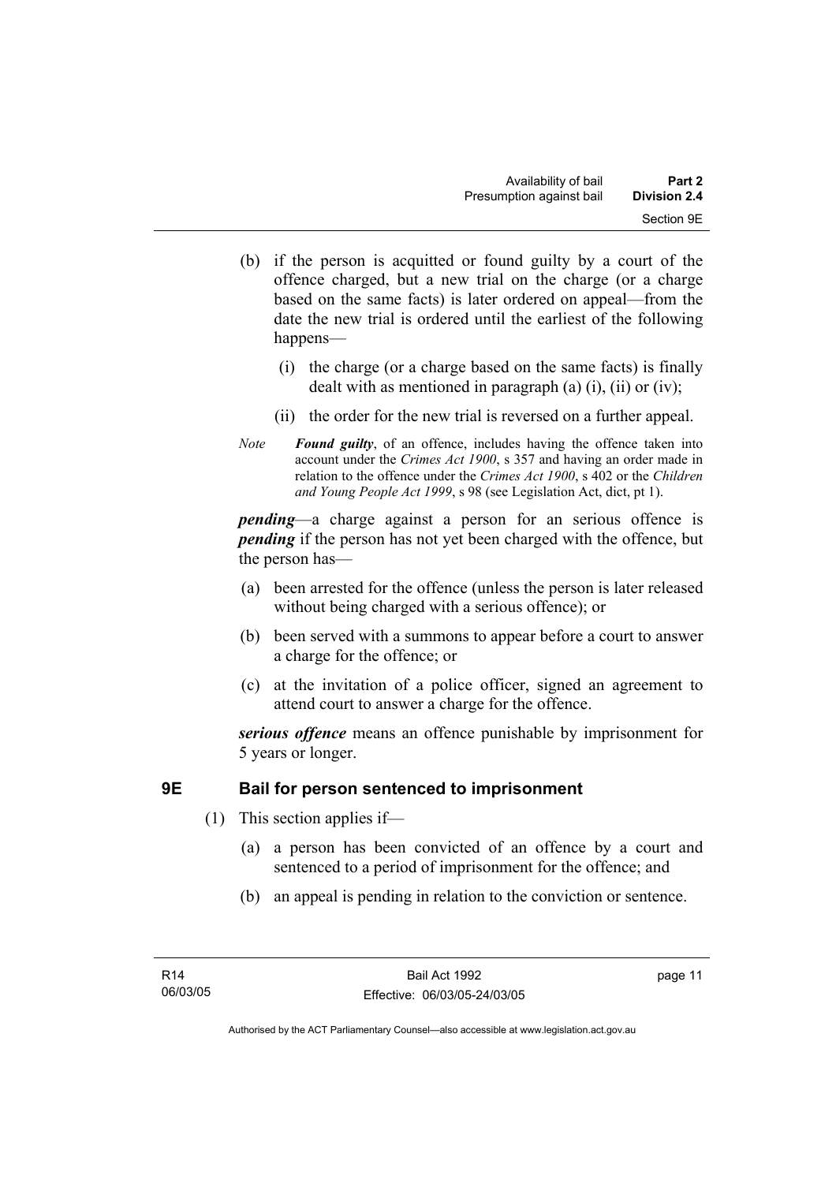(b) if the person is acquitted or found guilty by a court of the offence charged, but a new trial on the charge (or a charge based on the same facts) is later ordered on appeal—from the date the new trial is ordered until the earliest of the following happens—

  (i) the charge (or a charge based on the same facts) is finally dealt with as mentioned in paragraph (a) (i), (ii) or (iv);

  (ii) the order for the new trial is reversed on a further appeal.

*Note* ***Found guilty***, of an offence, includes having the offence taken into account under the *Crimes Act 1900*, s 357 and having an order made in relation to the offence under the *Crimes Act 1900*, s 402 or the *Children and Young People Act 1999*, s 98 (see Legislation Act, dict, pt 1).

***pending***—a charge against a person for an serious offence is ***pending*** if the person has not yet been charged with the offence, but the person has—

(a) been arrested for the offence (unless the person is later released without being charged with a serious offence); or

(b) been served with a summons to appear before a court to answer a charge for the offence; or

(c) at the invitation of a police officer, signed an agreement to attend court to answer a charge for the offence.

***serious offence*** means an offence punishable by imprisonment for 5 years or longer.

## 9E Bail for person sentenced to imprisonment

(1) This section applies if—

  (a) a person has been convicted of an offence by a court and sentenced to a period of imprisonment for the offence; and

  (b) an appeal is pending in relation to the conviction or sentence.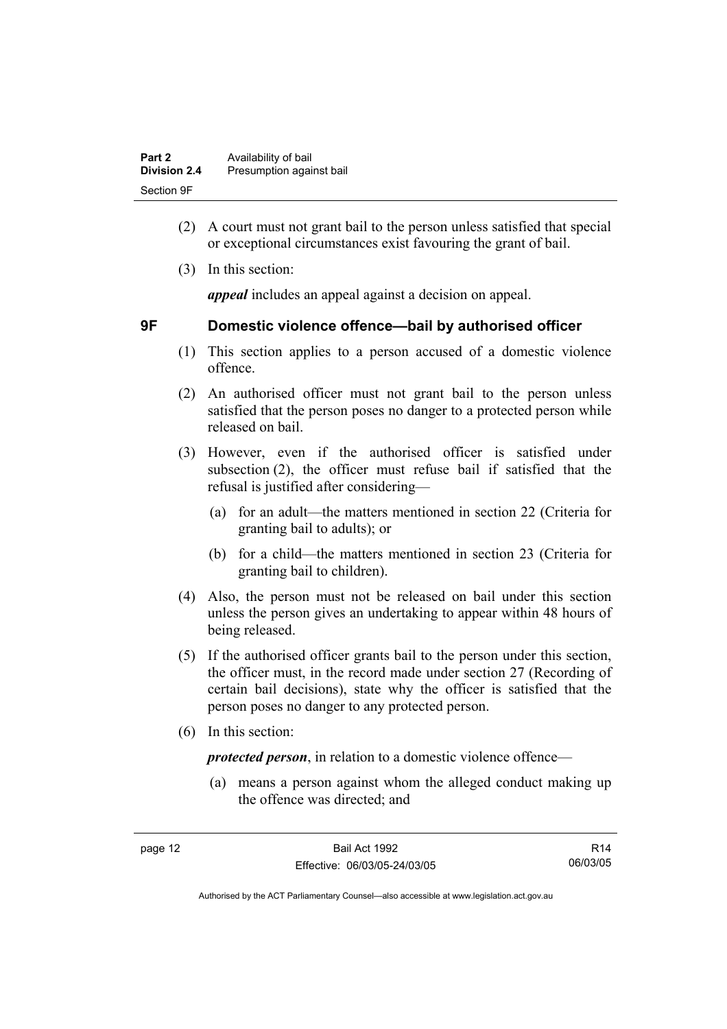(2) A court must not grant bail to the person unless satisfied that special or exceptional circumstances exist favouring the grant of bail.

(3) In this section:

***appeal*** includes an appeal against a decision on appeal.

## 9F Domestic violence offence—bail by authorised officer

(1) This section applies to a person accused of a domestic violence offence.

(2) An authorised officer must not grant bail to the person unless satisfied that the person poses no danger to a protected person while released on bail.

(3) However, even if the authorised officer is satisfied under subsection (2), the officer must refuse bail if satisfied that the refusal is justified after considering—

(a) for an adult—the matters mentioned in section 22 (Criteria for granting bail to adults); or

(b) for a child—the matters mentioned in section 23 (Criteria for granting bail to children).

(4) Also, the person must not be released on bail under this section unless the person gives an undertaking to appear within 48 hours of being released.

(5) If the authorised officer grants bail to the person under this section, the officer must, in the record made under section 27 (Recording of certain bail decisions), state why the officer is satisfied that the person poses no danger to any protected person.

(6) In this section:

***protected person***, in relation to a domestic violence offence—

(a) means a person against whom the alleged conduct making up the offence was directed; and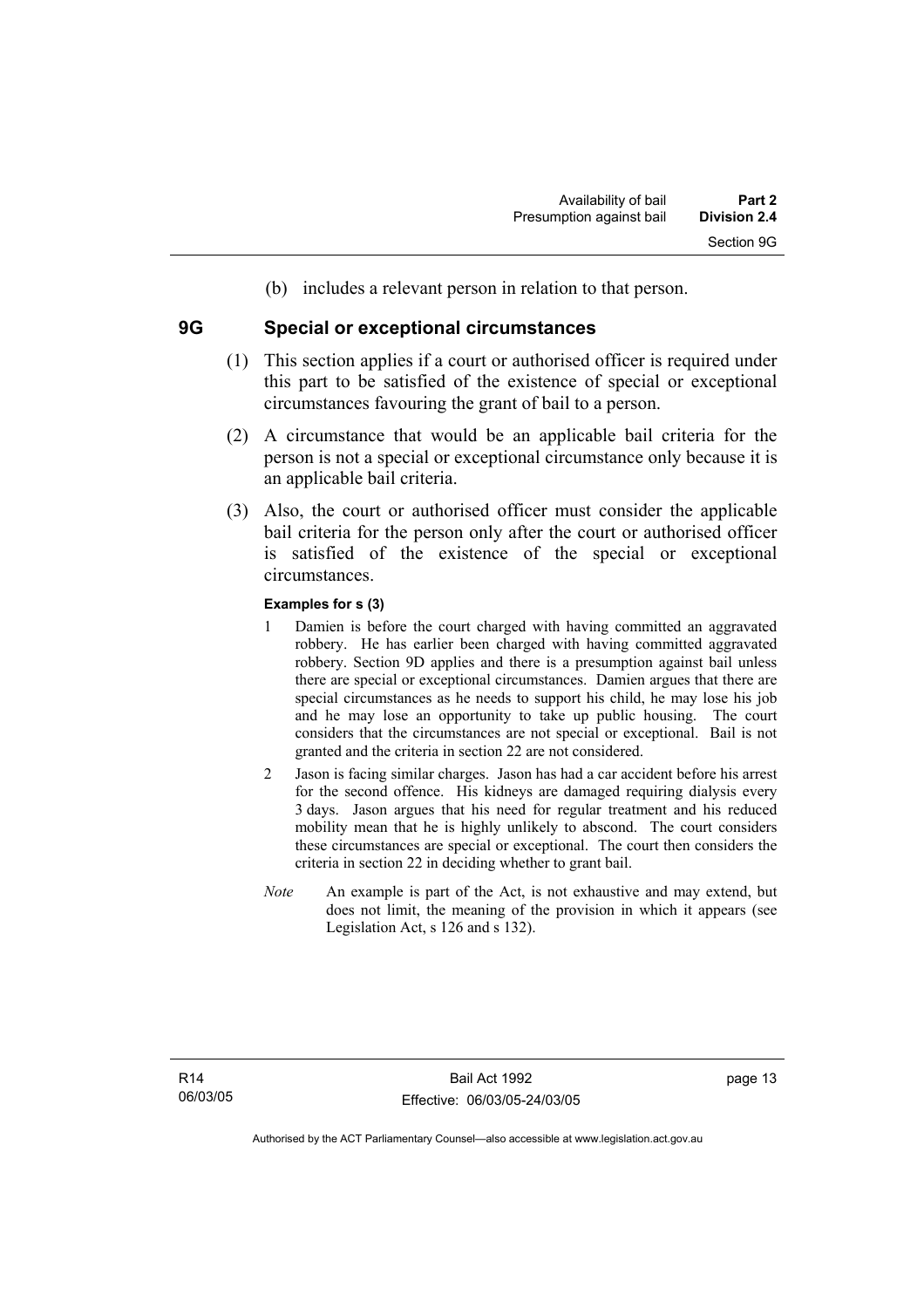(b) includes a relevant person in relation to that person.

## 9G Special or exceptional circumstances

(1) This section applies if a court or authorised officer is required under this part to be satisfied of the existence of special or exceptional circumstances favouring the grant of bail to a person.

(2) A circumstance that would be an applicable bail criteria for the person is not a special or exceptional circumstance only because it is an applicable bail criteria.

(3) Also, the court or authorised officer must consider the applicable bail criteria for the person only after the court or authorised officer is satisfied of the existence of the special or exceptional circumstances.

**Examples for s (3)**

1. Damien is before the court charged with having committed an aggravated robbery. He has earlier been charged with having committed aggravated robbery. Section 9D applies and there is a presumption against bail unless there are special or exceptional circumstances. Damien argues that there are special circumstances as he needs to support his child, he may lose his job and he may lose an opportunity to take up public housing. The court considers that the circumstances are not special or exceptional. Bail is not granted and the criteria in section 22 are not considered.

2. Jason is facing similar charges. Jason has had a car accident before his arrest for the second offence. His kidneys are damaged requiring dialysis every 3 days. Jason argues that his need for regular treatment and his reduced mobility mean that he is highly unlikely to abscond. The court considers these circumstances are special or exceptional. The court then considers the criteria in section 22 in deciding whether to grant bail.

*Note* An example is part of the Act, is not exhaustive and may extend, but does not limit, the meaning of the provision in which it appears (see Legislation Act, s 126 and s 132).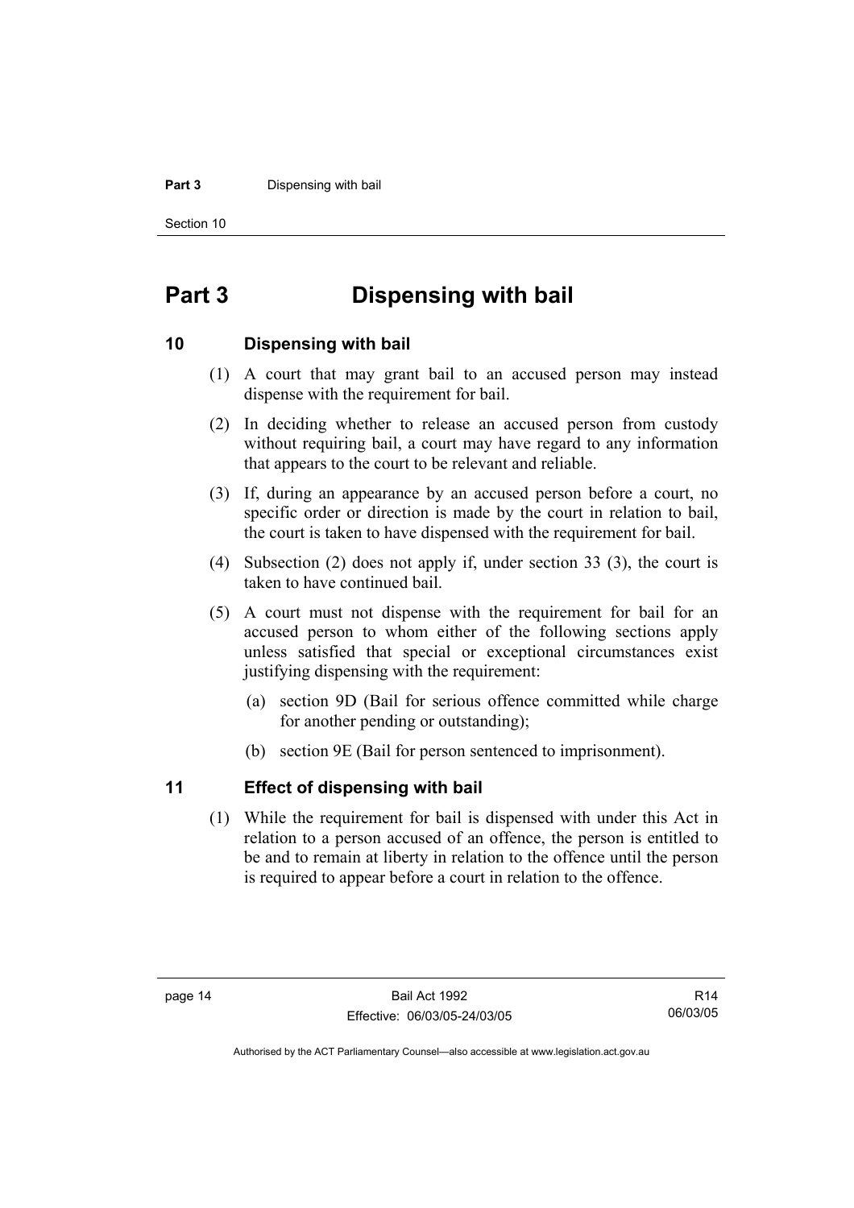# Part 3 Dispensing with bail

## 10 Dispensing with bail

(1) A court that may grant bail to an accused person may instead dispense with the requirement for bail.

(2) In deciding whether to release an accused person from custody without requiring bail, a court may have regard to any information that appears to the court to be relevant and reliable.

(3) If, during an appearance by an accused person before a court, no specific order or direction is made by the court in relation to bail, the court is taken to have dispensed with the requirement for bail.

(4) Subsection (2) does not apply if, under section 33 (3), the court is taken to have continued bail.

(5) A court must not dispense with the requirement for bail for an accused person to whom either of the following sections apply unless satisfied that special or exceptional circumstances exist justifying dispensing with the requirement:

(a) section 9D (Bail for serious offence committed while charge for another pending or outstanding);

(b) section 9E (Bail for person sentenced to imprisonment).

## 11 Effect of dispensing with bail

(1) While the requirement for bail is dispensed with under this Act in relation to a person accused of an offence, the person is entitled to be and to remain at liberty in relation to the offence until the person is required to appear before a court in relation to the offence.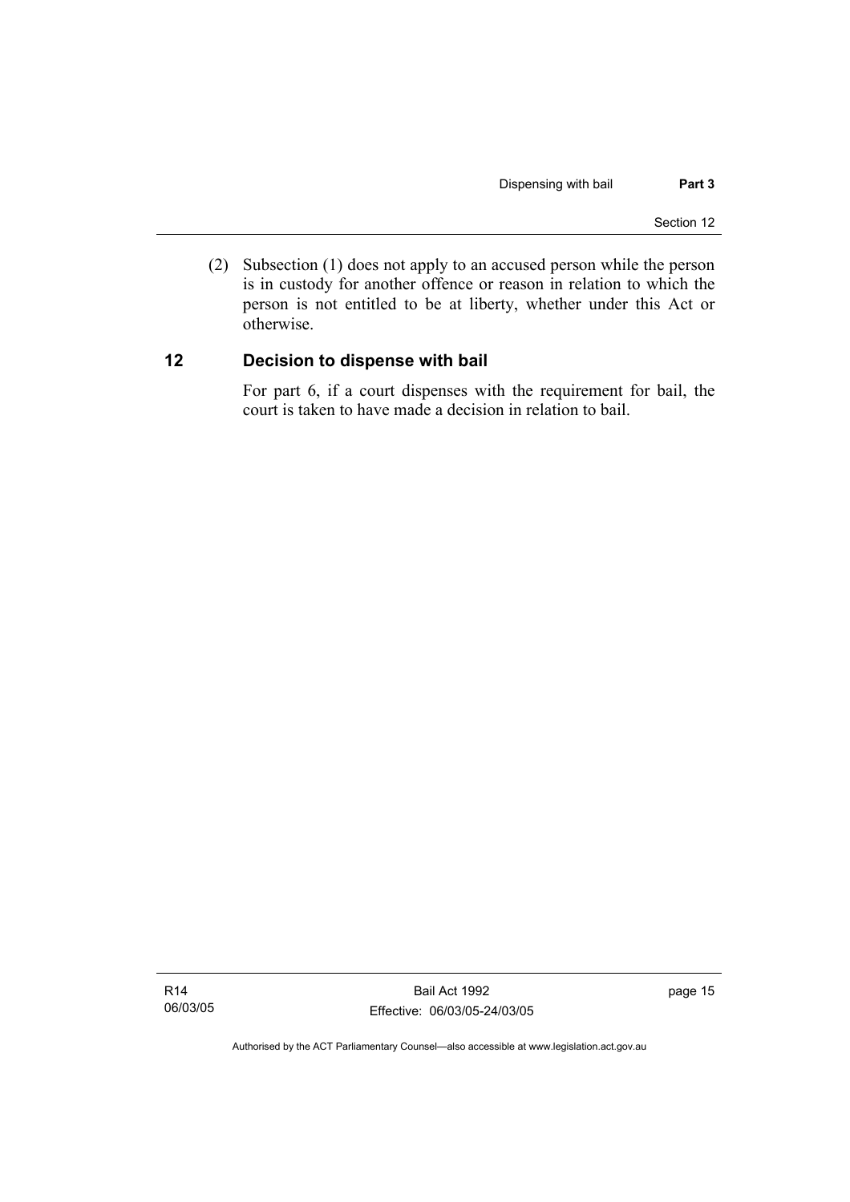(2) Subsection (1) does not apply to an accused person while the person is in custody for another offence or reason in relation to which the person is not entitled to be at liberty, whether under this Act or otherwise.

## 12 Decision to dispense with bail

For part 6, if a court dispenses with the requirement for bail, the court is taken to have made a decision in relation to bail.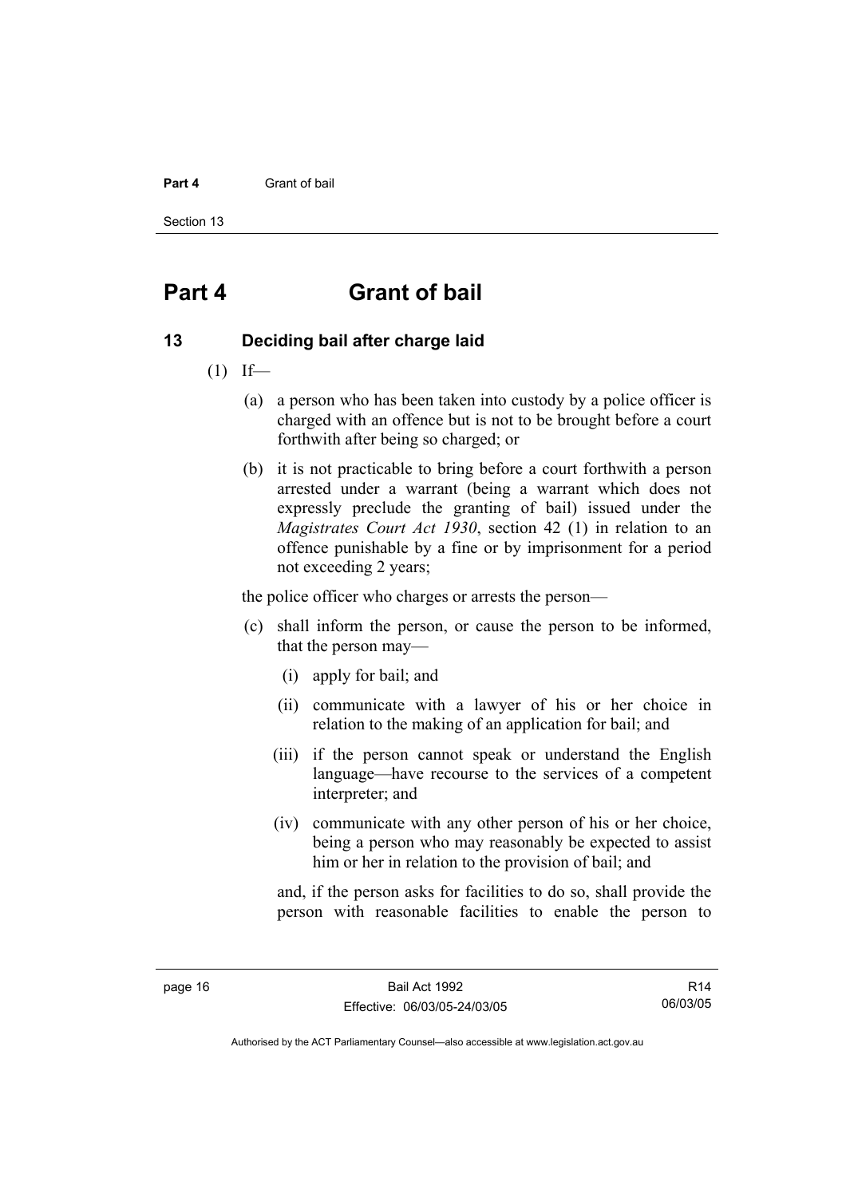# Part 4 Grant of bail

## 13 Deciding bail after charge laid

(1) If—

(a) a person who has been taken into custody by a police officer is charged with an offence but is not to be brought before a court forthwith after being so charged; or

(b) it is not practicable to bring before a court forthwith a person arrested under a warrant (being a warrant which does not expressly preclude the granting of bail) issued under the *Magistrates Court Act 1930*, section 42 (1) in relation to an offence punishable by a fine or by imprisonment for a period not exceeding 2 years;

the police officer who charges or arrests the person—

(c) shall inform the person, or cause the person to be informed, that the person may—

(i) apply for bail; and

(ii) communicate with a lawyer of his or her choice in relation to the making of an application for bail; and

(iii) if the person cannot speak or understand the English language—have recourse to the services of a competent interpreter; and

(iv) communicate with any other person of his or her choice, being a person who may reasonably be expected to assist him or her in relation to the provision of bail; and

and, if the person asks for facilities to do so, shall provide the person with reasonable facilities to enable the person to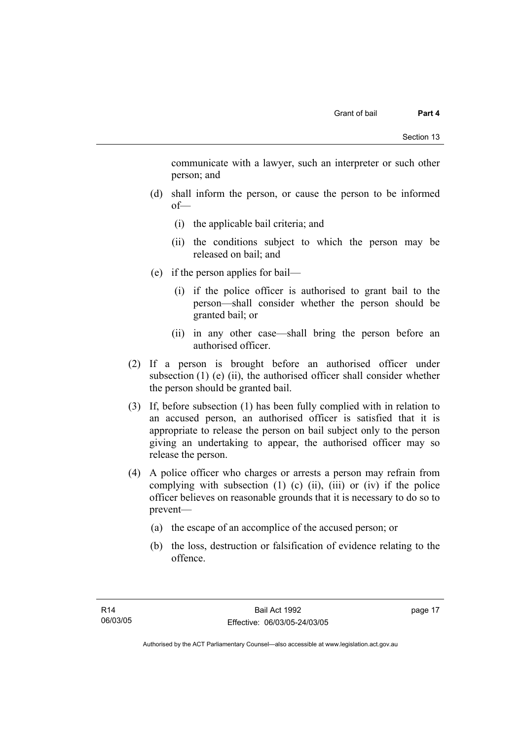communicate with a lawyer, such an interpreter or such other person; and

(d) shall inform the person, or cause the person to be informed of—

(i) the applicable bail criteria; and

(ii) the conditions subject to which the person may be released on bail; and

(e) if the person applies for bail—

(i) if the police officer is authorised to grant bail to the person—shall consider whether the person should be granted bail; or

(ii) in any other case—shall bring the person before an authorised officer.

(2) If a person is brought before an authorised officer under subsection (1) (e) (ii), the authorised officer shall consider whether the person should be granted bail.

(3) If, before subsection (1) has been fully complied with in relation to an accused person, an authorised officer is satisfied that it is appropriate to release the person on bail subject only to the person giving an undertaking to appear, the authorised officer may so release the person.

(4) A police officer who charges or arrests a person may refrain from complying with subsection (1) (c) (ii), (iii) or (iv) if the police officer believes on reasonable grounds that it is necessary to do so to prevent—

(a) the escape of an accomplice of the accused person; or

(b) the loss, destruction or falsification of evidence relating to the offence.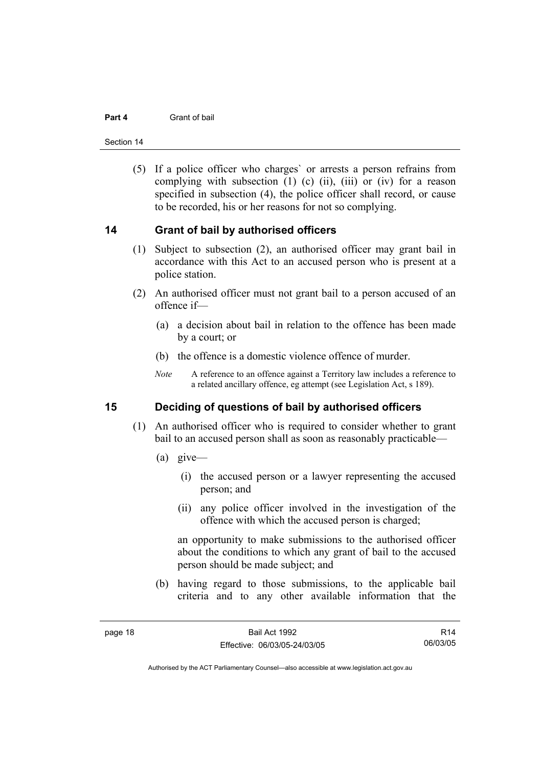(5) If a police officer who charges` or arrests a person refrains from complying with subsection (1) (c) (ii), (iii) or (iv) for a reason specified in subsection (4), the police officer shall record, or cause to be recorded, his or her reasons for not so complying.

## 14 Grant of bail by authorised officers

(1) Subject to subsection (2), an authorised officer may grant bail in accordance with this Act to an accused person who is present at a police station.

(2) An authorised officer must not grant bail to a person accused of an offence if—

(a) a decision about bail in relation to the offence has been made by a court; or

(b) the offence is a domestic violence offence of murder.

*Note* A reference to an offence against a Territory law includes a reference to a related ancillary offence, eg attempt (see Legislation Act, s 189).

## 15 Deciding of questions of bail by authorised officers

(1) An authorised officer who is required to consider whether to grant bail to an accused person shall as soon as reasonably practicable—

(a) give—

(i) the accused person or a lawyer representing the accused person; and

(ii) any police officer involved in the investigation of the offence with which the accused person is charged;

an opportunity to make submissions to the authorised officer about the conditions to which any grant of bail to the accused person should be made subject; and

(b) having regard to those submissions, to the applicable bail criteria and to any other available information that the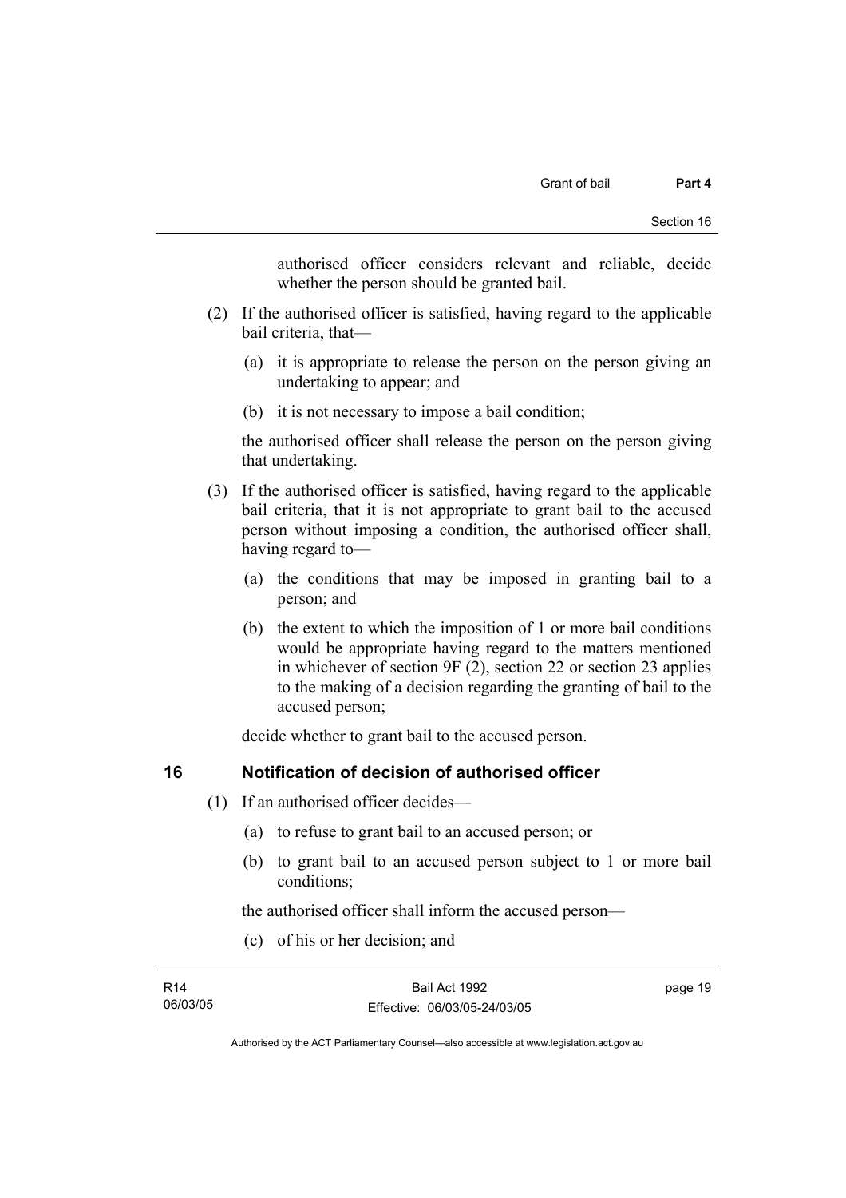authorised officer considers relevant and reliable, decide whether the person should be granted bail.

(2) If the authorised officer is satisfied, having regard to the applicable bail criteria, that—

(a) it is appropriate to release the person on the person giving an undertaking to appear; and

(b) it is not necessary to impose a bail condition;

the authorised officer shall release the person on the person giving that undertaking.

(3) If the authorised officer is satisfied, having regard to the applicable bail criteria, that it is not appropriate to grant bail to the accused person without imposing a condition, the authorised officer shall, having regard to—

(a) the conditions that may be imposed in granting bail to a person; and

(b) the extent to which the imposition of 1 or more bail conditions would be appropriate having regard to the matters mentioned in whichever of section 9F (2), section 22 or section 23 applies to the making of a decision regarding the granting of bail to the accused person;

decide whether to grant bail to the accused person.

## 16 Notification of decision of authorised officer

(1) If an authorised officer decides—

(a) to refuse to grant bail to an accused person; or

(b) to grant bail to an accused person subject to 1 or more bail conditions;

the authorised officer shall inform the accused person—

(c) of his or her decision; and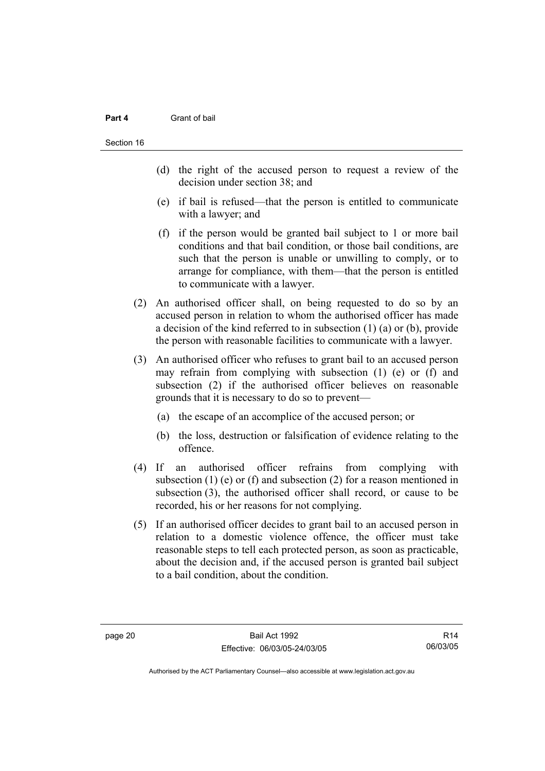(d) the right of the accused person to request a review of the decision under section 38; and

(e) if bail is refused—that the person is entitled to communicate with a lawyer; and

(f) if the person would be granted bail subject to 1 or more bail conditions and that bail condition, or those bail conditions, are such that the person is unable or unwilling to comply, or to arrange for compliance, with them—that the person is entitled to communicate with a lawyer.

(2) An authorised officer shall, on being requested to do so by an accused person in relation to whom the authorised officer has made a decision of the kind referred to in subsection (1) (a) or (b), provide the person with reasonable facilities to communicate with a lawyer.

(3) An authorised officer who refuses to grant bail to an accused person may refrain from complying with subsection (1) (e) or (f) and subsection (2) if the authorised officer believes on reasonable grounds that it is necessary to do so to prevent—

(a) the escape of an accomplice of the accused person; or

(b) the loss, destruction or falsification of evidence relating to the offence.

(4) If an authorised officer refrains from complying with subsection (1) (e) or (f) and subsection (2) for a reason mentioned in subsection (3), the authorised officer shall record, or cause to be recorded, his or her reasons for not complying.

(5) If an authorised officer decides to grant bail to an accused person in relation to a domestic violence offence, the officer must take reasonable steps to tell each protected person, as soon as practicable, about the decision and, if the accused person is granted bail subject to a bail condition, about the condition.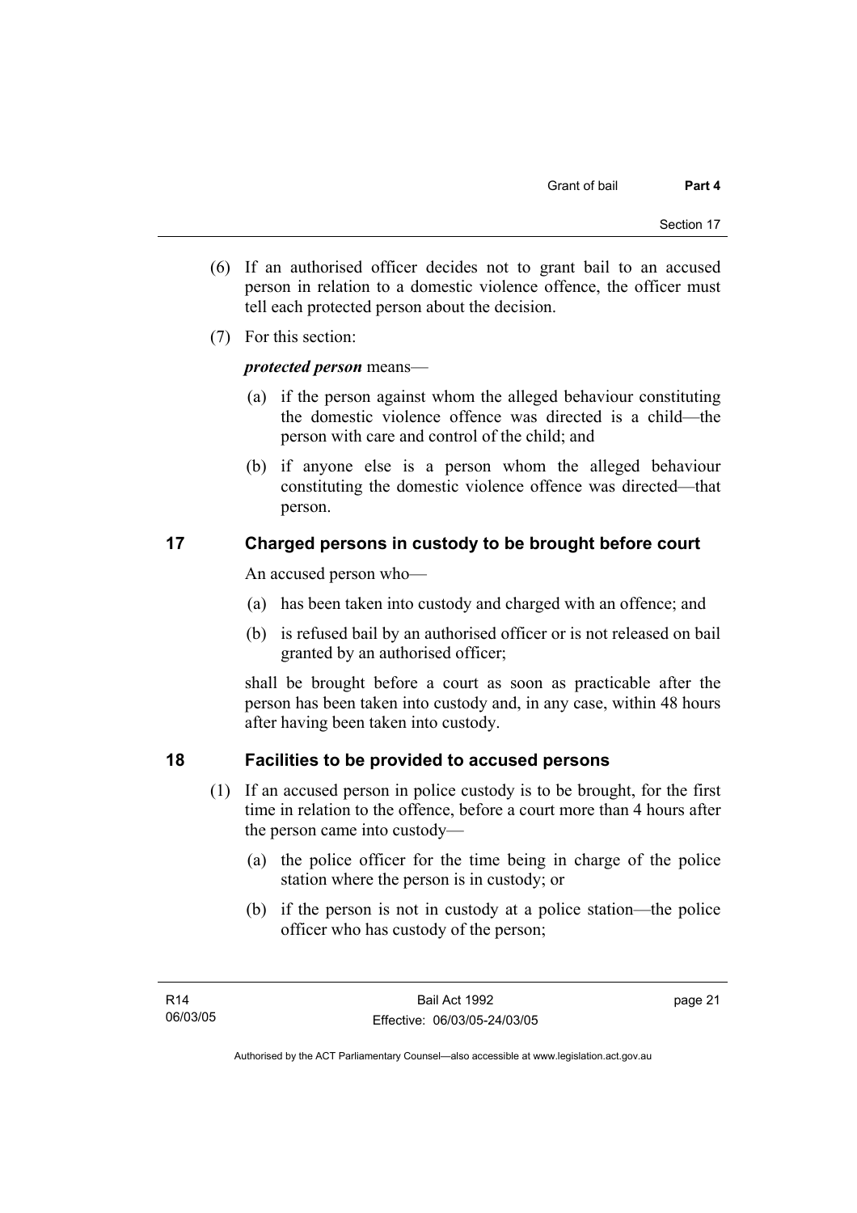(6) If an authorised officer decides not to grant bail to an accused person in relation to a domestic violence offence, the officer must tell each protected person about the decision.

(7) For this section:

***protected person*** means—

- (a) if the person against whom the alleged behaviour constituting the domestic violence offence was directed is a child—the person with care and control of the child; and
- (b) if anyone else is a person whom the alleged behaviour constituting the domestic violence offence was directed—that person.

## 17 Charged persons in custody to be brought before court

An accused person who—

- (a) has been taken into custody and charged with an offence; and
- (b) is refused bail by an authorised officer or is not released on bail granted by an authorised officer;

shall be brought before a court as soon as practicable after the person has been taken into custody and, in any case, within 48 hours after having been taken into custody.

## 18 Facilities to be provided to accused persons

(1) If an accused person in police custody is to be brought, for the first time in relation to the offence, before a court more than 4 hours after the person came into custody—

- (a) the police officer for the time being in charge of the police station where the person is in custody; or
- (b) if the person is not in custody at a police station—the police officer who has custody of the person;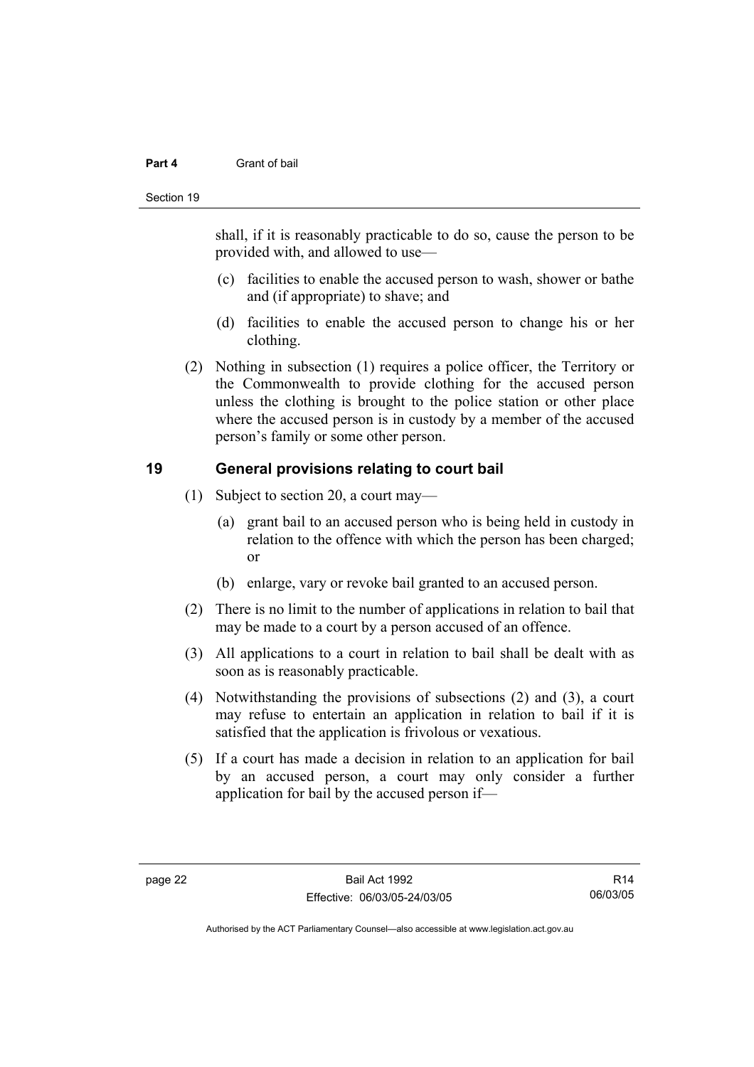shall, if it is reasonably practicable to do so, cause the person to be provided with, and allowed to use—

(c) facilities to enable the accused person to wash, shower or bathe and (if appropriate) to shave; and

(d) facilities to enable the accused person to change his or her clothing.

(2) Nothing in subsection (1) requires a police officer, the Territory or the Commonwealth to provide clothing for the accused person unless the clothing is brought to the police station or other place where the accused person is in custody by a member of the accused person's family or some other person.

## 19 General provisions relating to court bail

(1) Subject to section 20, a court may—

(a) grant bail to an accused person who is being held in custody in relation to the offence with which the person has been charged; or

(b) enlarge, vary or revoke bail granted to an accused person.

(2) There is no limit to the number of applications in relation to bail that may be made to a court by a person accused of an offence.

(3) All applications to a court in relation to bail shall be dealt with as soon as is reasonably practicable.

(4) Notwithstanding the provisions of subsections (2) and (3), a court may refuse to entertain an application in relation to bail if it is satisfied that the application is frivolous or vexatious.

(5) If a court has made a decision in relation to an application for bail by an accused person, a court may only consider a further application for bail by the accused person if—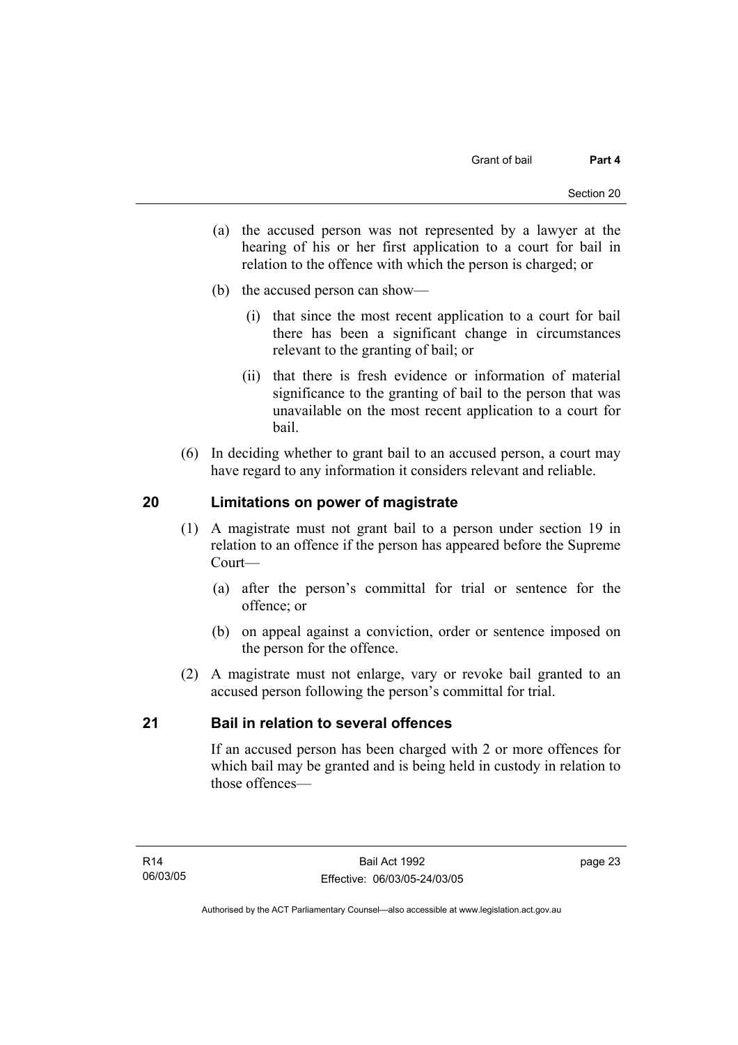(a) the accused person was not represented by a lawyer at the hearing of his or her first application to a court for bail in relation to the offence with which the person is charged; or

(b) the accused person can show—

(i) that since the most recent application to a court for bail there has been a significant change in circumstances relevant to the granting of bail; or

(ii) that there is fresh evidence or information of material significance to the granting of bail to the person that was unavailable on the most recent application to a court for bail.

(6) In deciding whether to grant bail to an accused person, a court may have regard to any information it considers relevant and reliable.

## 20 Limitations on power of magistrate

(1) A magistrate must not grant bail to a person under section 19 in relation to an offence if the person has appeared before the Supreme Court—

(a) after the person's committal for trial or sentence for the offence; or

(b) on appeal against a conviction, order or sentence imposed on the person for the offence.

(2) A magistrate must not enlarge, vary or revoke bail granted to an accused person following the person's committal for trial.

## 21 Bail in relation to several offences

If an accused person has been charged with 2 or more offences for which bail may be granted and is being held in custody in relation to those offences—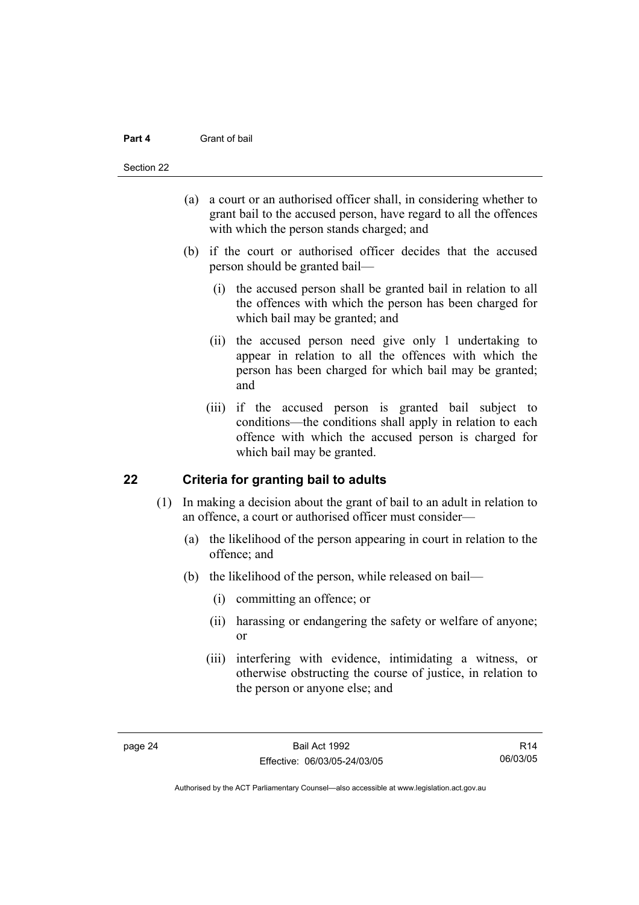(a) a court or an authorised officer shall, in considering whether to grant bail to the accused person, have regard to all the offences with which the person stands charged; and

(b) if the court or authorised officer decides that the accused person should be granted bail—

(i) the accused person shall be granted bail in relation to all the offences with which the person has been charged for which bail may be granted; and

(ii) the accused person need give only 1 undertaking to appear in relation to all the offences with which the person has been charged for which bail may be granted; and

(iii) if the accused person is granted bail subject to conditions—the conditions shall apply in relation to each offence with which the accused person is charged for which bail may be granted.

## 22 Criteria for granting bail to adults

(1) In making a decision about the grant of bail to an adult in relation to an offence, a court or authorised officer must consider—

(a) the likelihood of the person appearing in court in relation to the offence; and

(b) the likelihood of the person, while released on bail—

(i) committing an offence; or

(ii) harassing or endangering the safety or welfare of anyone; or

(iii) interfering with evidence, intimidating a witness, or otherwise obstructing the course of justice, in relation to the person or anyone else; and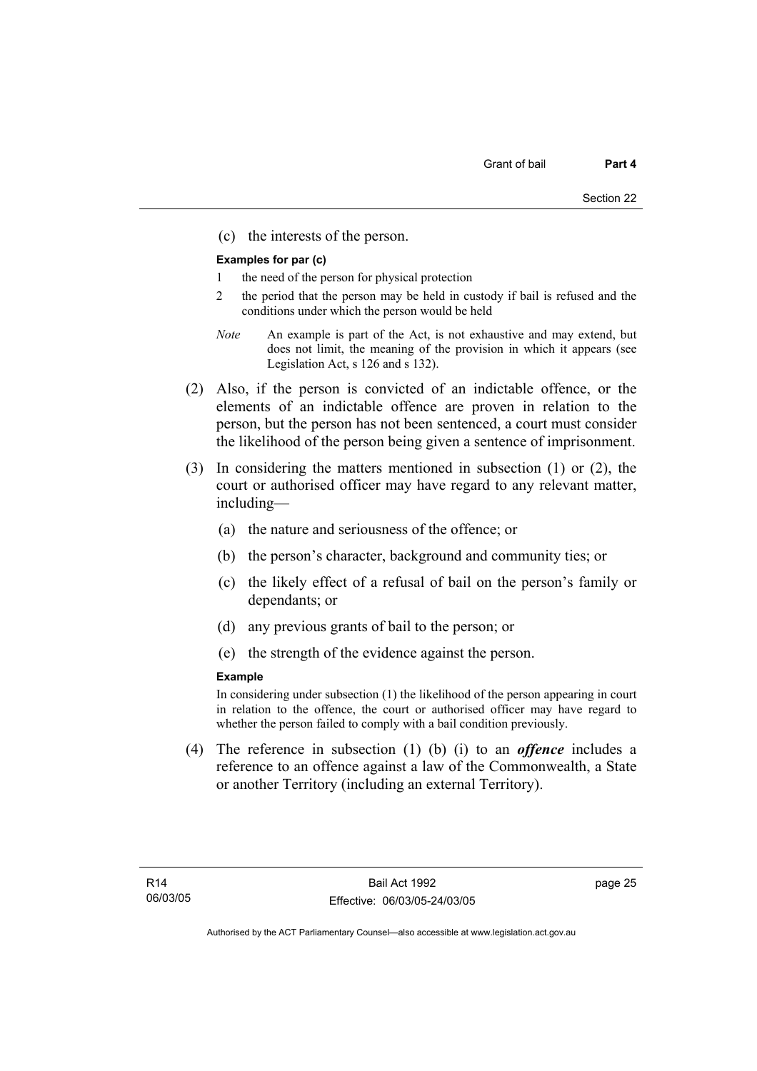(c) the interests of the person.

**Examples for par (c)**

1 the need of the person for physical protection

2 the period that the person may be held in custody if bail is refused and the conditions under which the person would be held

*Note* An example is part of the Act, is not exhaustive and may extend, but does not limit, the meaning of the provision in which it appears (see Legislation Act, s 126 and s 132).

(2) Also, if the person is convicted of an indictable offence, or the elements of an indictable offence are proven in relation to the person, but the person has not been sentenced, a court must consider the likelihood of the person being given a sentence of imprisonment.

(3) In considering the matters mentioned in subsection (1) or (2), the court or authorised officer may have regard to any relevant matter, including—

(a) the nature and seriousness of the offence; or

(b) the person's character, background and community ties; or

(c) the likely effect of a refusal of bail on the person's family or dependants; or

(d) any previous grants of bail to the person; or

(e) the strength of the evidence against the person.

**Example**

In considering under subsection (1) the likelihood of the person appearing in court in relation to the offence, the court or authorised officer may have regard to whether the person failed to comply with a bail condition previously.

(4) The reference in subsection (1) (b) (i) to an ***offence*** includes a reference to an offence against a law of the Commonwealth, a State or another Territory (including an external Territory).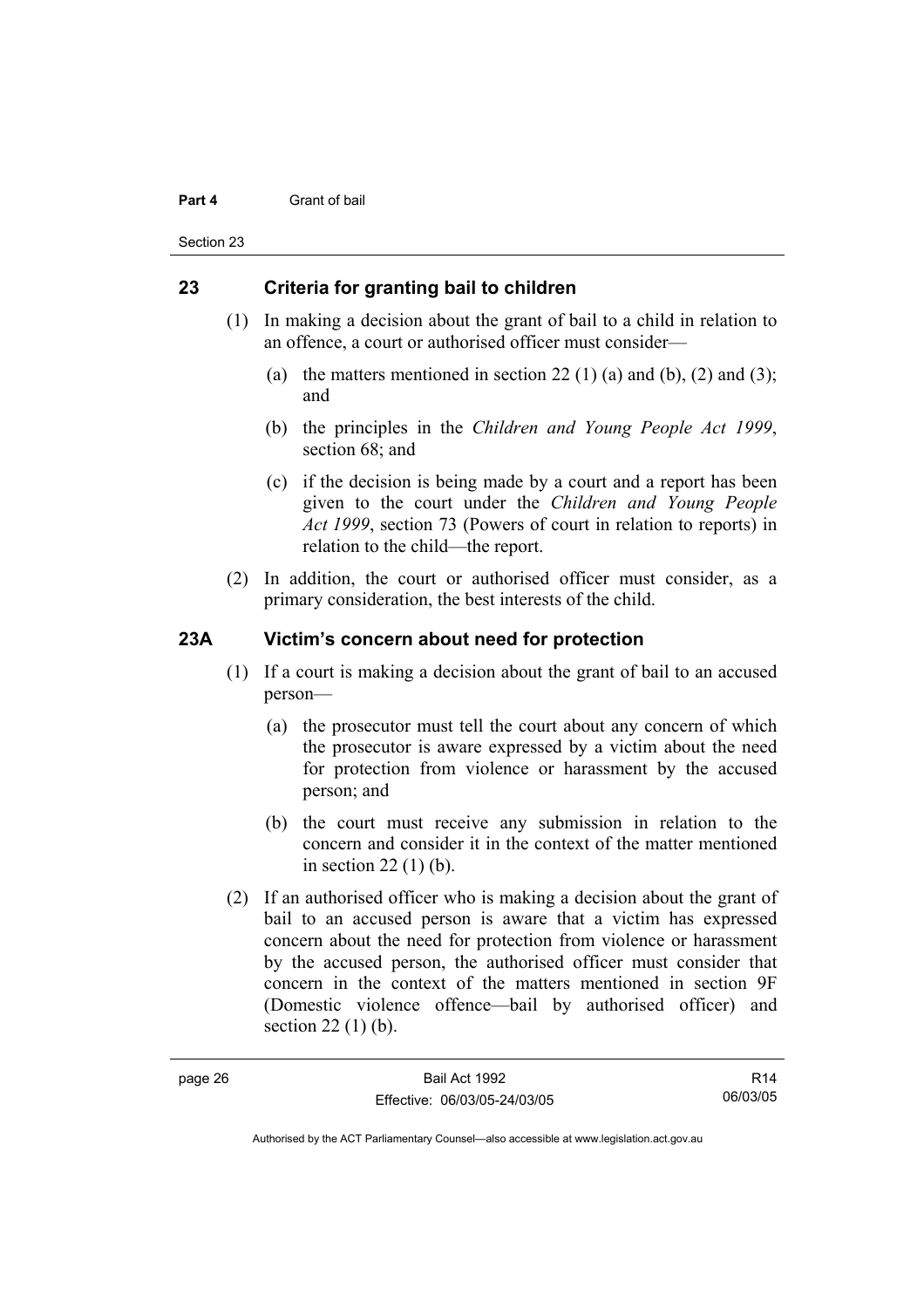## 23 Criteria for granting bail to children

(1) In making a decision about the grant of bail to a child in relation to an offence, a court or authorised officer must consider—

(a) the matters mentioned in section 22 (1) (a) and (b), (2) and (3); and

(b) the principles in the *Children and Young People Act 1999*, section 68; and

(c) if the decision is being made by a court and a report has been given to the court under the *Children and Young People Act 1999*, section 73 (Powers of court in relation to reports) in relation to the child—the report.

(2) In addition, the court or authorised officer must consider, as a primary consideration, the best interests of the child.

## 23A Victim's concern about need for protection

(1) If a court is making a decision about the grant of bail to an accused person—

(a) the prosecutor must tell the court about any concern of which the prosecutor is aware expressed by a victim about the need for protection from violence or harassment by the accused person; and

(b) the court must receive any submission in relation to the concern and consider it in the context of the matter mentioned in section 22 (1) (b).

(2) If an authorised officer who is making a decision about the grant of bail to an accused person is aware that a victim has expressed concern about the need for protection from violence or harassment by the accused person, the authorised officer must consider that concern in the context of the matters mentioned in section 9F (Domestic violence offence—bail by authorised officer) and section 22 (1) (b).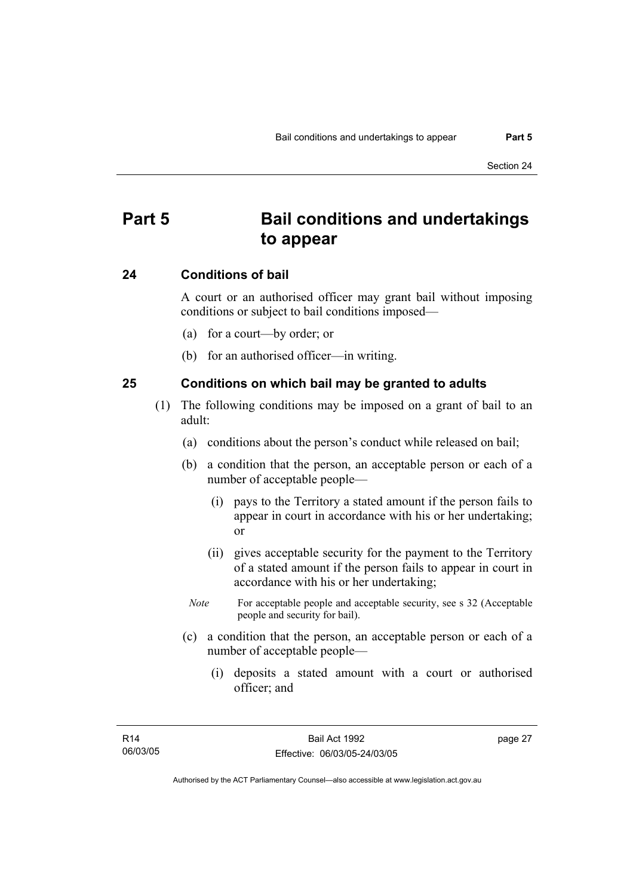# Part 5 Bail conditions and undertakings to appear

### 24 Conditions of bail

A court or an authorised officer may grant bail without imposing conditions or subject to bail conditions imposed—

(a) for a court—by order; or

(b) for an authorised officer—in writing.

### 25 Conditions on which bail may be granted to adults

(1) The following conditions may be imposed on a grant of bail to an adult:

(a) conditions about the person's conduct while released on bail;

(b) a condition that the person, an acceptable person or each of a number of acceptable people—

(i) pays to the Territory a stated amount if the person fails to appear in court in accordance with his or her undertaking; or

(ii) gives acceptable security for the payment to the Territory of a stated amount if the person fails to appear in court in accordance with his or her undertaking;

*Note* For acceptable people and acceptable security, see s 32 (Acceptable people and security for bail).

(c) a condition that the person, an acceptable person or each of a number of acceptable people—

(i) deposits a stated amount with a court or authorised officer; and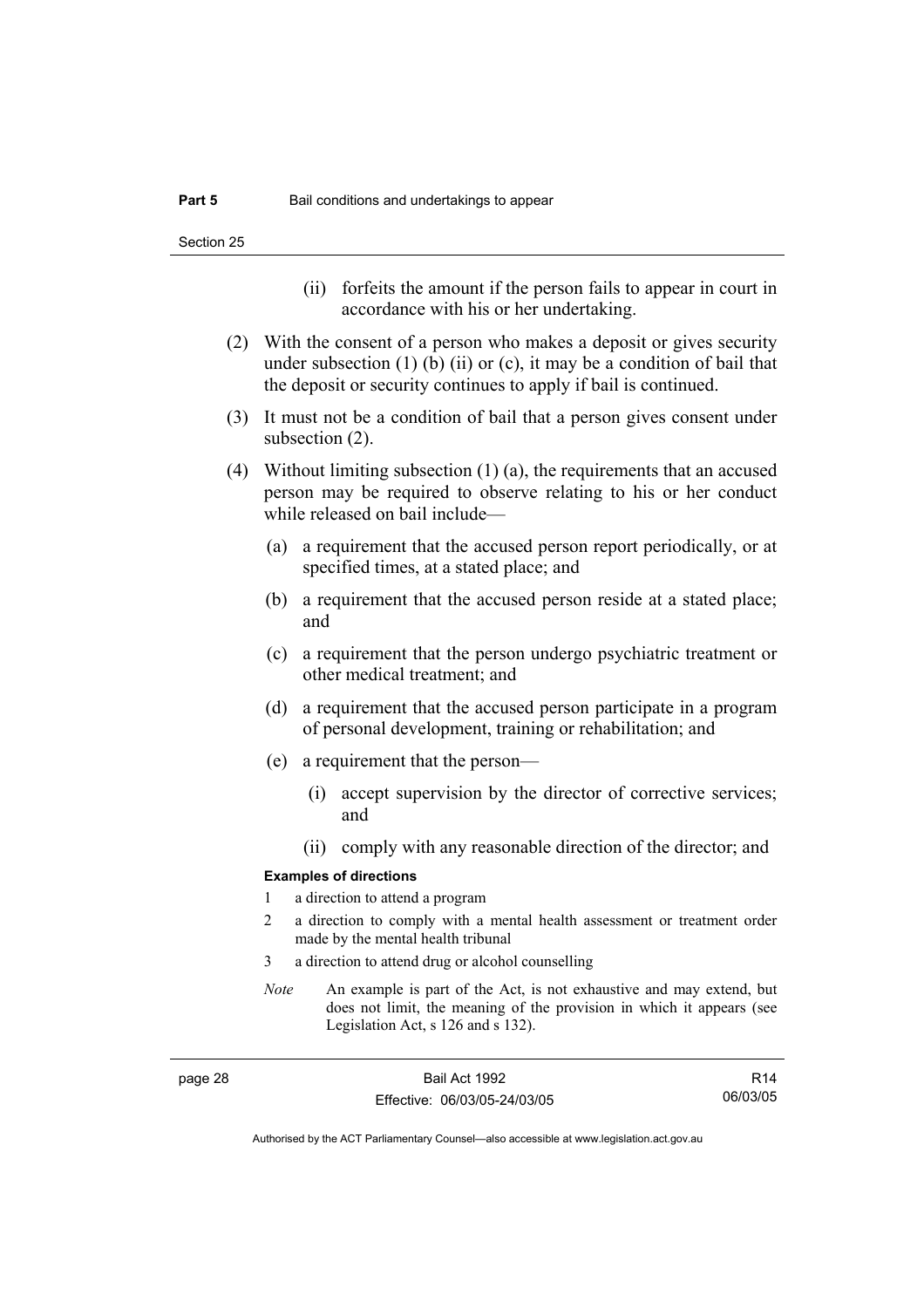(ii) forfeits the amount if the person fails to appear in court in accordance with his or her undertaking.

(2) With the consent of a person who makes a deposit or gives security under subsection (1) (b) (ii) or (c), it may be a condition of bail that the deposit or security continues to apply if bail is continued.

(3) It must not be a condition of bail that a person gives consent under subsection (2).

(4) Without limiting subsection (1) (a), the requirements that an accused person may be required to observe relating to his or her conduct while released on bail include—

(a) a requirement that the accused person report periodically, or at specified times, at a stated place; and

(b) a requirement that the accused person reside at a stated place; and

(c) a requirement that the person undergo psychiatric treatment or other medical treatment; and

(d) a requirement that the accused person participate in a program of personal development, training or rehabilitation; and

(e) a requirement that the person—

(i) accept supervision by the director of corrective services; and

(ii) comply with any reasonable direction of the director; and

**Examples of directions**

1 a direction to attend a program

2 a direction to comply with a mental health assessment or treatment order made by the mental health tribunal

3 a direction to attend drug or alcohol counselling

*Note* An example is part of the Act, is not exhaustive and may extend, but does not limit, the meaning of the provision in which it appears (see Legislation Act, s 126 and s 132).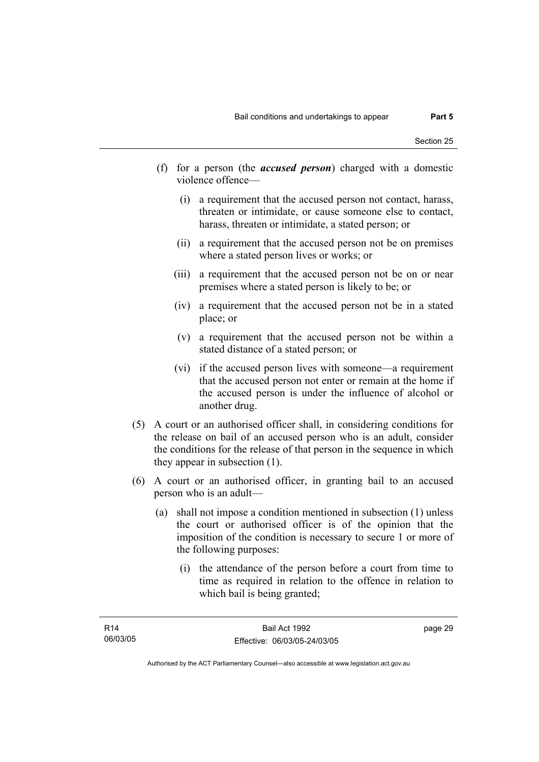(f) for a person (the ***accused person***) charged with a domestic violence offence—

  (i) a requirement that the accused person not contact, harass, threaten or intimidate, or cause someone else to contact, harass, threaten or intimidate, a stated person; or

  (ii) a requirement that the accused person not be on premises where a stated person lives or works; or

  (iii) a requirement that the accused person not be on or near premises where a stated person is likely to be; or

  (iv) a requirement that the accused person not be in a stated place; or

  (v) a requirement that the accused person not be within a stated distance of a stated person; or

  (vi) if the accused person lives with someone—a requirement that the accused person not enter or remain at the home if the accused person is under the influence of alcohol or another drug.

(5) A court or an authorised officer shall, in considering conditions for the release on bail of an accused person who is an adult, consider the conditions for the release of that person in the sequence in which they appear in subsection (1).

(6) A court or an authorised officer, in granting bail to an accused person who is an adult—

  (a) shall not impose a condition mentioned in subsection (1) unless the court or authorised officer is of the opinion that the imposition of the condition is necessary to secure 1 or more of the following purposes:

    (i) the attendance of the person before a court from time to time as required in relation to the offence in relation to which bail is being granted;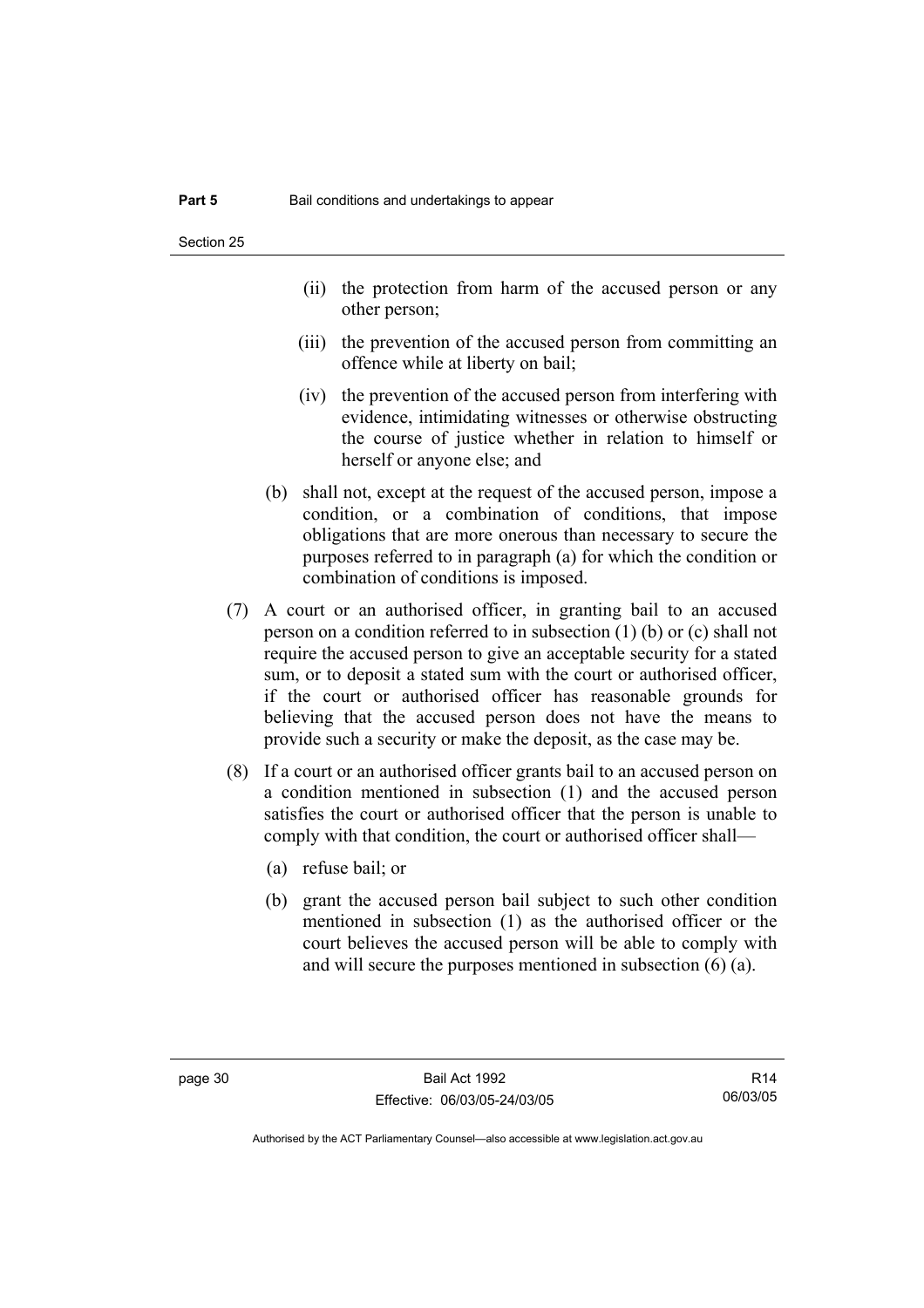(ii) the protection from harm of the accused person or any other person;

(iii) the prevention of the accused person from committing an offence while at liberty on bail;

(iv) the prevention of the accused person from interfering with evidence, intimidating witnesses or otherwise obstructing the course of justice whether in relation to himself or herself or anyone else; and

(b) shall not, except at the request of the accused person, impose a condition, or a combination of conditions, that impose obligations that are more onerous than necessary to secure the purposes referred to in paragraph (a) for which the condition or combination of conditions is imposed.

(7) A court or an authorised officer, in granting bail to an accused person on a condition referred to in subsection (1) (b) or (c) shall not require the accused person to give an acceptable security for a stated sum, or to deposit a stated sum with the court or authorised officer, if the court or authorised officer has reasonable grounds for believing that the accused person does not have the means to provide such a security or make the deposit, as the case may be.

(8) If a court or an authorised officer grants bail to an accused person on a condition mentioned in subsection (1) and the accused person satisfies the court or authorised officer that the person is unable to comply with that condition, the court or authorised officer shall—

(a) refuse bail; or

(b) grant the accused person bail subject to such other condition mentioned in subsection (1) as the authorised officer or the court believes the accused person will be able to comply with and will secure the purposes mentioned in subsection (6) (a).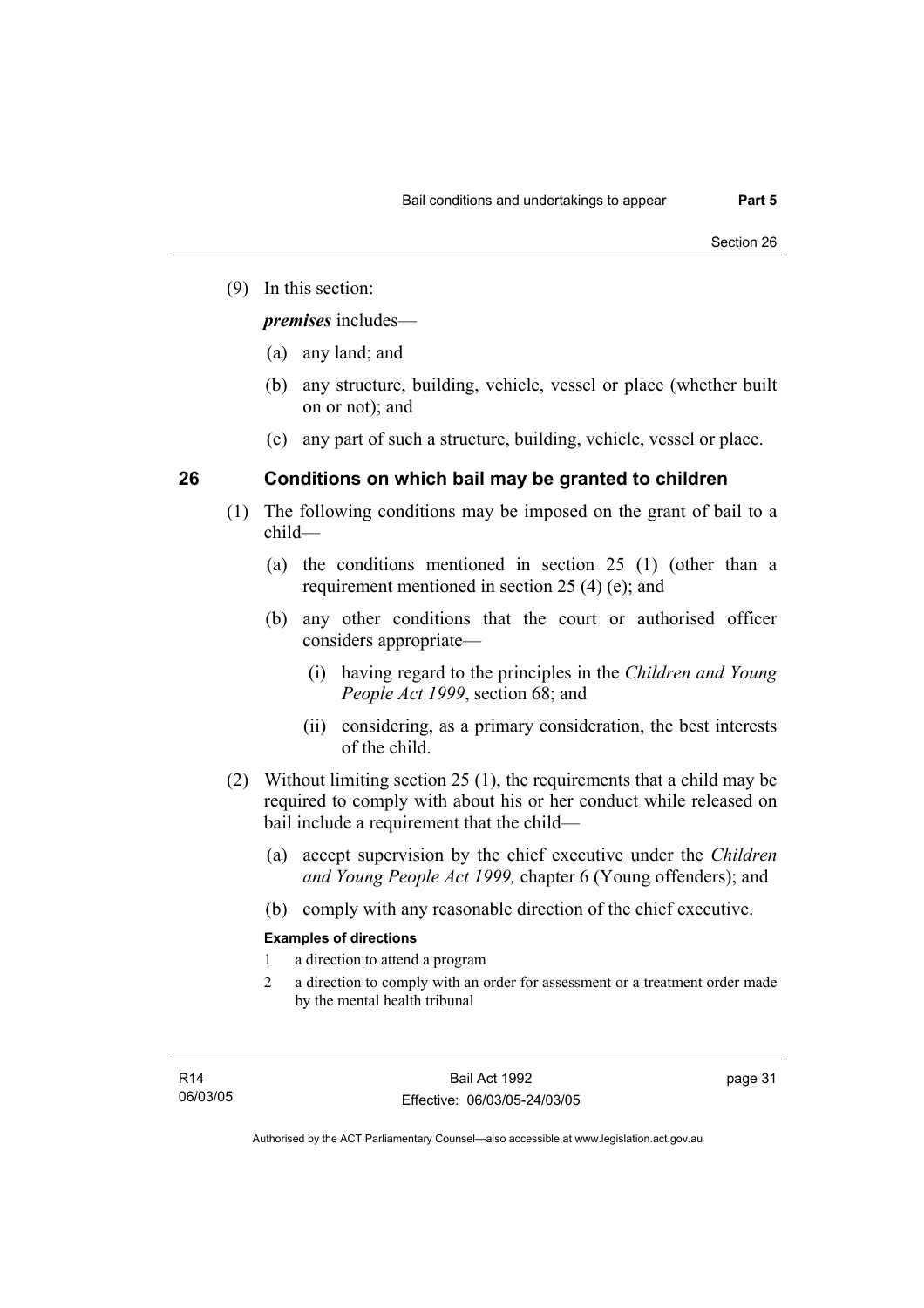(9) In this section:

***premises*** includes—

(a) any land; and

(b) any structure, building, vehicle, vessel or place (whether built on or not); and

(c) any part of such a structure, building, vehicle, vessel or place.

## 26 Conditions on which bail may be granted to children

(1) The following conditions may be imposed on the grant of bail to a child—

(a) the conditions mentioned in section 25 (1) (other than a requirement mentioned in section 25 (4) (e); and

(b) any other conditions that the court or authorised officer considers appropriate—

(i) having regard to the principles in the *Children and Young People Act 1999*, section 68; and

(ii) considering, as a primary consideration, the best interests of the child.

(2) Without limiting section 25 (1), the requirements that a child may be required to comply with about his or her conduct while released on bail include a requirement that the child—

(a) accept supervision by the chief executive under the *Children and Young People Act 1999,* chapter 6 (Young offenders); and

(b) comply with any reasonable direction of the chief executive.

**Examples of directions**

1 a direction to attend a program

2 a direction to comply with an order for assessment or a treatment order made by the mental health tribunal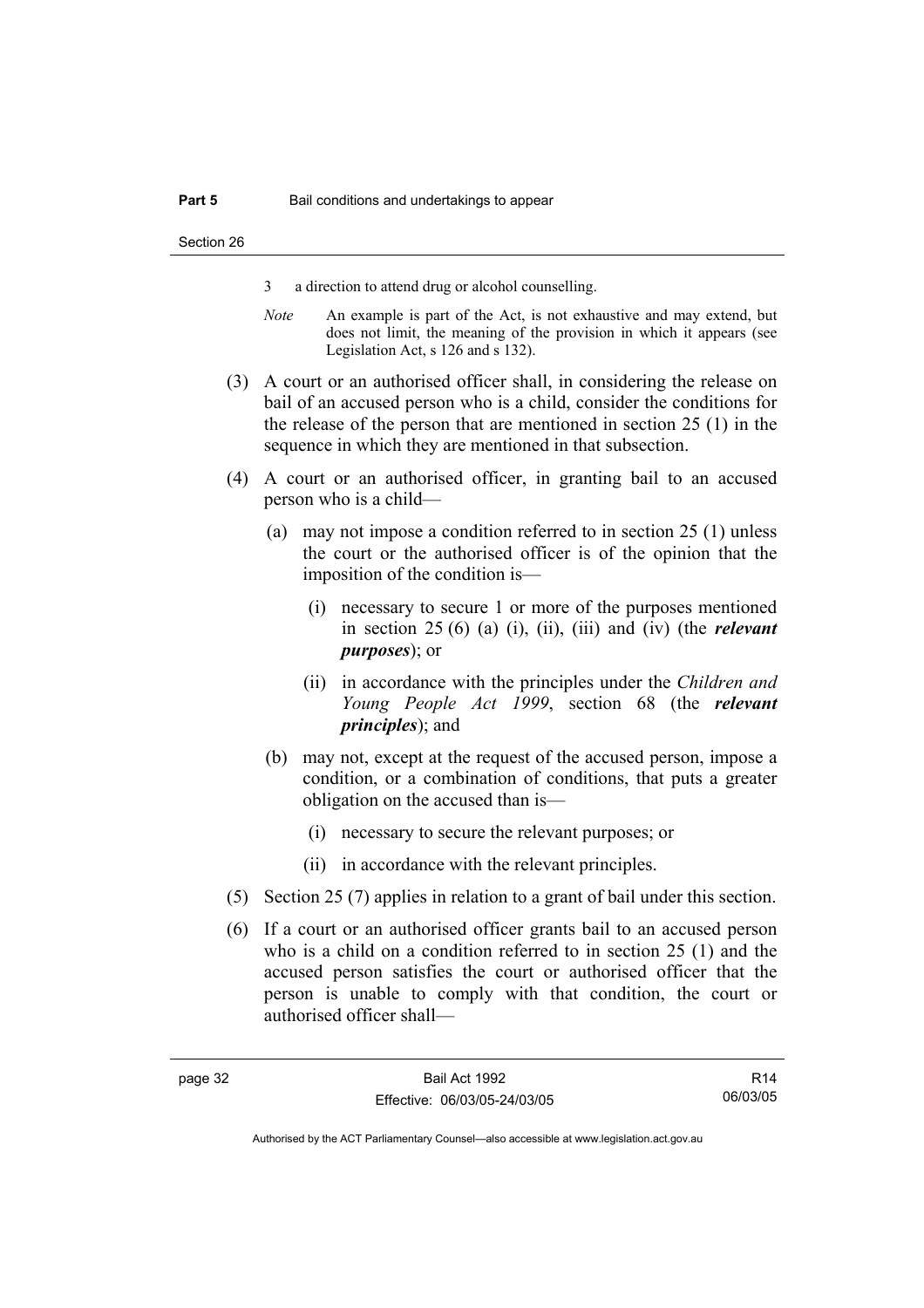3 a direction to attend drug or alcohol counselling.

*Note* An example is part of the Act, is not exhaustive and may extend, but does not limit, the meaning of the provision in which it appears (see Legislation Act, s 126 and s 132).

(3) A court or an authorised officer shall, in considering the release on bail of an accused person who is a child, consider the conditions for the release of the person that are mentioned in section 25 (1) in the sequence in which they are mentioned in that subsection.

(4) A court or an authorised officer, in granting bail to an accused person who is a child—

(a) may not impose a condition referred to in section 25 (1) unless the court or the authorised officer is of the opinion that the imposition of the condition is—

(i) necessary to secure 1 or more of the purposes mentioned in section 25 (6) (a) (i), (ii), (iii) and (iv) (the ***relevant purposes***); or

(ii) in accordance with the principles under the *Children and Young People Act 1999*, section 68 (the ***relevant principles***); and

(b) may not, except at the request of the accused person, impose a condition, or a combination of conditions, that puts a greater obligation on the accused than is—

(i) necessary to secure the relevant purposes; or

(ii) in accordance with the relevant principles.

(5) Section 25 (7) applies in relation to a grant of bail under this section.

(6) If a court or an authorised officer grants bail to an accused person who is a child on a condition referred to in section 25 (1) and the accused person satisfies the court or authorised officer that the person is unable to comply with that condition, the court or authorised officer shall—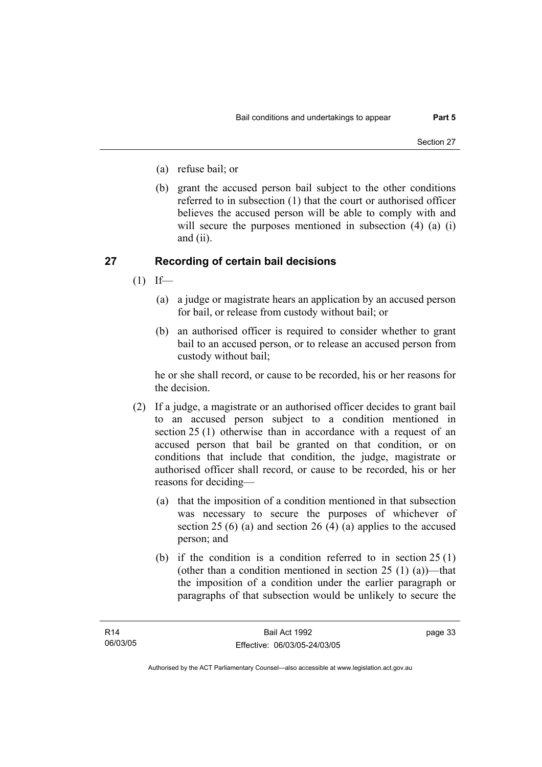(a) refuse bail; or

(b) grant the accused person bail subject to the other conditions referred to in subsection (1) that the court or authorised officer believes the accused person will be able to comply with and will secure the purposes mentioned in subsection (4) (a) (i) and (ii).

## 27 Recording of certain bail decisions

(1) If—

(a) a judge or magistrate hears an application by an accused person for bail, or release from custody without bail; or

(b) an authorised officer is required to consider whether to grant bail to an accused person, or to release an accused person from custody without bail;

he or she shall record, or cause to be recorded, his or her reasons for the decision.

(2) If a judge, a magistrate or an authorised officer decides to grant bail to an accused person subject to a condition mentioned in section 25 (1) otherwise than in accordance with a request of an accused person that bail be granted on that condition, or on conditions that include that condition, the judge, magistrate or authorised officer shall record, or cause to be recorded, his or her reasons for deciding—

(a) that the imposition of a condition mentioned in that subsection was necessary to secure the purposes of whichever of section 25 (6) (a) and section 26 (4) (a) applies to the accused person; and

(b) if the condition is a condition referred to in section 25 (1) (other than a condition mentioned in section 25 (1) (a))—that the imposition of a condition under the earlier paragraph or paragraphs of that subsection would be unlikely to secure the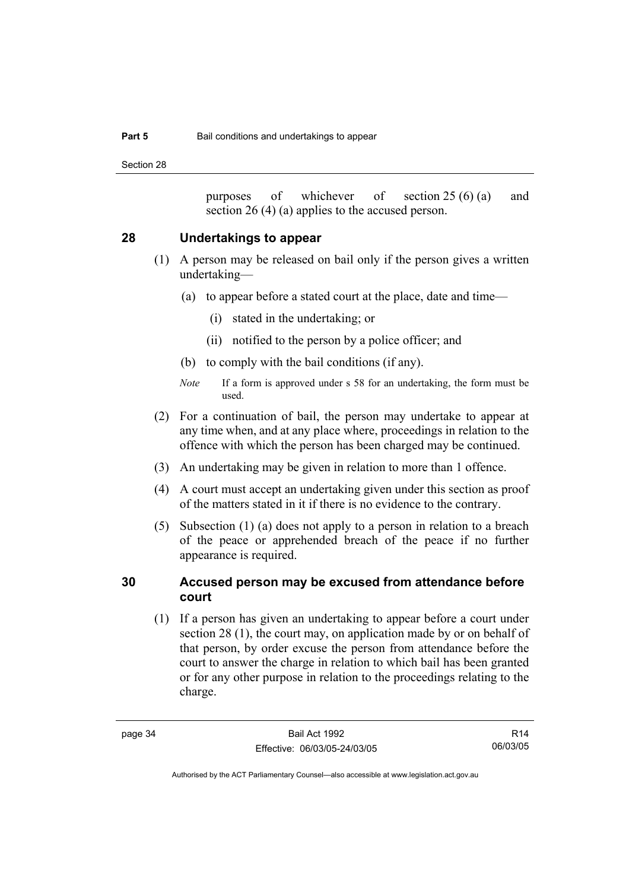purposes of whichever of section 25 (6) (a) and section 26 (4) (a) applies to the accused person.

## 28 Undertakings to appear

(1) A person may be released on bail only if the person gives a written undertaking—

(a) to appear before a stated court at the place, date and time—

(i) stated in the undertaking; or

(ii) notified to the person by a police officer; and

(b) to comply with the bail conditions (if any).

*Note* If a form is approved under s 58 for an undertaking, the form must be used.

(2) For a continuation of bail, the person may undertake to appear at any time when, and at any place where, proceedings in relation to the offence with which the person has been charged may be continued.

(3) An undertaking may be given in relation to more than 1 offence.

(4) A court must accept an undertaking given under this section as proof of the matters stated in it if there is no evidence to the contrary.

(5) Subsection (1) (a) does not apply to a person in relation to a breach of the peace or apprehended breach of the peace if no further appearance is required.

## 30 Accused person may be excused from attendance before court

(1) If a person has given an undertaking to appear before a court under section 28 (1), the court may, on application made by or on behalf of that person, by order excuse the person from attendance before the court to answer the charge in relation to which bail has been granted or for any other purpose in relation to the proceedings relating to the charge.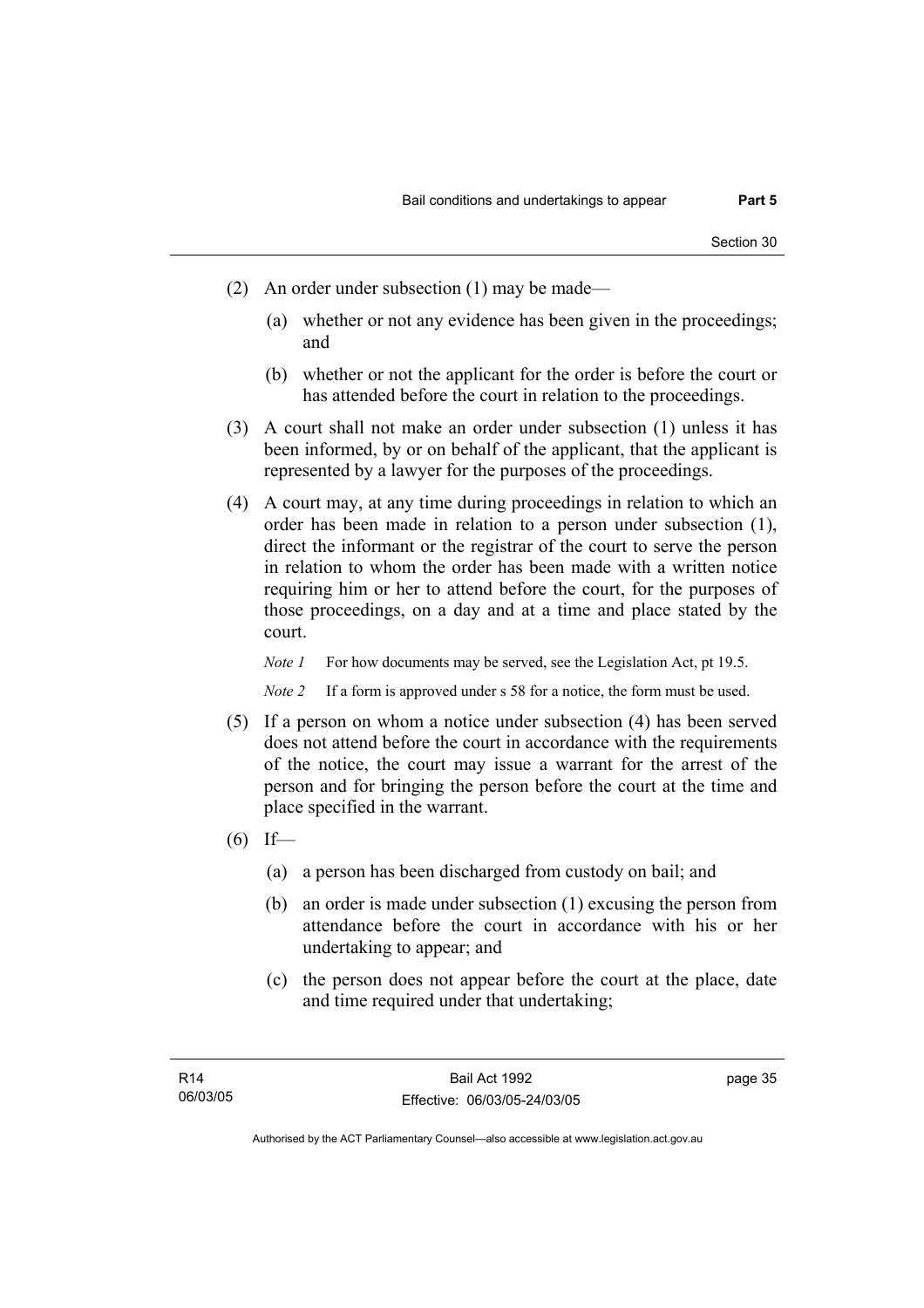(2) An order under subsection (1) may be made—

(a) whether or not any evidence has been given in the proceedings; and

(b) whether or not the applicant for the order is before the court or has attended before the court in relation to the proceedings.

(3) A court shall not make an order under subsection (1) unless it has been informed, by or on behalf of the applicant, that the applicant is represented by a lawyer for the purposes of the proceedings.

(4) A court may, at any time during proceedings in relation to which an order has been made in relation to a person under subsection (1), direct the informant or the registrar of the court to serve the person in relation to whom the order has been made with a written notice requiring him or her to attend before the court, for the purposes of those proceedings, on a day and at a time and place stated by the court.

*Note 1* For how documents may be served, see the Legislation Act, pt 19.5.

*Note 2* If a form is approved under s 58 for a notice, the form must be used.

(5) If a person on whom a notice under subsection (4) has been served does not attend before the court in accordance with the requirements of the notice, the court may issue a warrant for the arrest of the person and for bringing the person before the court at the time and place specified in the warrant.

(6) If—

(a) a person has been discharged from custody on bail; and

(b) an order is made under subsection (1) excusing the person from attendance before the court in accordance with his or her undertaking to appear; and

(c) the person does not appear before the court at the place, date and time required under that undertaking;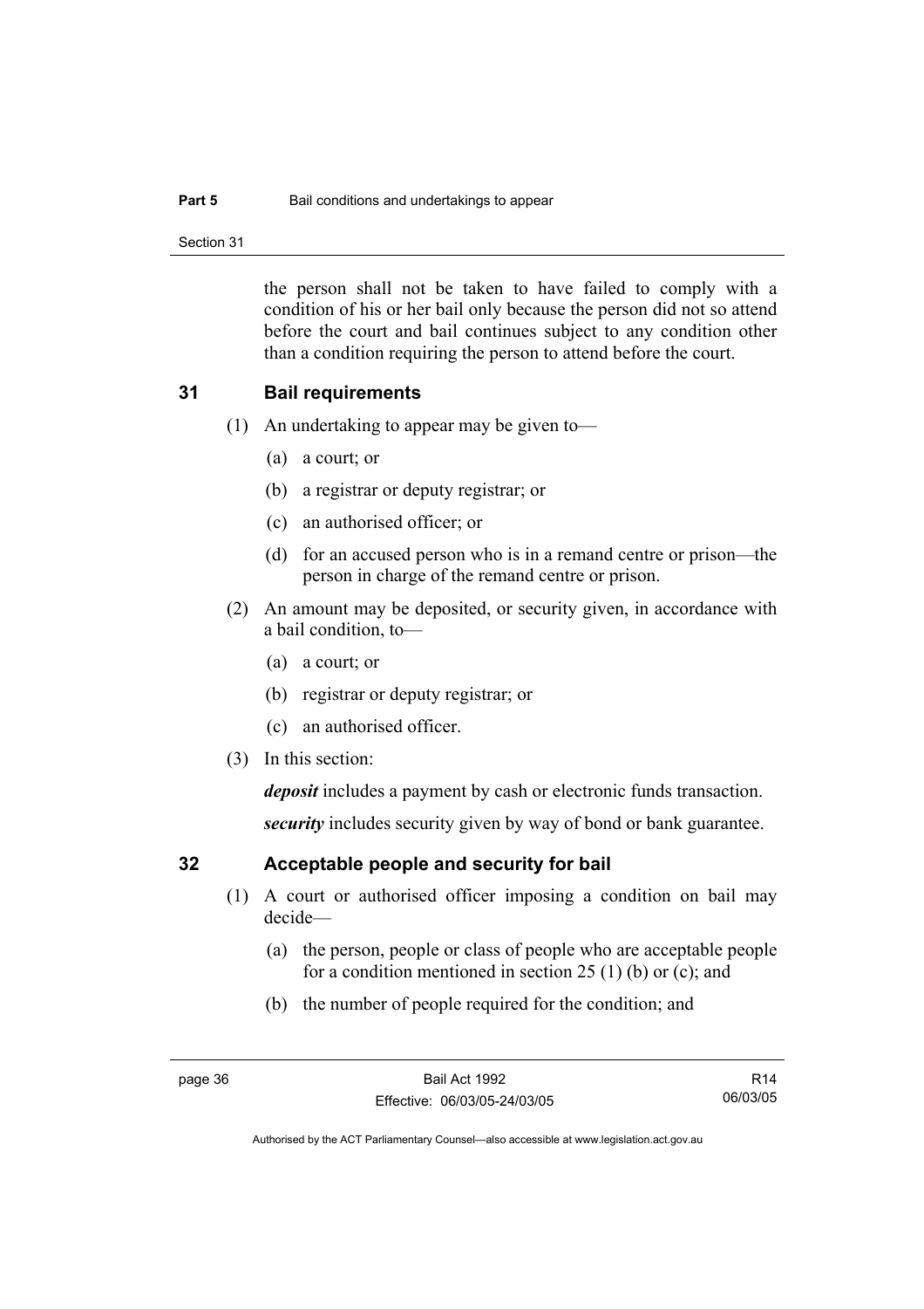the person shall not be taken to have failed to comply with a condition of his or her bail only because the person did not so attend before the court and bail continues subject to any condition other than a condition requiring the person to attend before the court.

## 31 Bail requirements

(1) An undertaking to appear may be given to—

(a) a court; or

(b) a registrar or deputy registrar; or

(c) an authorised officer; or

(d) for an accused person who is in a remand centre or prison—the person in charge of the remand centre or prison.

(2) An amount may be deposited, or security given, in accordance with a bail condition, to—

(a) a court; or

(b) registrar or deputy registrar; or

(c) an authorised officer.

(3) In this section:

***deposit*** includes a payment by cash or electronic funds transaction.

***security*** includes security given by way of bond or bank guarantee.

## 32 Acceptable people and security for bail

(1) A court or authorised officer imposing a condition on bail may decide—

(a) the person, people or class of people who are acceptable people for a condition mentioned in section 25 (1) (b) or (c); and

(b) the number of people required for the condition; and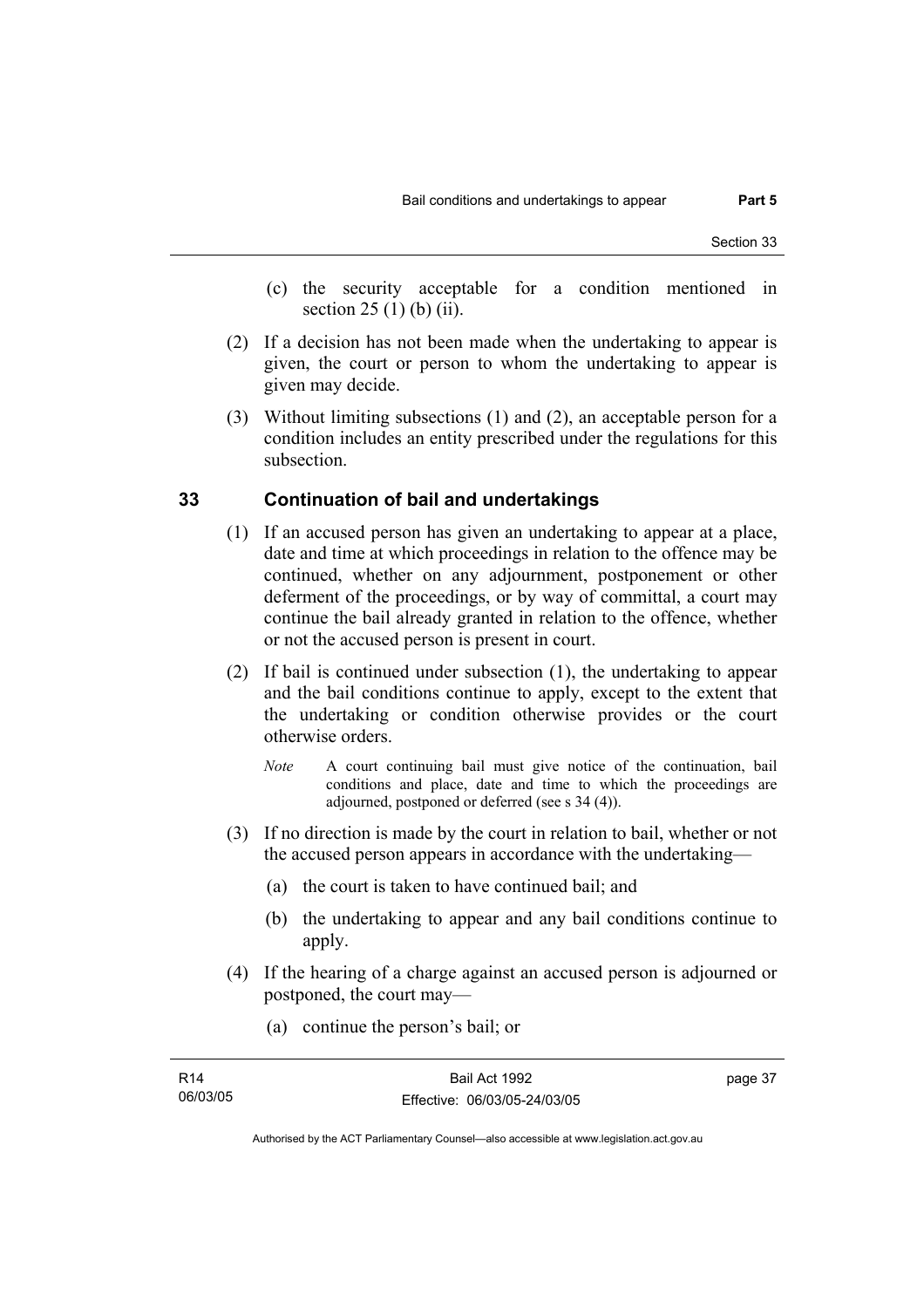(c) the security acceptable for a condition mentioned in section 25 (1) (b) (ii).

(2) If a decision has not been made when the undertaking to appear is given, the court or person to whom the undertaking to appear is given may decide.

(3) Without limiting subsections (1) and (2), an acceptable person for a condition includes an entity prescribed under the regulations for this subsection.

## 33 Continuation of bail and undertakings

(1) If an accused person has given an undertaking to appear at a place, date and time at which proceedings in relation to the offence may be continued, whether on any adjournment, postponement or other deferment of the proceedings, or by way of committal, a court may continue the bail already granted in relation to the offence, whether or not the accused person is present in court.

(2) If bail is continued under subsection (1), the undertaking to appear and the bail conditions continue to apply, except to the extent that the undertaking or condition otherwise provides or the court otherwise orders.

*Note* A court continuing bail must give notice of the continuation, bail conditions and place, date and time to which the proceedings are adjourned, postponed or deferred (see s 34 (4)).

(3) If no direction is made by the court in relation to bail, whether or not the accused person appears in accordance with the undertaking—

(a) the court is taken to have continued bail; and

(b) the undertaking to appear and any bail conditions continue to apply.

(4) If the hearing of a charge against an accused person is adjourned or postponed, the court may—

(a) continue the person's bail; or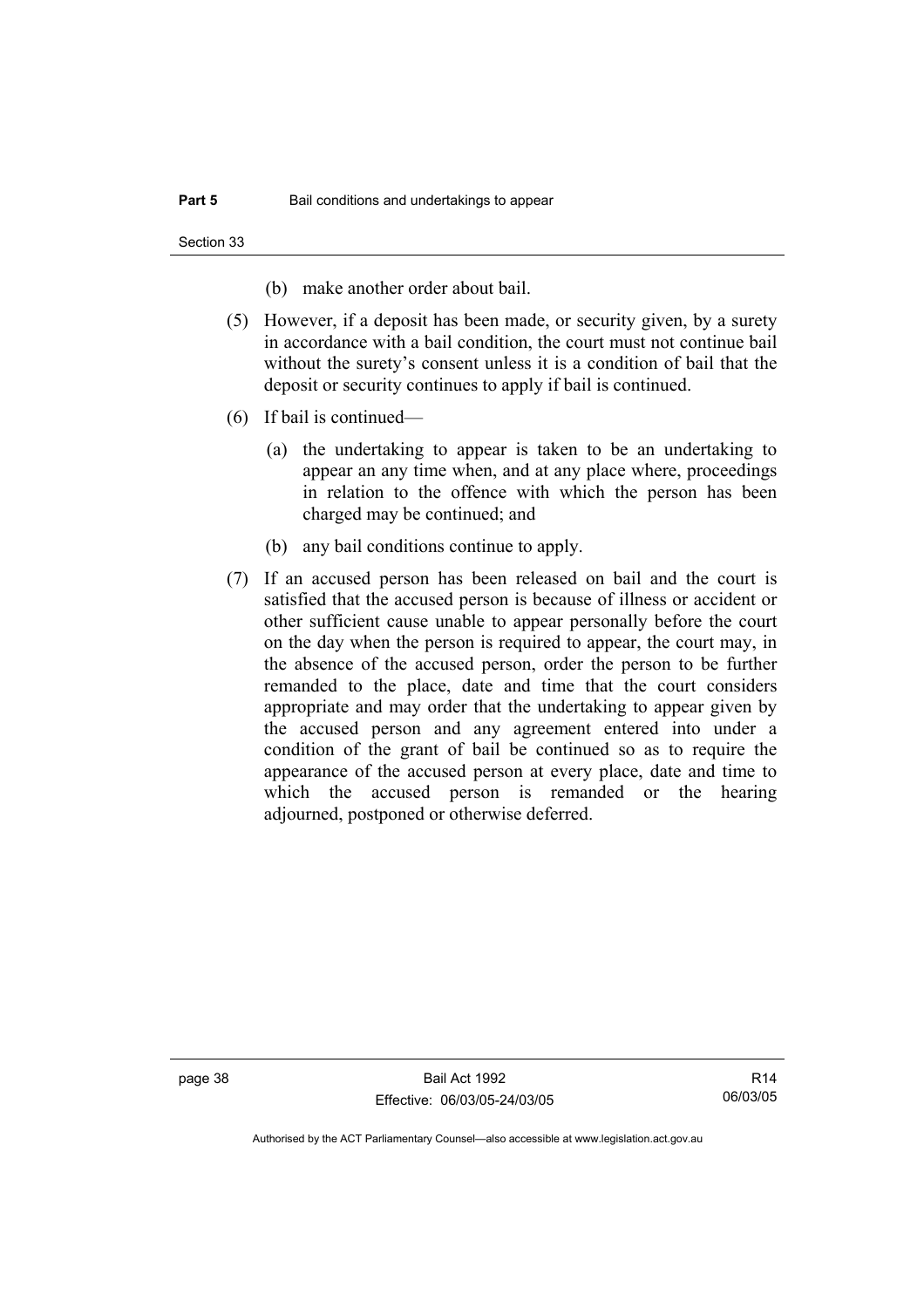(b) make another order about bail.

(5) However, if a deposit has been made, or security given, by a surety in accordance with a bail condition, the court must not continue bail without the surety's consent unless it is a condition of bail that the deposit or security continues to apply if bail is continued.

(6) If bail is continued—

(a) the undertaking to appear is taken to be an undertaking to appear an any time when, and at any place where, proceedings in relation to the offence with which the person has been charged may be continued; and

(b) any bail conditions continue to apply.

(7) If an accused person has been released on bail and the court is satisfied that the accused person is because of illness or accident or other sufficient cause unable to appear personally before the court on the day when the person is required to appear, the court may, in the absence of the accused person, order the person to be further remanded to the place, date and time that the court considers appropriate and may order that the undertaking to appear given by the accused person and any agreement entered into under a condition of the grant of bail be continued so as to require the appearance of the accused person at every place, date and time to which the accused person is remanded or the hearing adjourned, postponed or otherwise deferred.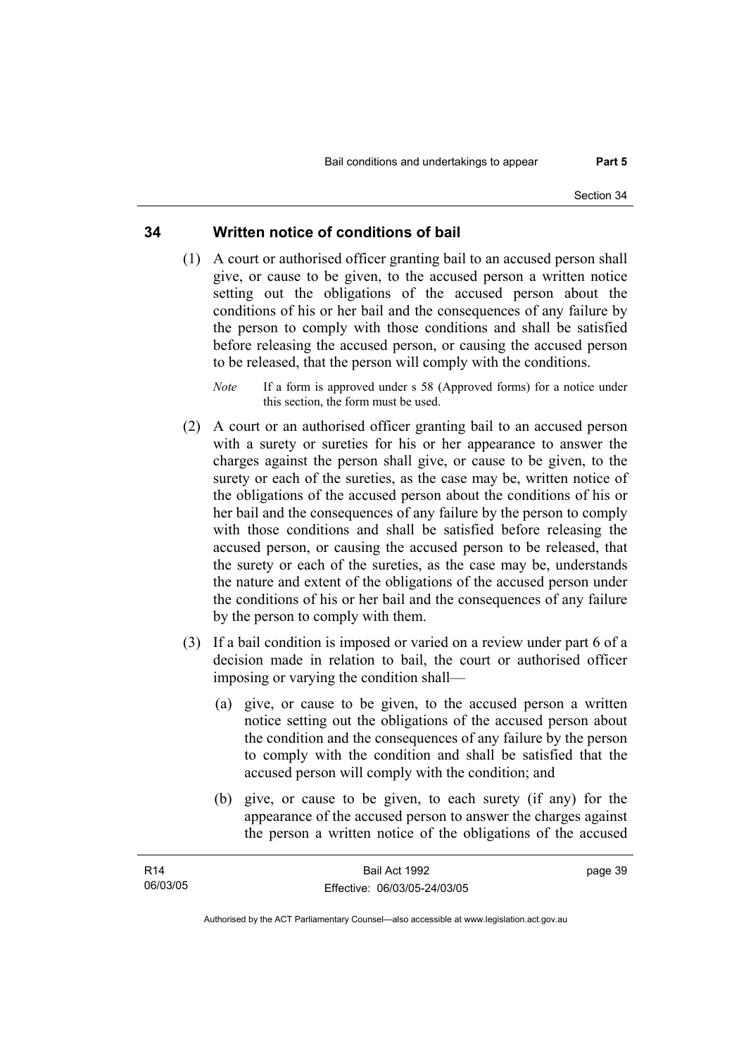## 34 Written notice of conditions of bail

(1) A court or authorised officer granting bail to an accused person shall give, or cause to be given, to the accused person a written notice setting out the obligations of the accused person about the conditions of his or her bail and the consequences of any failure by the person to comply with those conditions and shall be satisfied before releasing the accused person, or causing the accused person to be released, that the person will comply with the conditions.

*Note* If a form is approved under s 58 (Approved forms) for a notice under this section, the form must be used.

(2) A court or an authorised officer granting bail to an accused person with a surety or sureties for his or her appearance to answer the charges against the person shall give, or cause to be given, to the surety or each of the sureties, as the case may be, written notice of the obligations of the accused person about the conditions of his or her bail and the consequences of any failure by the person to comply with those conditions and shall be satisfied before releasing the accused person, or causing the accused person to be released, that the surety or each of the sureties, as the case may be, understands the nature and extent of the obligations of the accused person under the conditions of his or her bail and the consequences of any failure by the person to comply with them.

(3) If a bail condition is imposed or varied on a review under part 6 of a decision made in relation to bail, the court or authorised officer imposing or varying the condition shall—

(a) give, or cause to be given, to the accused person a written notice setting out the obligations of the accused person about the condition and the consequences of any failure by the person to comply with the condition and shall be satisfied that the accused person will comply with the condition; and

(b) give, or cause to be given, to each surety (if any) for the appearance of the accused person to answer the charges against the person a written notice of the obligations of the accused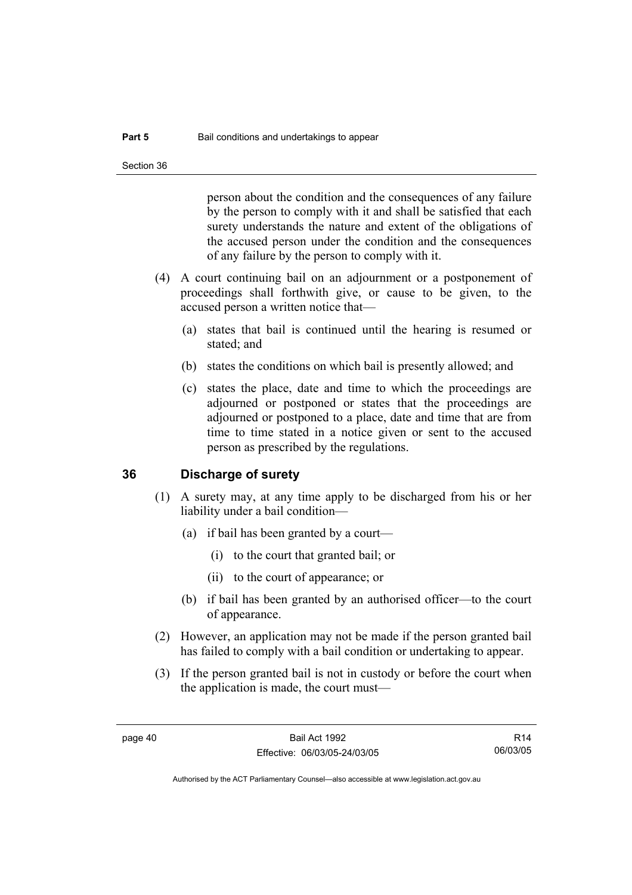person about the condition and the consequences of any failure by the person to comply with it and shall be satisfied that each surety understands the nature and extent of the obligations of the accused person under the condition and the consequences of any failure by the person to comply with it.

(4) A court continuing bail on an adjournment or a postponement of proceedings shall forthwith give, or cause to be given, to the accused person a written notice that—

(a) states that bail is continued until the hearing is resumed or stated; and

(b) states the conditions on which bail is presently allowed; and

(c) states the place, date and time to which the proceedings are adjourned or postponed or states that the proceedings are adjourned or postponed to a place, date and time that are from time to time stated in a notice given or sent to the accused person as prescribed by the regulations.

## 36 Discharge of surety

(1) A surety may, at any time apply to be discharged from his or her liability under a bail condition—

(a) if bail has been granted by a court—

(i) to the court that granted bail; or

(ii) to the court of appearance; or

(b) if bail has been granted by an authorised officer—to the court of appearance.

(2) However, an application may not be made if the person granted bail has failed to comply with a bail condition or undertaking to appear.

(3) If the person granted bail is not in custody or before the court when the application is made, the court must—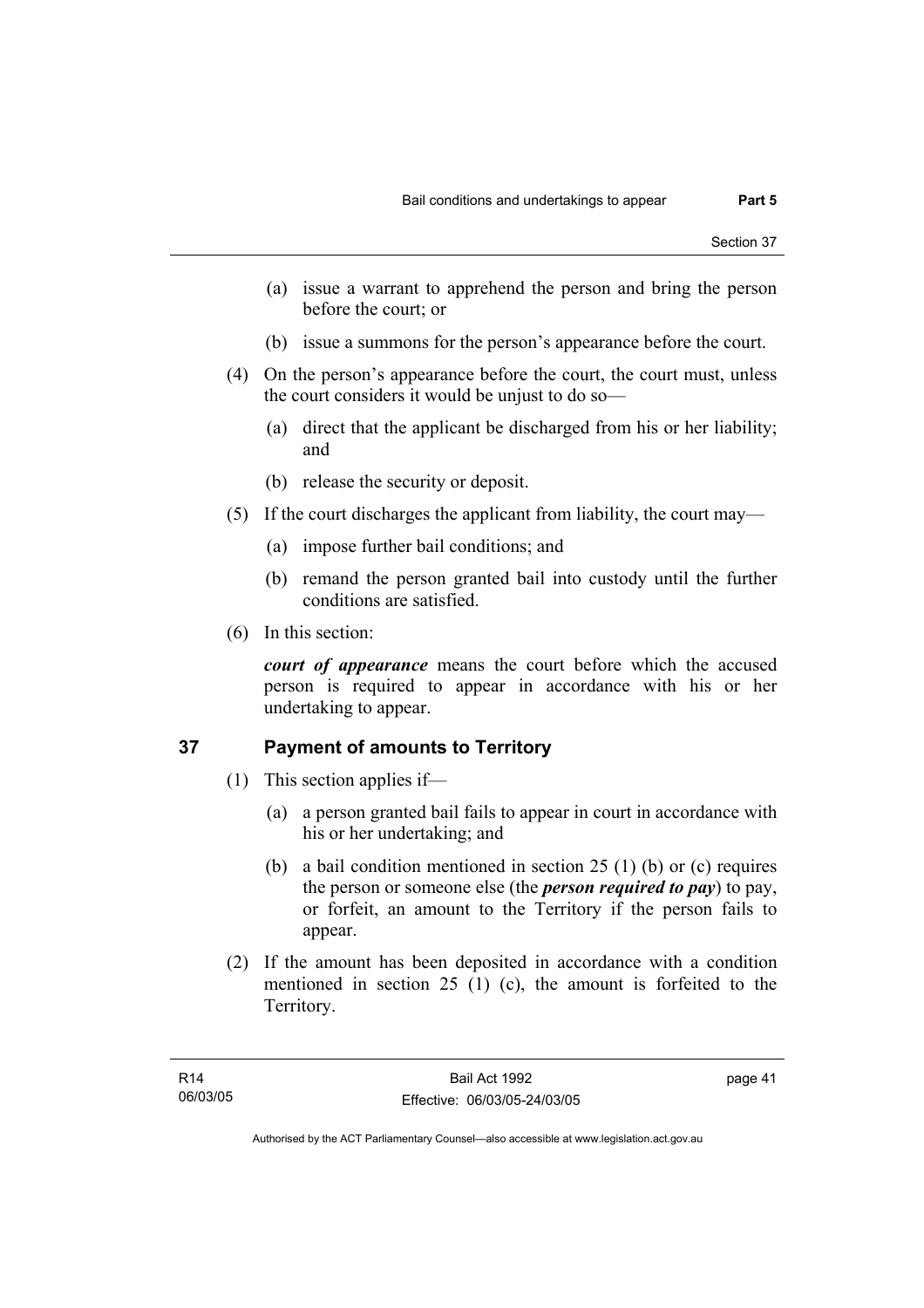(a) issue a warrant to apprehend the person and bring the person before the court; or

(b) issue a summons for the person's appearance before the court.

(4) On the person's appearance before the court, the court must, unless the court considers it would be unjust to do so—

(a) direct that the applicant be discharged from his or her liability; and

(b) release the security or deposit.

(5) If the court discharges the applicant from liability, the court may—

(a) impose further bail conditions; and

(b) remand the person granted bail into custody until the further conditions are satisfied.

(6) In this section:

***court of appearance*** means the court before which the accused person is required to appear in accordance with his or her undertaking to appear.

## 37 Payment of amounts to Territory

(1) This section applies if—

(a) a person granted bail fails to appear in court in accordance with his or her undertaking; and

(b) a bail condition mentioned in section 25 (1) (b) or (c) requires the person or someone else (the ***person required to pay***) to pay, or forfeit, an amount to the Territory if the person fails to appear.

(2) If the amount has been deposited in accordance with a condition mentioned in section 25 (1) (c), the amount is forfeited to the Territory.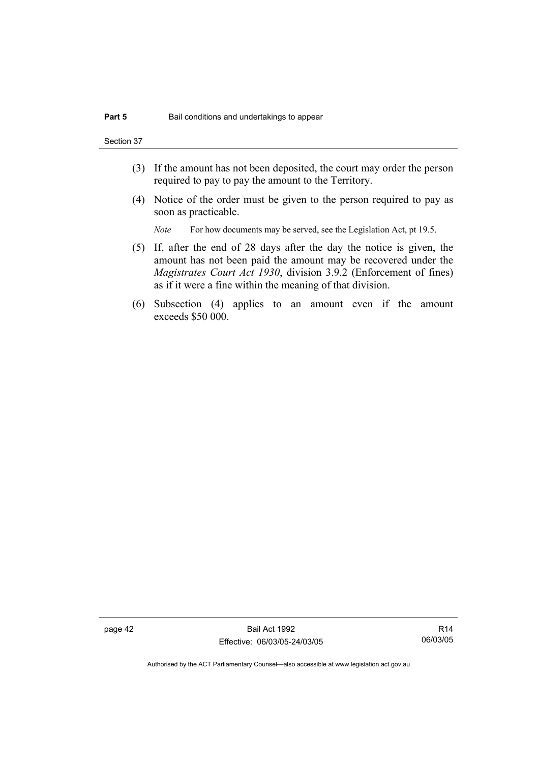(3) If the amount has not been deposited, the court may order the person required to pay to pay the amount to the Territory.

(4) Notice of the order must be given to the person required to pay as soon as practicable.

*Note* For how documents may be served, see the Legislation Act, pt 19.5.

(5) If, after the end of 28 days after the day the notice is given, the amount has not been paid the amount may be recovered under the *Magistrates Court Act 1930*, division 3.9.2 (Enforcement of fines) as if it were a fine within the meaning of that division.

(6) Subsection (4) applies to an amount even if the amount exceeds $50 000.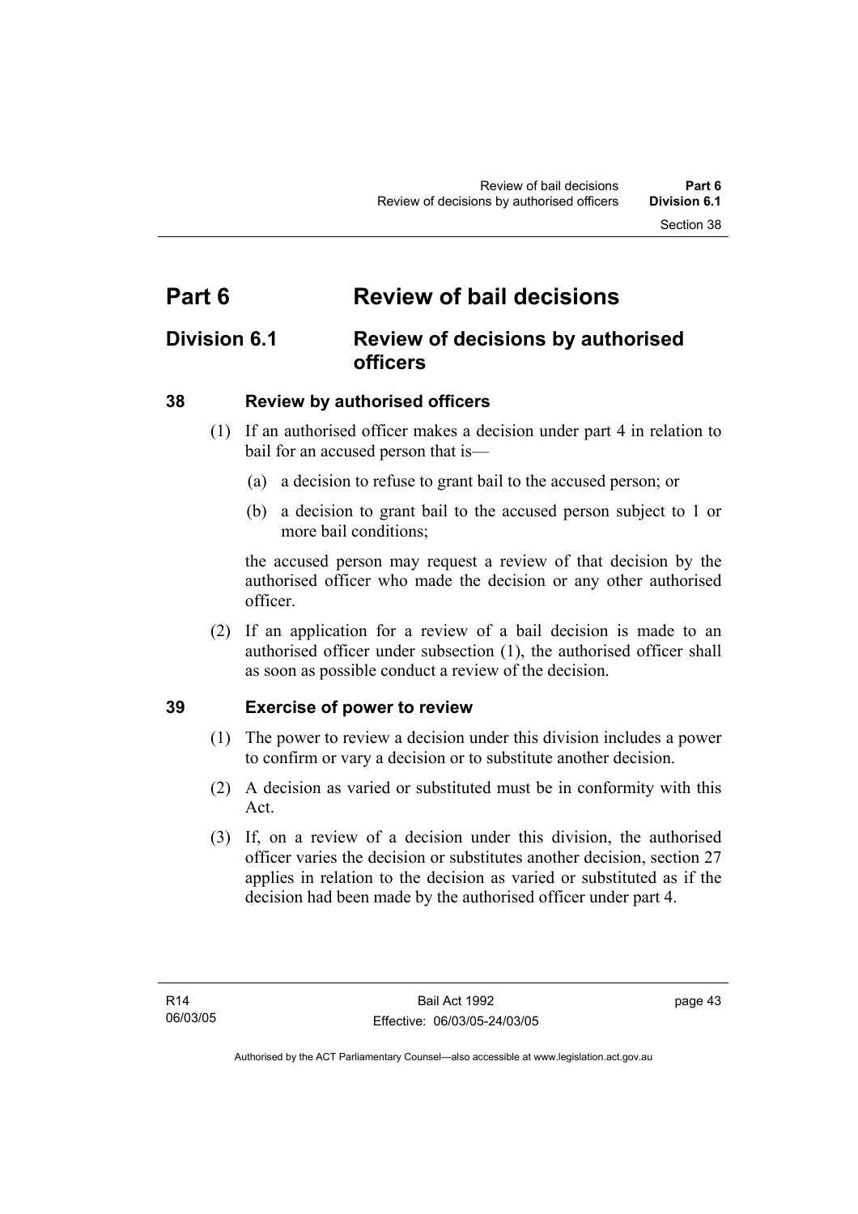# Part 6 Review of bail decisions

## Division 6.1 Review of decisions by authorised officers

### 38 Review by authorised officers

(1) If an authorised officer makes a decision under part 4 in relation to bail for an accused person that is—

(a) a decision to refuse to grant bail to the accused person; or

(b) a decision to grant bail to the accused person subject to 1 or more bail conditions;

the accused person may request a review of that decision by the authorised officer who made the decision or any other authorised officer.

(2) If an application for a review of a bail decision is made to an authorised officer under subsection (1), the authorised officer shall as soon as possible conduct a review of the decision.

### 39 Exercise of power to review

(1) The power to review a decision under this division includes a power to confirm or vary a decision or to substitute another decision.

(2) A decision as varied or substituted must be in conformity with this Act.

(3) If, on a review of a decision under this division, the authorised officer varies the decision or substitutes another decision, section 27 applies in relation to the decision as varied or substituted as if the decision had been made by the authorised officer under part 4.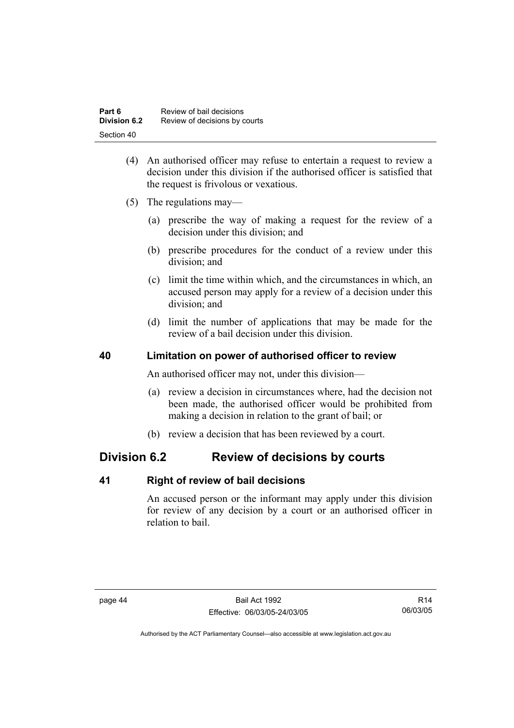(4) An authorised officer may refuse to entertain a request to review a decision under this division if the authorised officer is satisfied that the request is frivolous or vexatious.

(5) The regulations may—

  (a) prescribe the way of making a request for the review of a decision under this division; and

  (b) prescribe procedures for the conduct of a review under this division; and

  (c) limit the time within which, and the circumstances in which, an accused person may apply for a review of a decision under this division; and

  (d) limit the number of applications that may be made for the review of a bail decision under this division.

### 40 Limitation on power of authorised officer to review

An authorised officer may not, under this division—

  (a) review a decision in circumstances where, had the decision not been made, the authorised officer would be prohibited from making a decision in relation to the grant of bail; or

  (b) review a decision that has been reviewed by a court.

## Division 6.2 Review of decisions by courts

### 41 Right of review of bail decisions

An accused person or the informant may apply under this division for review of any decision by a court or an authorised officer in relation to bail.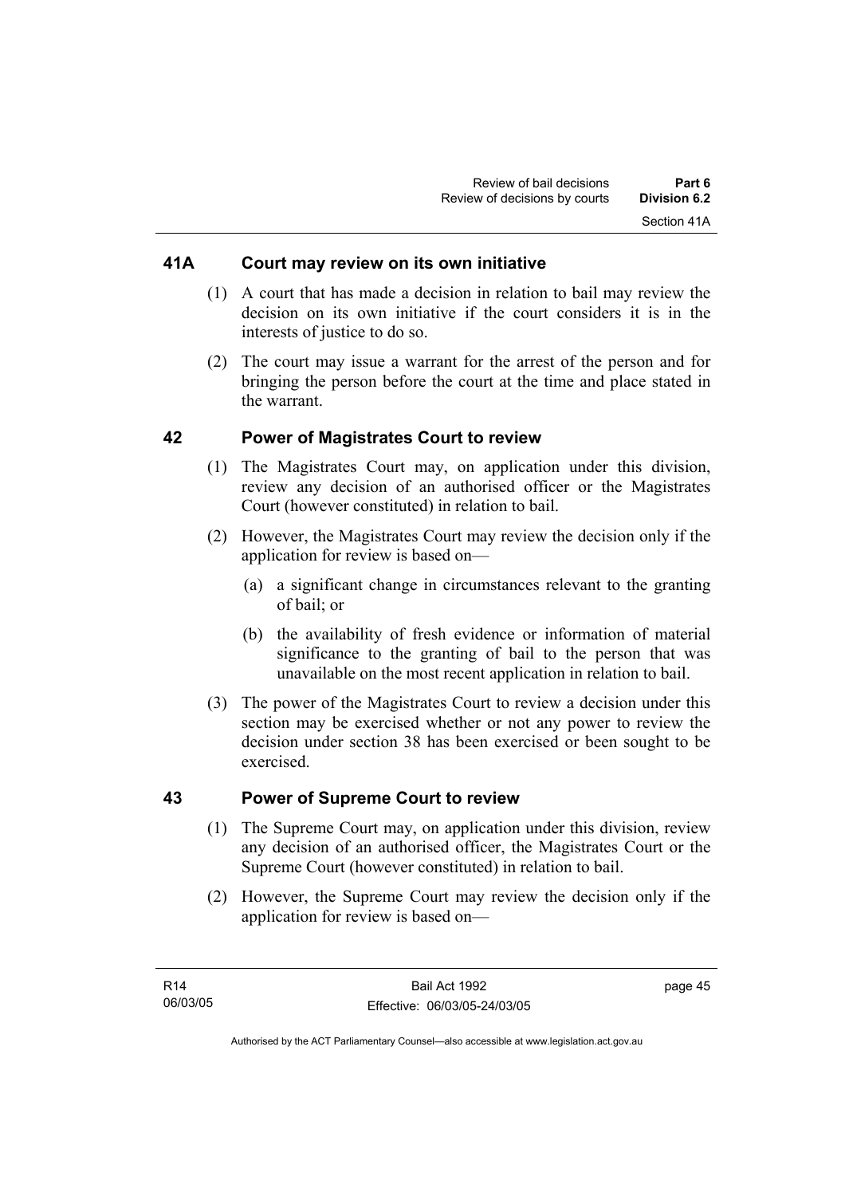## 41A Court may review on its own initiative

(1) A court that has made a decision in relation to bail may review the decision on its own initiative if the court considers it is in the interests of justice to do so.

(2) The court may issue a warrant for the arrest of the person and for bringing the person before the court at the time and place stated in the warrant.

## 42 Power of Magistrates Court to review

(1) The Magistrates Court may, on application under this division, review any decision of an authorised officer or the Magistrates Court (however constituted) in relation to bail.

(2) However, the Magistrates Court may review the decision only if the application for review is based on—

(a) a significant change in circumstances relevant to the granting of bail; or

(b) the availability of fresh evidence or information of material significance to the granting of bail to the person that was unavailable on the most recent application in relation to bail.

(3) The power of the Magistrates Court to review a decision under this section may be exercised whether or not any power to review the decision under section 38 has been exercised or been sought to be exercised.

## 43 Power of Supreme Court to review

(1) The Supreme Court may, on application under this division, review any decision of an authorised officer, the Magistrates Court or the Supreme Court (however constituted) in relation to bail.

(2) However, the Supreme Court may review the decision only if the application for review is based on—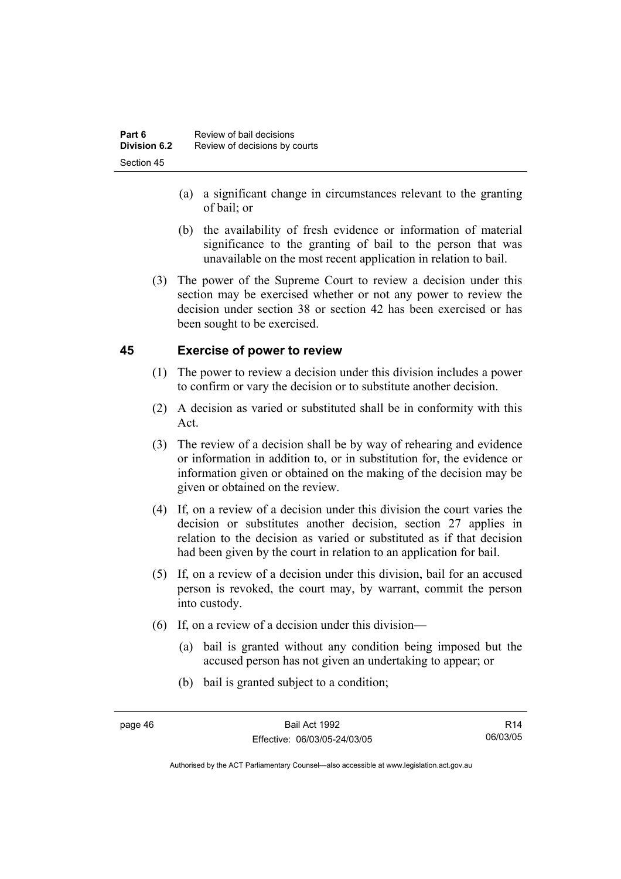(a) a significant change in circumstances relevant to the granting of bail; or

(b) the availability of fresh evidence or information of material significance to the granting of bail to the person that was unavailable on the most recent application in relation to bail.

(3) The power of the Supreme Court to review a decision under this section may be exercised whether or not any power to review the decision under section 38 or section 42 has been exercised or has been sought to be exercised.

## 45 Exercise of power to review

(1) The power to review a decision under this division includes a power to confirm or vary the decision or to substitute another decision.

(2) A decision as varied or substituted shall be in conformity with this Act.

(3) The review of a decision shall be by way of rehearing and evidence or information in addition to, or in substitution for, the evidence or information given or obtained on the making of the decision may be given or obtained on the review.

(4) If, on a review of a decision under this division the court varies the decision or substitutes another decision, section 27 applies in relation to the decision as varied or substituted as if that decision had been given by the court in relation to an application for bail.

(5) If, on a review of a decision under this division, bail for an accused person is revoked, the court may, by warrant, commit the person into custody.

(6) If, on a review of a decision under this division—

(a) bail is granted without any condition being imposed but the accused person has not given an undertaking to appear; or

(b) bail is granted subject to a condition;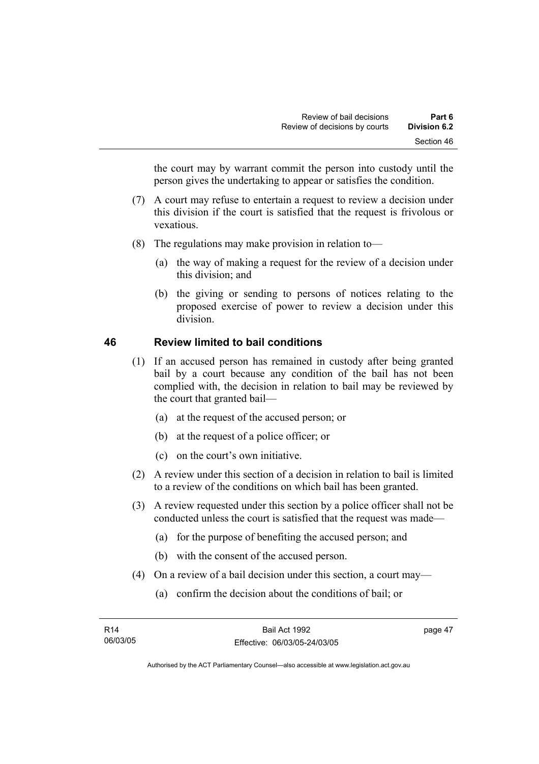the court may by warrant commit the person into custody until the person gives the undertaking to appear or satisfies the condition.

(7) A court may refuse to entertain a request to review a decision under this division if the court is satisfied that the request is frivolous or vexatious.

(8) The regulations may make provision in relation to—

(a) the way of making a request for the review of a decision under this division; and

(b) the giving or sending to persons of notices relating to the proposed exercise of power to review a decision under this division.

## 46 Review limited to bail conditions

(1) If an accused person has remained in custody after being granted bail by a court because any condition of the bail has not been complied with, the decision in relation to bail may be reviewed by the court that granted bail—

(a) at the request of the accused person; or

(b) at the request of a police officer; or

(c) on the court's own initiative.

(2) A review under this section of a decision in relation to bail is limited to a review of the conditions on which bail has been granted.

(3) A review requested under this section by a police officer shall not be conducted unless the court is satisfied that the request was made—

(a) for the purpose of benefiting the accused person; and

(b) with the consent of the accused person.

(4) On a review of a bail decision under this section, a court may—

(a) confirm the decision about the conditions of bail; or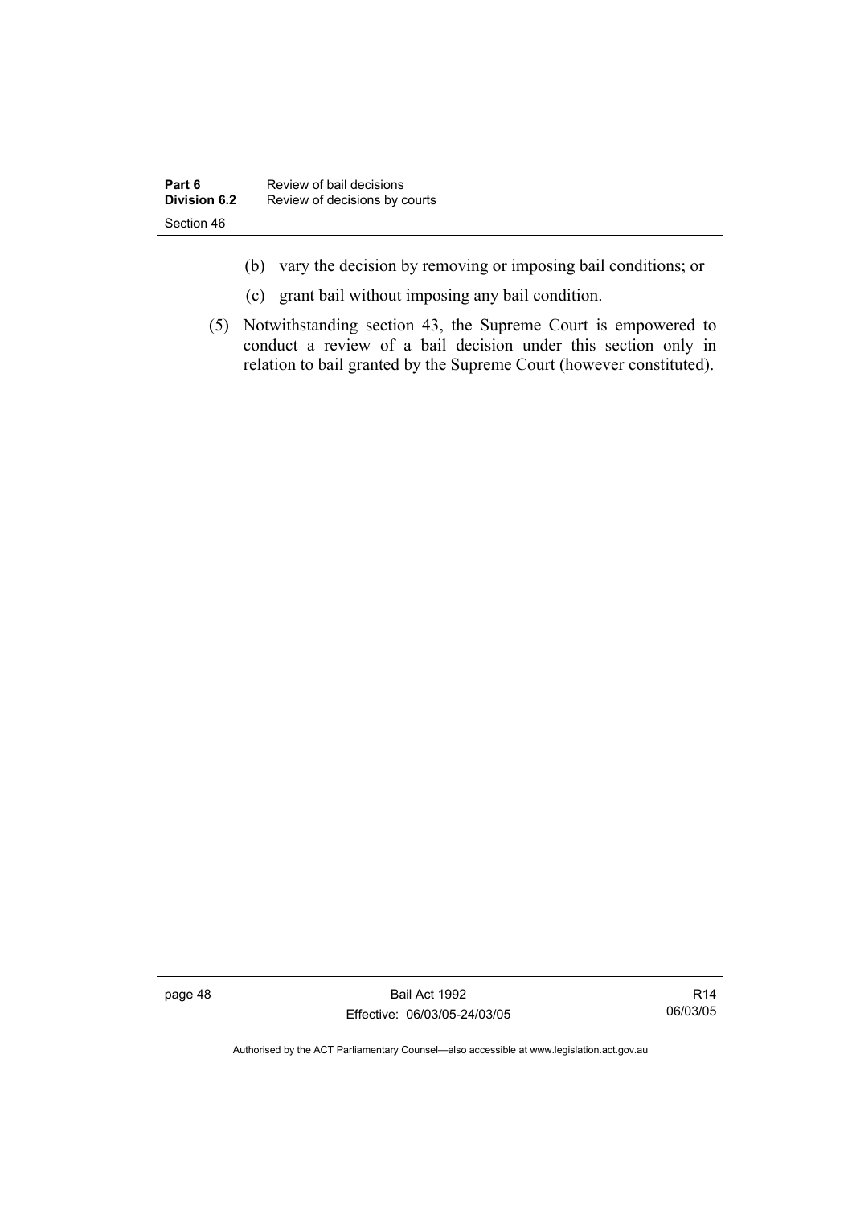(b) vary the decision by removing or imposing bail conditions; or

(c) grant bail without imposing any bail condition.

(5) Notwithstanding section 43, the Supreme Court is empowered to conduct a review of a bail decision under this section only in relation to bail granted by the Supreme Court (however constituted).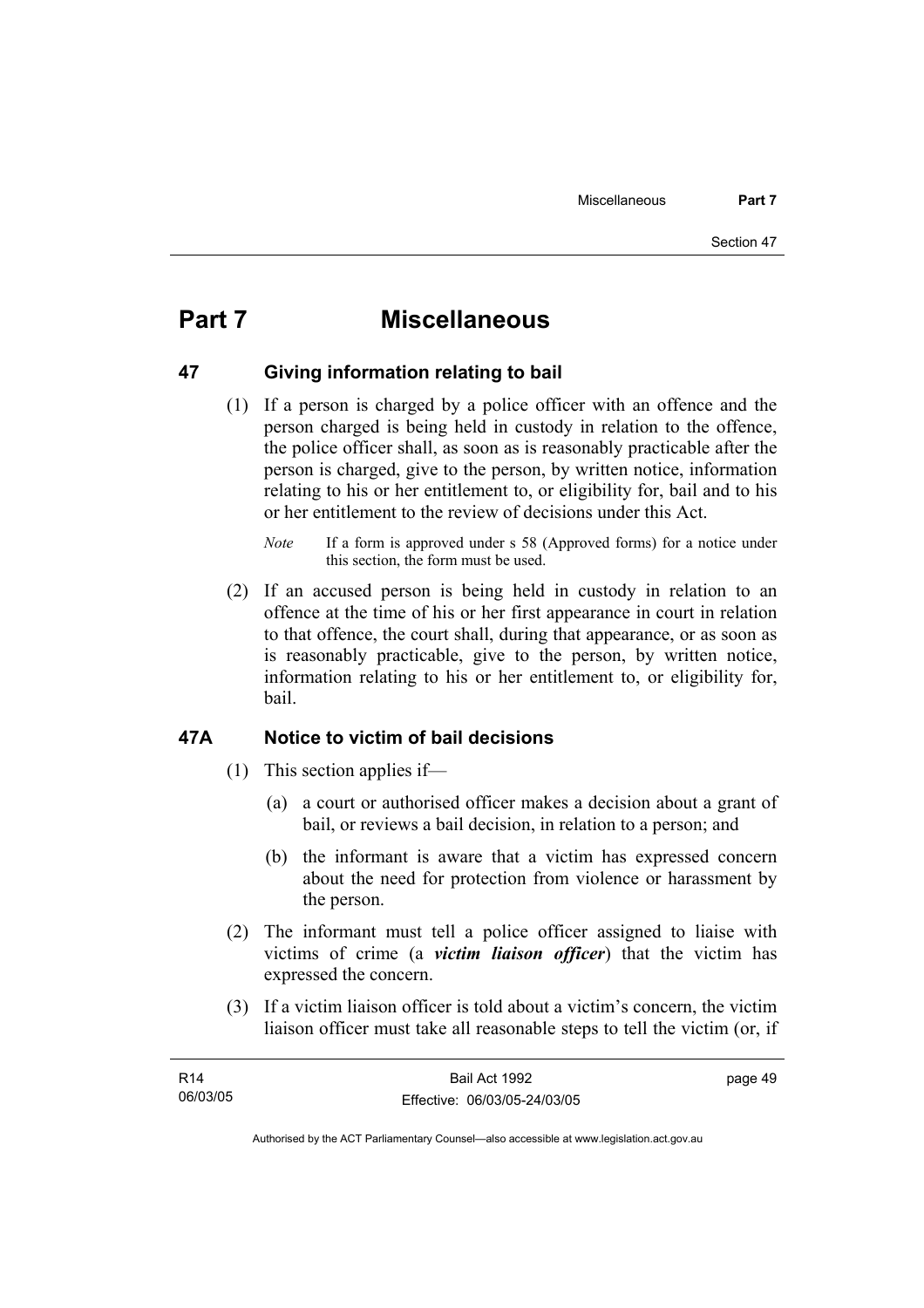# Part 7 Miscellaneous

## 47 Giving information relating to bail

(1) If a person is charged by a police officer with an offence and the person charged is being held in custody in relation to the offence, the police officer shall, as soon as is reasonably practicable after the person is charged, give to the person, by written notice, information relating to his or her entitlement to, or eligibility for, bail and to his or her entitlement to the review of decisions under this Act.

*Note* If a form is approved under s 58 (Approved forms) for a notice under this section, the form must be used.

(2) If an accused person is being held in custody in relation to an offence at the time of his or her first appearance in court in relation to that offence, the court shall, during that appearance, or as soon as is reasonably practicable, give to the person, by written notice, information relating to his or her entitlement to, or eligibility for, bail.

## 47A Notice to victim of bail decisions

(1) This section applies if—

(a) a court or authorised officer makes a decision about a grant of bail, or reviews a bail decision, in relation to a person; and

(b) the informant is aware that a victim has expressed concern about the need for protection from violence or harassment by the person.

(2) The informant must tell a police officer assigned to liaise with victims of crime (a ***victim liaison officer***) that the victim has expressed the concern.

(3) If a victim liaison officer is told about a victim's concern, the victim liaison officer must take all reasonable steps to tell the victim (or, if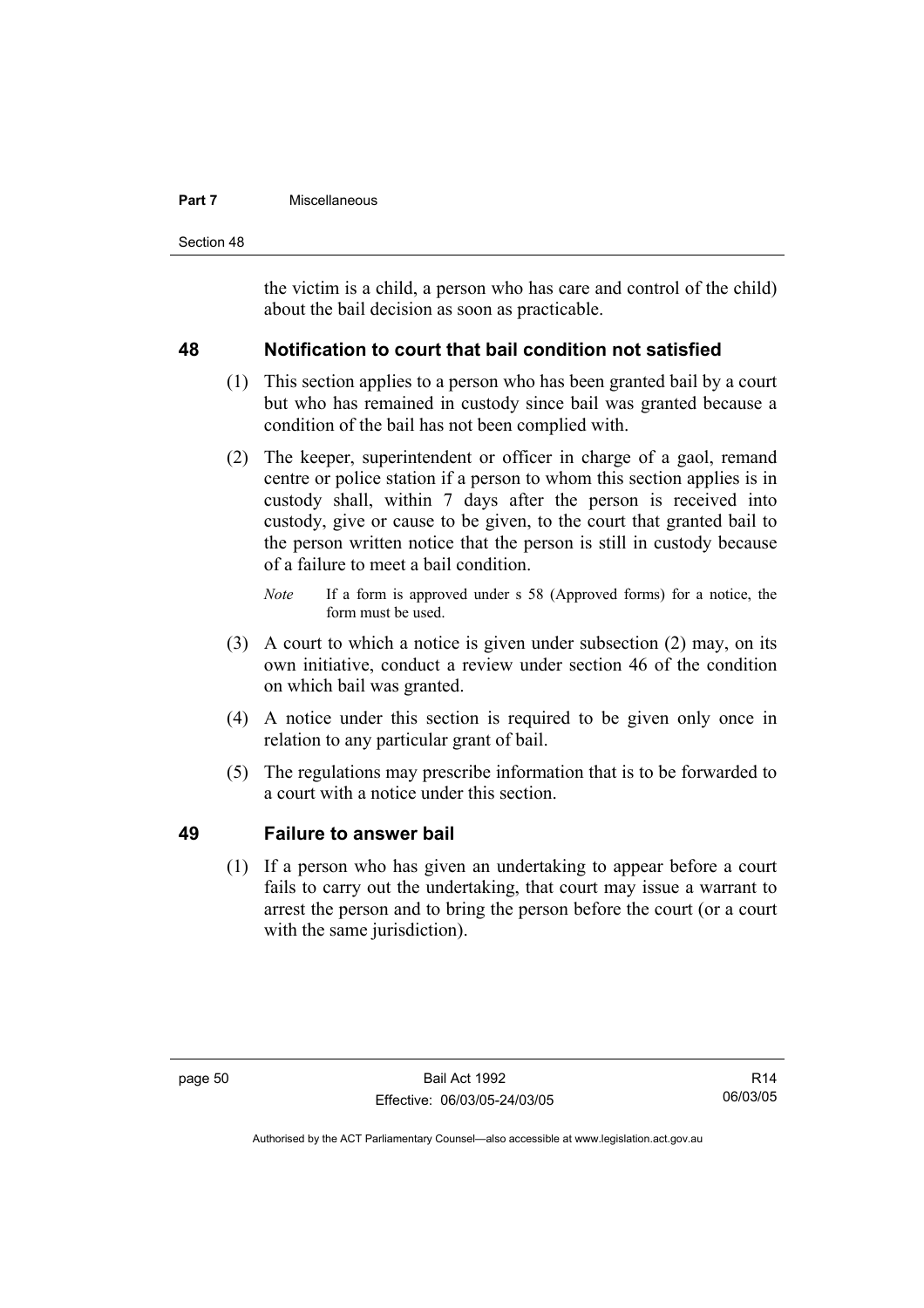the victim is a child, a person who has care and control of the child) about the bail decision as soon as practicable.

## 48 Notification to court that bail condition not satisfied

(1) This section applies to a person who has been granted bail by a court but who has remained in custody since bail was granted because a condition of the bail has not been complied with.

(2) The keeper, superintendent or officer in charge of a gaol, remand centre or police station if a person to whom this section applies is in custody shall, within 7 days after the person is received into custody, give or cause to be given, to the court that granted bail to the person written notice that the person is still in custody because of a failure to meet a bail condition.

*Note* If a form is approved under s 58 (Approved forms) for a notice, the form must be used.

(3) A court to which a notice is given under subsection (2) may, on its own initiative, conduct a review under section 46 of the condition on which bail was granted.

(4) A notice under this section is required to be given only once in relation to any particular grant of bail.

(5) The regulations may prescribe information that is to be forwarded to a court with a notice under this section.

## 49 Failure to answer bail

(1) If a person who has given an undertaking to appear before a court fails to carry out the undertaking, that court may issue a warrant to arrest the person and to bring the person before the court (or a court with the same jurisdiction).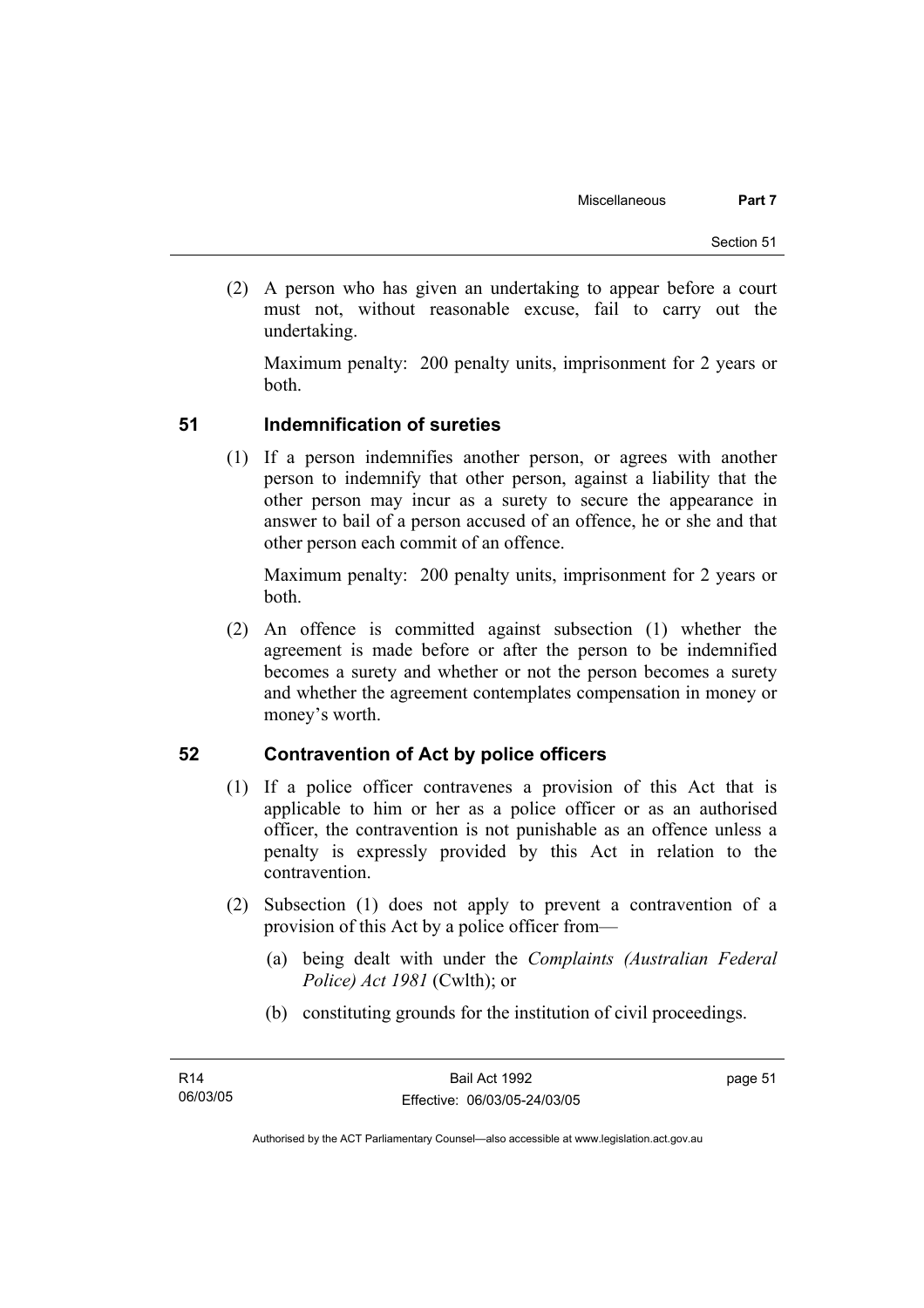(2) A person who has given an undertaking to appear before a court must not, without reasonable excuse, fail to carry out the undertaking.

Maximum penalty: 200 penalty units, imprisonment for 2 years or both.

## 51 Indemnification of sureties

(1) If a person indemnifies another person, or agrees with another person to indemnify that other person, against a liability that the other person may incur as a surety to secure the appearance in answer to bail of a person accused of an offence, he or she and that other person each commit of an offence.

Maximum penalty: 200 penalty units, imprisonment for 2 years or both.

(2) An offence is committed against subsection (1) whether the agreement is made before or after the person to be indemnified becomes a surety and whether or not the person becomes a surety and whether the agreement contemplates compensation in money or money's worth.

## 52 Contravention of Act by police officers

(1) If a police officer contravenes a provision of this Act that is applicable to him or her as a police officer or as an authorised officer, the contravention is not punishable as an offence unless a penalty is expressly provided by this Act in relation to the contravention.

(2) Subsection (1) does not apply to prevent a contravention of a provision of this Act by a police officer from—

(a) being dealt with under the *Complaints (Australian Federal Police) Act 1981* (Cwlth); or

(b) constituting grounds for the institution of civil proceedings.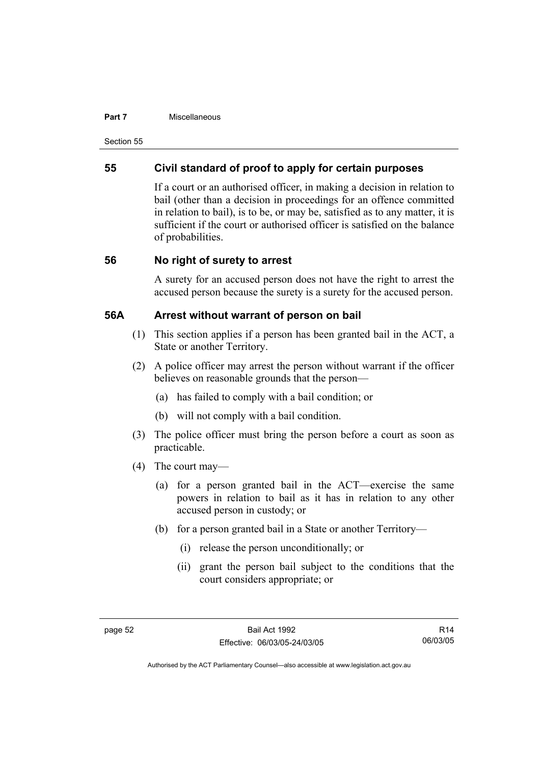## 55 Civil standard of proof to apply for certain purposes

If a court or an authorised officer, in making a decision in relation to bail (other than a decision in proceedings for an offence committed in relation to bail), is to be, or may be, satisfied as to any matter, it is sufficient if the court or authorised officer is satisfied on the balance of probabilities.

## 56 No right of surety to arrest

A surety for an accused person does not have the right to arrest the accused person because the surety is a surety for the accused person.

## 56A Arrest without warrant of person on bail

(1) This section applies if a person has been granted bail in the ACT, a State or another Territory.

(2) A police officer may arrest the person without warrant if the officer believes on reasonable grounds that the person—

- (a) has failed to comply with a bail condition; or
- (b) will not comply with a bail condition.

(3) The police officer must bring the person before a court as soon as practicable.

(4) The court may—

- (a) for a person granted bail in the ACT—exercise the same powers in relation to bail as it has in relation to any other accused person in custody; or
- (b) for a person granted bail in a State or another Territory—
  - (i) release the person unconditionally; or
  - (ii) grant the person bail subject to the conditions that the court considers appropriate; or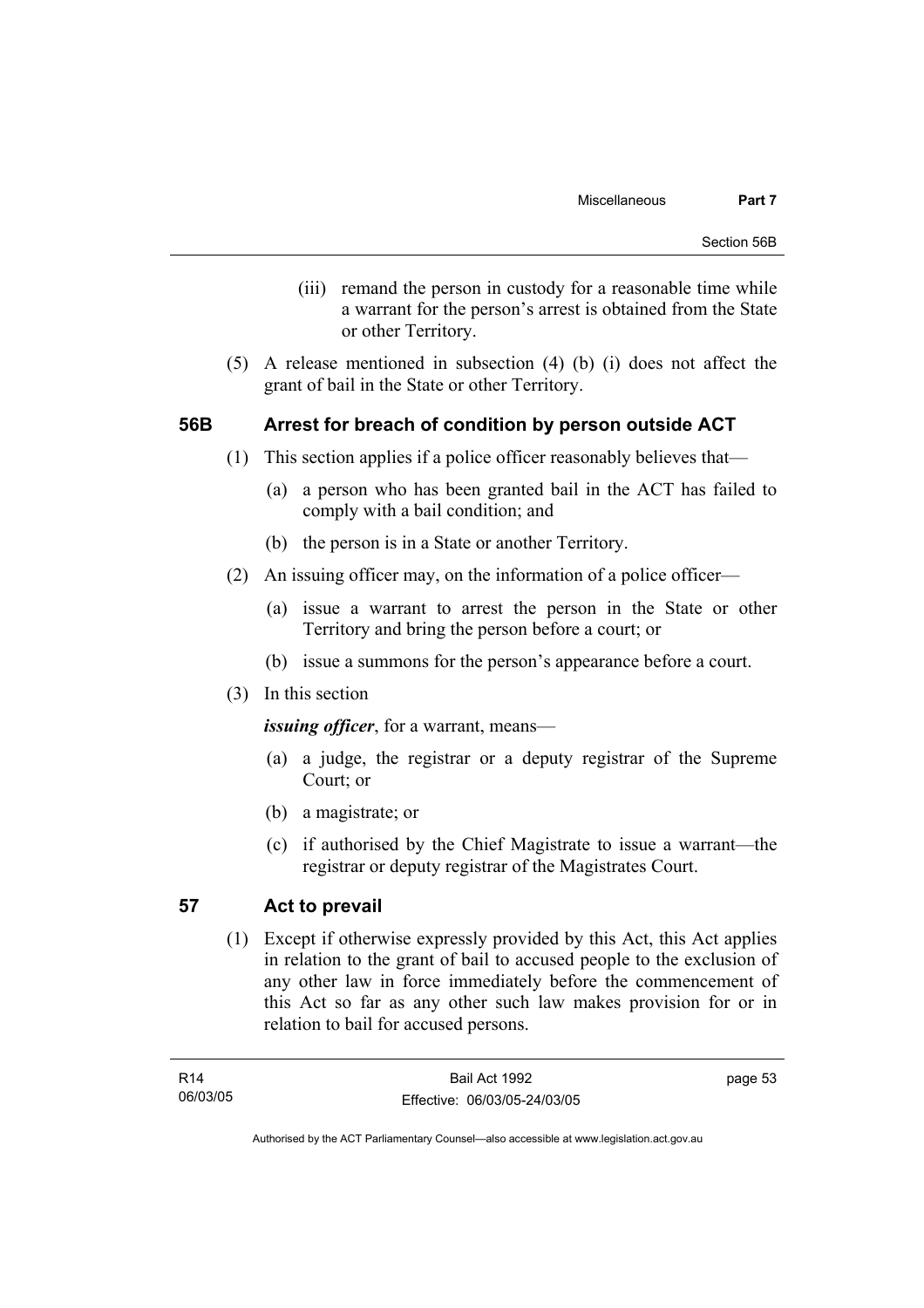(iii) remand the person in custody for a reasonable time while a warrant for the person's arrest is obtained from the State or other Territory.

(5) A release mentioned in subsection (4) (b) (i) does not affect the grant of bail in the State or other Territory.

## 56B Arrest for breach of condition by person outside ACT

(1) This section applies if a police officer reasonably believes that—

(a) a person who has been granted bail in the ACT has failed to comply with a bail condition; and

(b) the person is in a State or another Territory.

(2) An issuing officer may, on the information of a police officer—

(a) issue a warrant to arrest the person in the State or other Territory and bring the person before a court; or

(b) issue a summons for the person's appearance before a court.

(3) In this section

***issuing officer***, for a warrant, means—

(a) a judge, the registrar or a deputy registrar of the Supreme Court; or

(b) a magistrate; or

(c) if authorised by the Chief Magistrate to issue a warrant—the registrar or deputy registrar of the Magistrates Court.

## 57 Act to prevail

(1) Except if otherwise expressly provided by this Act, this Act applies in relation to the grant of bail to accused people to the exclusion of any other law in force immediately before the commencement of this Act so far as any other such law makes provision for or in relation to bail for accused persons.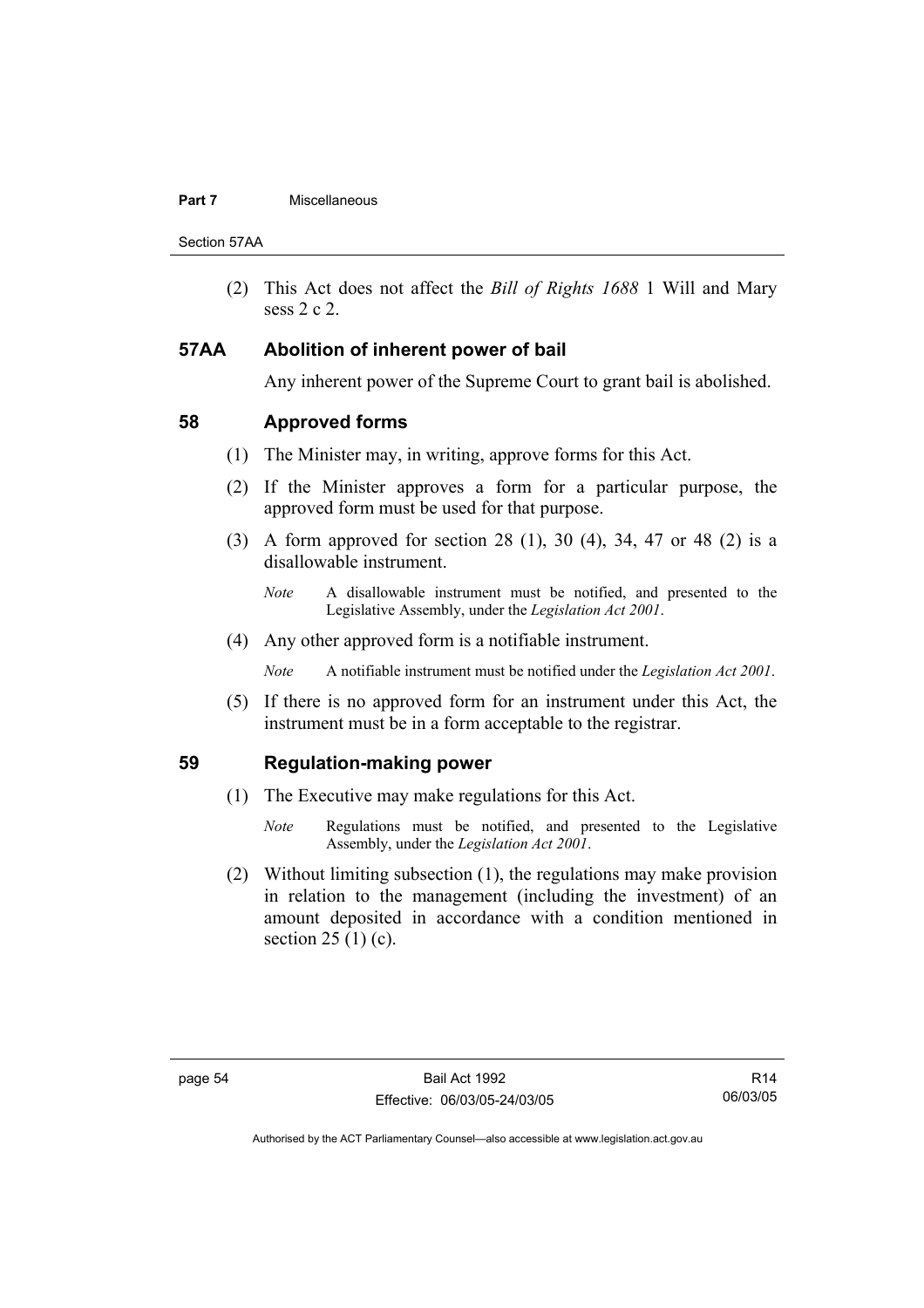(2) This Act does not affect the *Bill of Rights 1688* 1 Will and Mary sess 2 c 2.

## 57AA Abolition of inherent power of bail

Any inherent power of the Supreme Court to grant bail is abolished.

## 58 Approved forms

(1) The Minister may, in writing, approve forms for this Act.

(2) If the Minister approves a form for a particular purpose, the approved form must be used for that purpose.

(3) A form approved for section 28 (1), 30 (4), 34, 47 or 48 (2) is a disallowable instrument.

*Note* A disallowable instrument must be notified, and presented to the Legislative Assembly, under the *Legislation Act 2001*.

(4) Any other approved form is a notifiable instrument.

*Note* A notifiable instrument must be notified under the *Legislation Act 2001*.

(5) If there is no approved form for an instrument under this Act, the instrument must be in a form acceptable to the registrar.

## 59 Regulation-making power

(1) The Executive may make regulations for this Act.

*Note* Regulations must be notified, and presented to the Legislative Assembly, under the *Legislation Act 2001*.

(2) Without limiting subsection (1), the regulations may make provision in relation to the management (including the investment) of an amount deposited in accordance with a condition mentioned in section 25 (1) (c).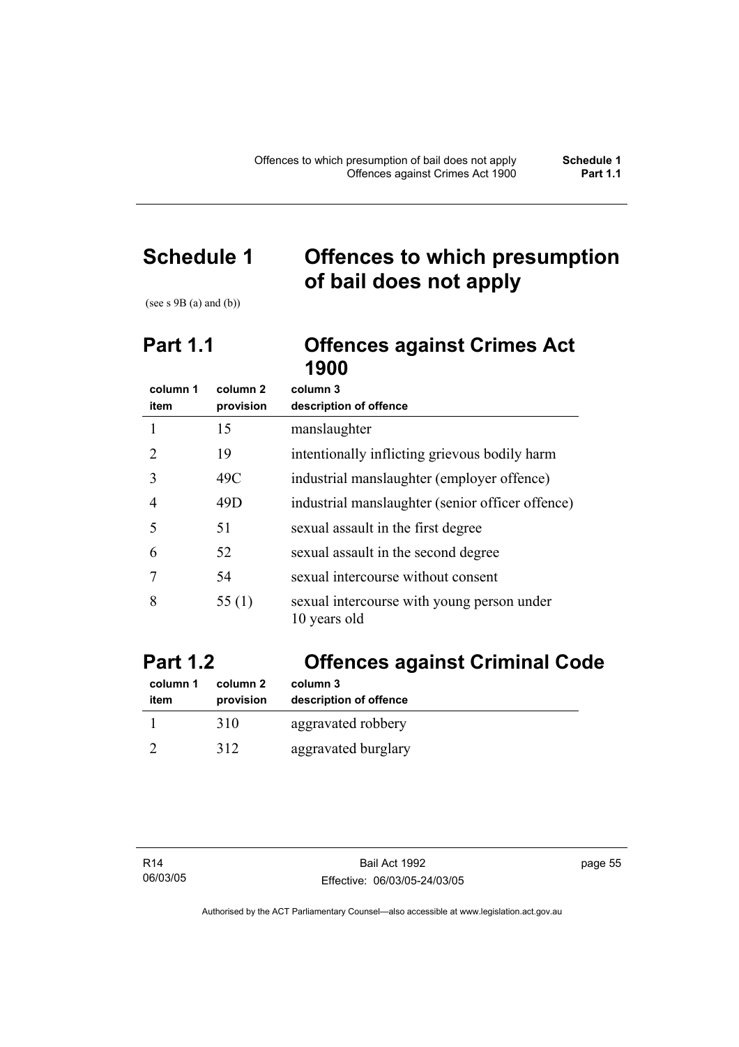# Schedule 1 Offences to which presumption of bail does not apply

(see s 9B (a) and (b))

## Part 1.1 Offences against Crimes Act 1900

| column 1 item | column 2 provision | column 3 description of offence |
|---|---|---|
| 1 | 15 | manslaughter |
| 2 | 19 | intentionally inflicting grievous bodily harm |
| 3 | 49C | industrial manslaughter (employer offence) |
| 4 | 49D | industrial manslaughter (senior officer offence) |
| 5 | 51 | sexual assault in the first degree |
| 6 | 52 | sexual assault in the second degree |
| 7 | 54 | sexual intercourse without consent |
| 8 | 55 (1) | sexual intercourse with young person under 10 years old |

## Part 1.2 Offences against Criminal Code

| column 1 item | column 2 provision | column 3 description of offence |
|---|---|---|
| 1 | 310 | aggravated robbery |
| 2 | 312 | aggravated burglary |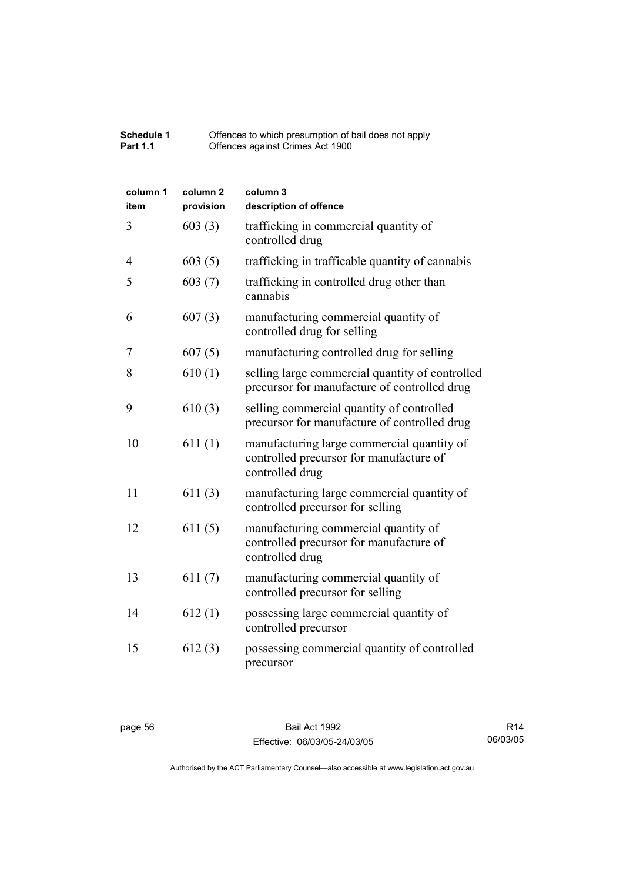| column 1 item | column 2 provision | column 3 description of offence |
|---|---|---|
| 3 | 603 (3) | trafficking in commercial quantity of controlled drug |
| 4 | 603 (5) | trafficking in trafficable quantity of cannabis |
| 5 | 603 (7) | trafficking in controlled drug other than cannabis |
| 6 | 607 (3) | manufacturing commercial quantity of controlled drug for selling |
| 7 | 607 (5) | manufacturing controlled drug for selling |
| 8 | 610 (1) | selling large commercial quantity of controlled precursor for manufacture of controlled drug |
| 9 | 610 (3) | selling commercial quantity of controlled precursor for manufacture of controlled drug |
| 10 | 611 (1) | manufacturing large commercial quantity of controlled precursor for manufacture of controlled drug |
| 11 | 611 (3) | manufacturing large commercial quantity of controlled precursor for selling |
| 12 | 611 (5) | manufacturing commercial quantity of controlled precursor for manufacture of controlled drug |
| 13 | 611 (7) | manufacturing commercial quantity of controlled precursor for selling |
| 14 | 612 (1) | possessing large commercial quantity of controlled precursor |
| 15 | 612 (3) | possessing commercial quantity of controlled precursor |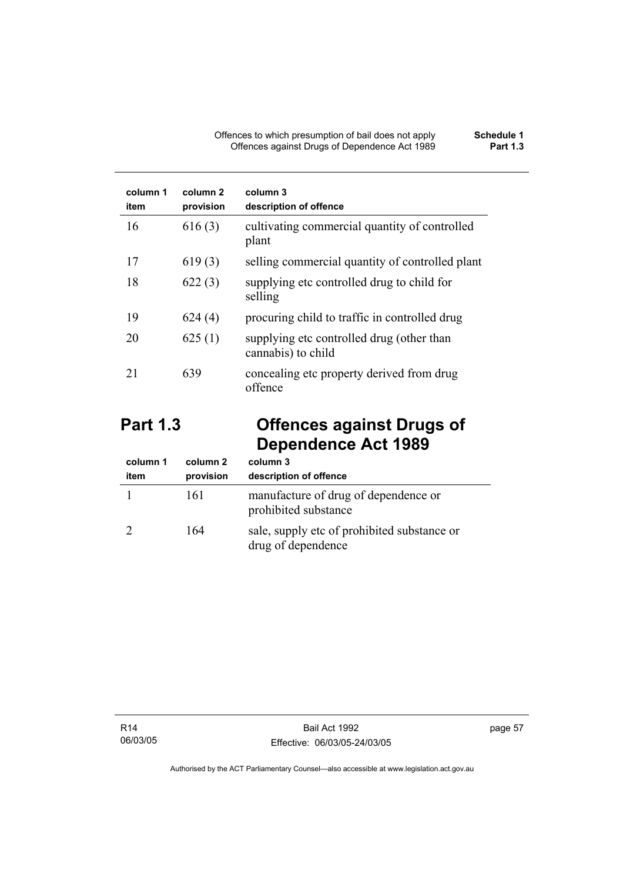| column 1 item | column 2 provision | column 3 description of offence |
|---|---|---|
| 16 | 616 (3) | cultivating commercial quantity of controlled plant |
| 17 | 619 (3) | selling commercial quantity of controlled plant |
| 18 | 622 (3) | supplying etc controlled drug to child for selling |
| 19 | 624 (4) | procuring child to traffic in controlled drug |
| 20 | 625 (1) | supplying etc controlled drug (other than cannabis) to child |
| 21 | 639 | concealing etc property derived from drug offence |

## Part 1.3 Offences against Drugs of Dependence Act 1989

| column 1 item | column 2 provision | column 3 description of offence |
|---|---|---|
| 1 | 161 | manufacture of drug of dependence or prohibited substance |
| 2 | 164 | sale, supply etc of prohibited substance or drug of dependence |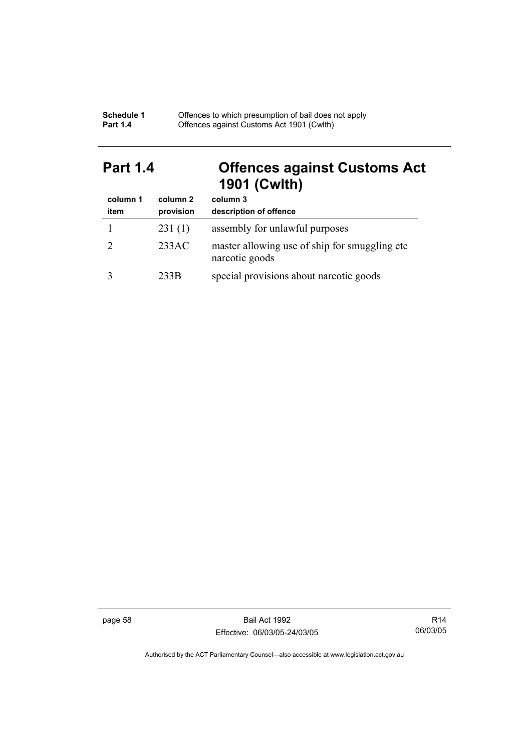## Part 1.4 Offences against Customs Act 1901 (Cwlth)

| column 1<br>item | column 2<br>provision | column 3<br>description of offence |
|---|---|---|
| 1 | 231 (1) | assembly for unlawful purposes |
| 2 | 233AC | master allowing use of ship for smuggling etc narcotic goods |
| 3 | 233B | special provisions about narcotic goods |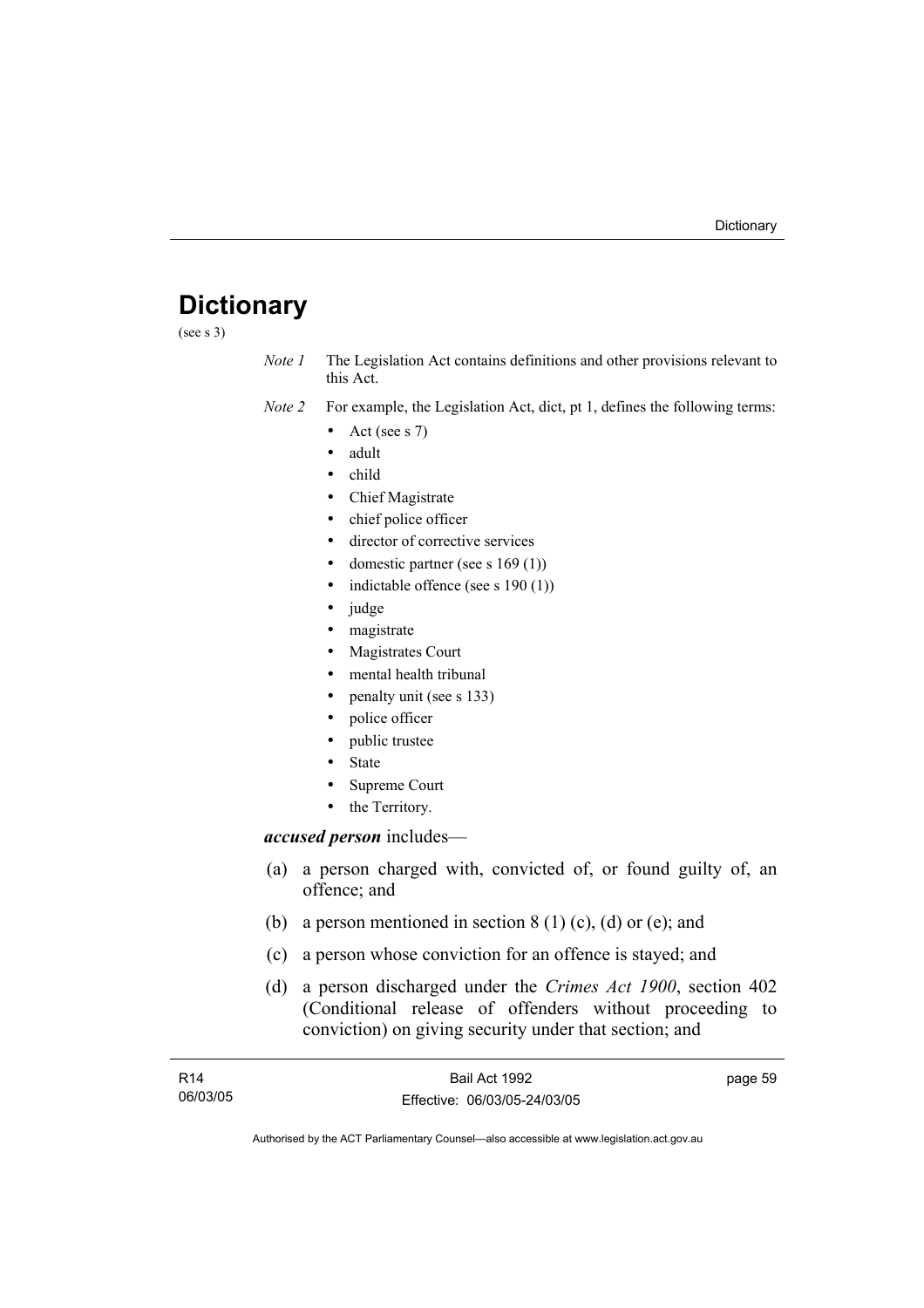# Dictionary

(see s 3)

*Note 1* The Legislation Act contains definitions and other provisions relevant to this Act.

*Note 2* For example, the Legislation Act, dict, pt 1, defines the following terms:

- Act (see s 7)
- adult
- child
- Chief Magistrate
- chief police officer
- director of corrective services
- domestic partner (see s 169 (1))
- indictable offence (see s 190 (1))
- judge
- magistrate
- Magistrates Court
- mental health tribunal
- penalty unit (see s 133)
- police officer
- public trustee
- State
- Supreme Court
- the Territory.

***accused person*** includes—

(a) a person charged with, convicted of, or found guilty of, an offence; and

(b) a person mentioned in section 8 (1) (c), (d) or (e); and

(c) a person whose conviction for an offence is stayed; and

(d) a person discharged under the *Crimes Act 1900*, section 402 (Conditional release of offenders without proceeding to conviction) on giving security under that section; and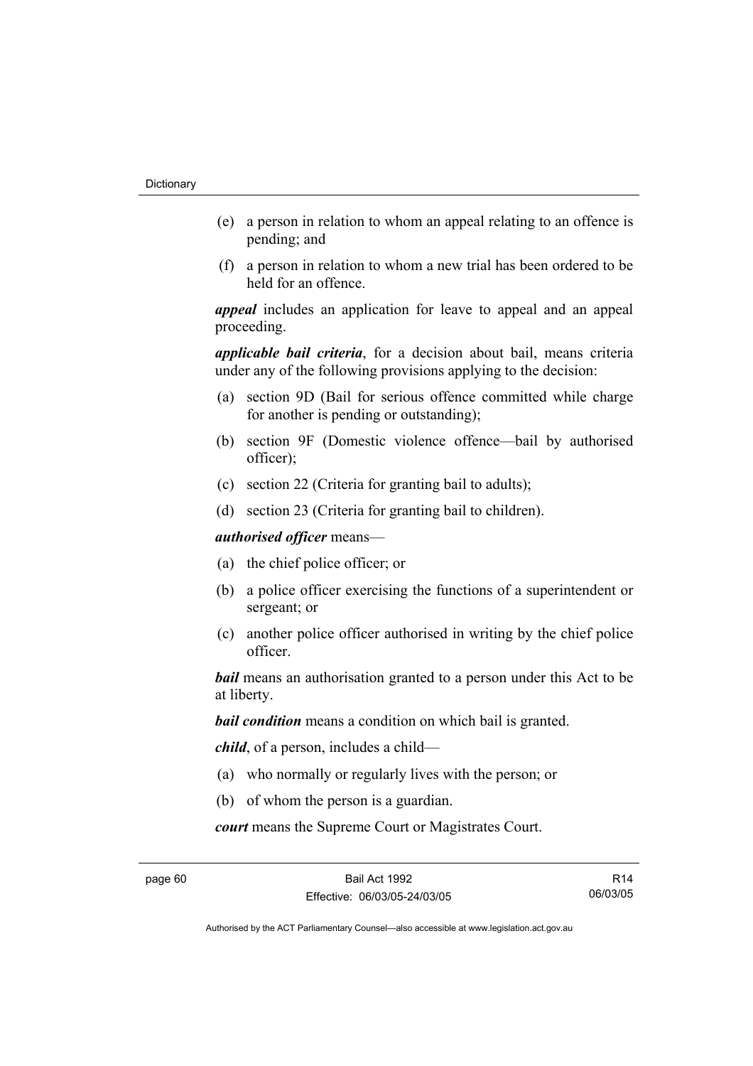(e) a person in relation to whom an appeal relating to an offence is pending; and

(f) a person in relation to whom a new trial has been ordered to be held for an offence.

***appeal*** includes an application for leave to appeal and an appeal proceeding.

***applicable bail criteria***, for a decision about bail, means criteria under any of the following provisions applying to the decision:

(a) section 9D (Bail for serious offence committed while charge for another is pending or outstanding);

(b) section 9F (Domestic violence offence—bail by authorised officer);

(c) section 22 (Criteria for granting bail to adults);

(d) section 23 (Criteria for granting bail to children).

***authorised officer*** means—

(a) the chief police officer; or

(b) a police officer exercising the functions of a superintendent or sergeant; or

(c) another police officer authorised in writing by the chief police officer.

***bail*** means an authorisation granted to a person under this Act to be at liberty.

***bail condition*** means a condition on which bail is granted.

***child***, of a person, includes a child—

(a) who normally or regularly lives with the person; or

(b) of whom the person is a guardian.

***court*** means the Supreme Court or Magistrates Court.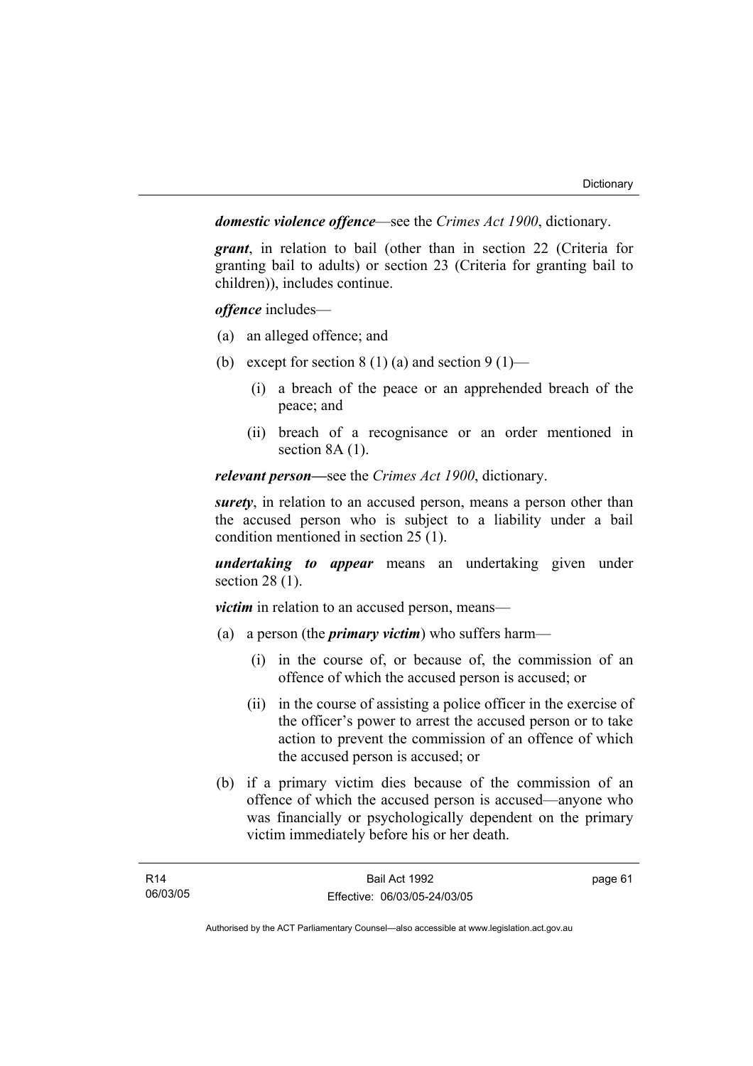***domestic violence offence***—see the *Crimes Act 1900*, dictionary.

***grant***, in relation to bail (other than in section 22 (Criteria for granting bail to adults) or section 23 (Criteria for granting bail to children)), includes continue.

***offence*** includes—

(a) an alleged offence; and

(b) except for section 8 (1) (a) and section 9 (1)—

  (i) a breach of the peace or an apprehended breach of the peace; and

  (ii) breach of a recognisance or an order mentioned in section 8A (1).

***relevant person***—see the *Crimes Act 1900*, dictionary.

***surety***, in relation to an accused person, means a person other than the accused person who is subject to a liability under a bail condition mentioned in section 25 (1).

***undertaking to appear*** means an undertaking given under section 28 (1).

***victim*** in relation to an accused person, means—

(a) a person (the ***primary victim***) who suffers harm—

  (i) in the course of, or because of, the commission of an offence of which the accused person is accused; or

  (ii) in the course of assisting a police officer in the exercise of the officer's power to arrest the accused person or to take action to prevent the commission of an offence of which the accused person is accused; or

(b) if a primary victim dies because of the commission of an offence of which the accused person is accused—anyone who was financially or psychologically dependent on the primary victim immediately before his or her death.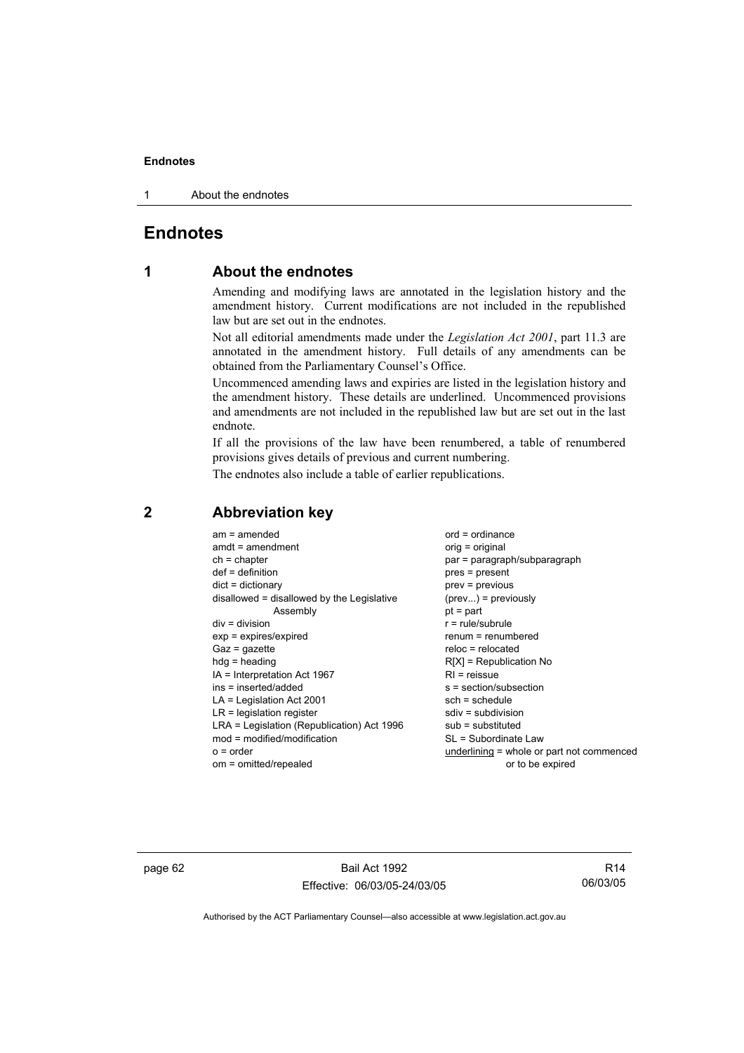# Endnotes

## 1 About the endnotes

Amending and modifying laws are annotated in the legislation history and the amendment history. Current modifications are not included in the republished law but are set out in the endnotes.

Not all editorial amendments made under the *Legislation Act 2001*, part 11.3 are annotated in the amendment history. Full details of any amendments can be obtained from the Parliamentary Counsel's Office.

Uncommenced amending laws and expiries are listed in the legislation history and the amendment history. These details are underlined. Uncommenced provisions and amendments are not included in the republished law but are set out in the last endnote.

If all the provisions of the law have been renumbered, a table of renumbered provisions gives details of previous and current numbering.

The endnotes also include a table of earlier republications.

## 2 Abbreviation key

am = amended
amdt = amendment
ch = chapter
def = definition
dict = dictionary
disallowed = disallowed by the Legislative Assembly
div = division
exp = expires/expired
Gaz = gazette
hdg = heading
IA = Interpretation Act 1967
ins = inserted/added
LA = Legislation Act 2001
LR = legislation register
LRA = Legislation (Republication) Act 1996
mod = modified/modification
o = order
om = omitted/repealed
ord = ordinance
orig = original
par = paragraph/subparagraph
pres = present
prev = previous
(prev...) = previously
pt = part
r = rule/subrule
renum = renumbered
reloc = relocated
R[X] = Republication No
RI = reissue
s = section/subsection
sch = schedule
sdiv = subdivision
sub = substituted
SL = Subordinate Law
underlining = whole or part not commenced or to be expired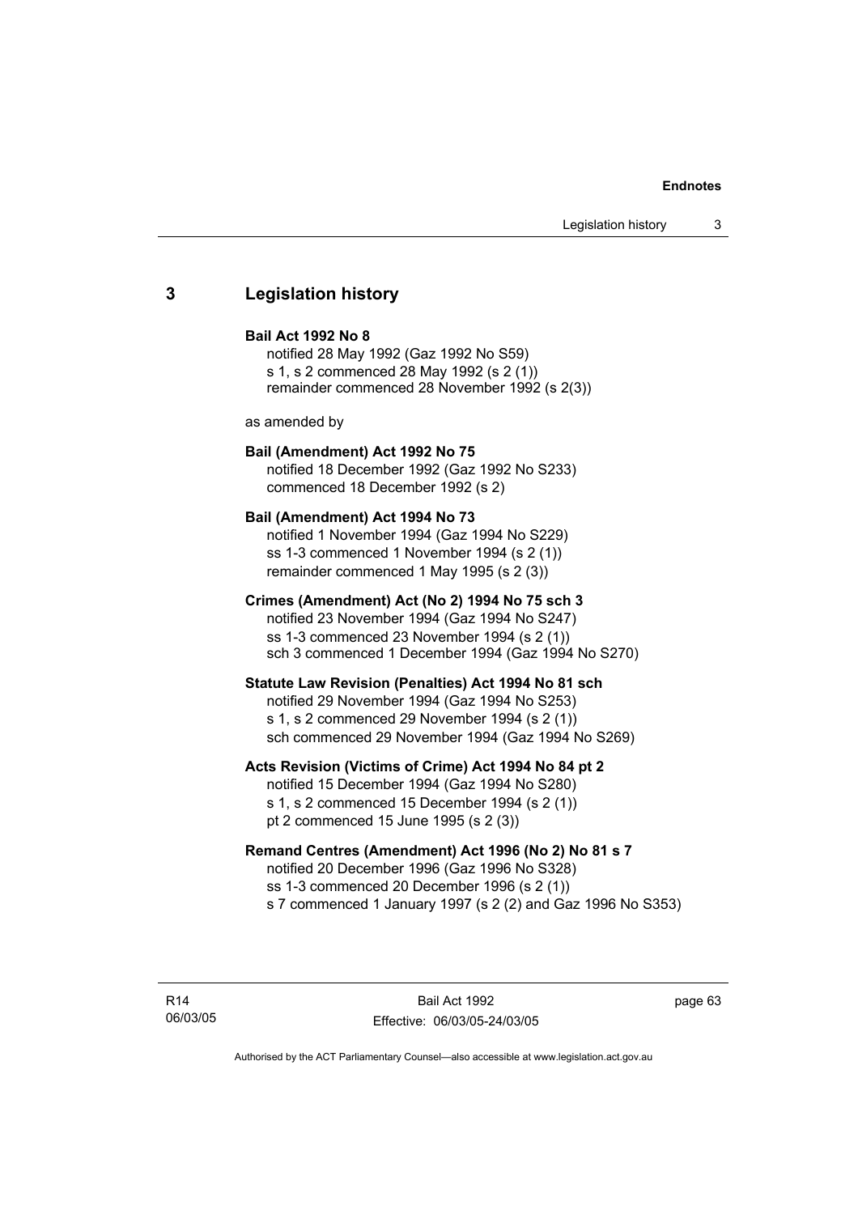## 3 Legislation history

**Bail Act 1992 No 8**
notified 28 May 1992 (Gaz 1992 No S59)
s 1, s 2 commenced 28 May 1992 (s 2 (1))
remainder commenced 28 November 1992 (s 2(3))

as amended by

**Bail (Amendment) Act 1992 No 75**
notified 18 December 1992 (Gaz 1992 No S233)
commenced 18 December 1992 (s 2)

**Bail (Amendment) Act 1994 No 73**
notified 1 November 1994 (Gaz 1994 No S229)
ss 1-3 commenced 1 November 1994 (s 2 (1))
remainder commenced 1 May 1995 (s 2 (3))

**Crimes (Amendment) Act (No 2) 1994 No 75 sch 3**
notified 23 November 1994 (Gaz 1994 No S247)
ss 1-3 commenced 23 November 1994 (s 2 (1))
sch 3 commenced 1 December 1994 (Gaz 1994 No S270)

**Statute Law Revision (Penalties) Act 1994 No 81 sch**
notified 29 November 1994 (Gaz 1994 No S253)
s 1, s 2 commenced 29 November 1994 (s 2 (1))
sch commenced 29 November 1994 (Gaz 1994 No S269)

**Acts Revision (Victims of Crime) Act 1994 No 84 pt 2**
notified 15 December 1994 (Gaz 1994 No S280)
s 1, s 2 commenced 15 December 1994 (s 2 (1))
pt 2 commenced 15 June 1995 (s 2 (3))

**Remand Centres (Amendment) Act 1996 (No 2) No 81 s 7**
notified 20 December 1996 (Gaz 1996 No S328)
ss 1-3 commenced 20 December 1996 (s 2 (1))
s 7 commenced 1 January 1997 (s 2 (2) and Gaz 1996 No S353)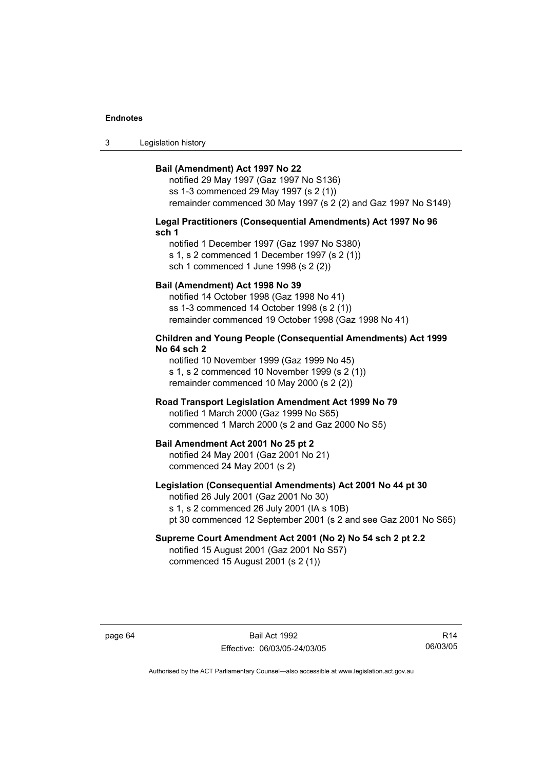**Bail (Amendment) Act 1997 No 22**

notified 29 May 1997 (Gaz 1997 No S136)
ss 1-3 commenced 29 May 1997 (s 2 (1))
remainder commenced 30 May 1997 (s 2 (2) and Gaz 1997 No S149)

**Legal Practitioners (Consequential Amendments) Act 1997 No 96 sch 1**

notified 1 December 1997 (Gaz 1997 No S380)
s 1, s 2 commenced 1 December 1997 (s 2 (1))
sch 1 commenced 1 June 1998 (s 2 (2))

**Bail (Amendment) Act 1998 No 39**

notified 14 October 1998 (Gaz 1998 No 41)
ss 1-3 commenced 14 October 1998 (s 2 (1))
remainder commenced 19 October 1998 (Gaz 1998 No 41)

**Children and Young People (Consequential Amendments) Act 1999 No 64 sch 2**

notified 10 November 1999 (Gaz 1999 No 45)
s 1, s 2 commenced 10 November 1999 (s 2 (1))
remainder commenced 10 May 2000 (s 2 (2))

**Road Transport Legislation Amendment Act 1999 No 79**

notified 1 March 2000 (Gaz 1999 No S65)
commenced 1 March 2000 (s 2 and Gaz 2000 No S5)

**Bail Amendment Act 2001 No 25 pt 2**

notified 24 May 2001 (Gaz 2001 No 21)
commenced 24 May 2001 (s 2)

**Legislation (Consequential Amendments) Act 2001 No 44 pt 30**

notified 26 July 2001 (Gaz 2001 No 30)
s 1, s 2 commenced 26 July 2001 (IA s 10B)
pt 30 commenced 12 September 2001 (s 2 and see Gaz 2001 No S65)

**Supreme Court Amendment Act 2001 (No 2) No 54 sch 2 pt 2.2**

notified 15 August 2001 (Gaz 2001 No S57)
commenced 15 August 2001 (s 2 (1))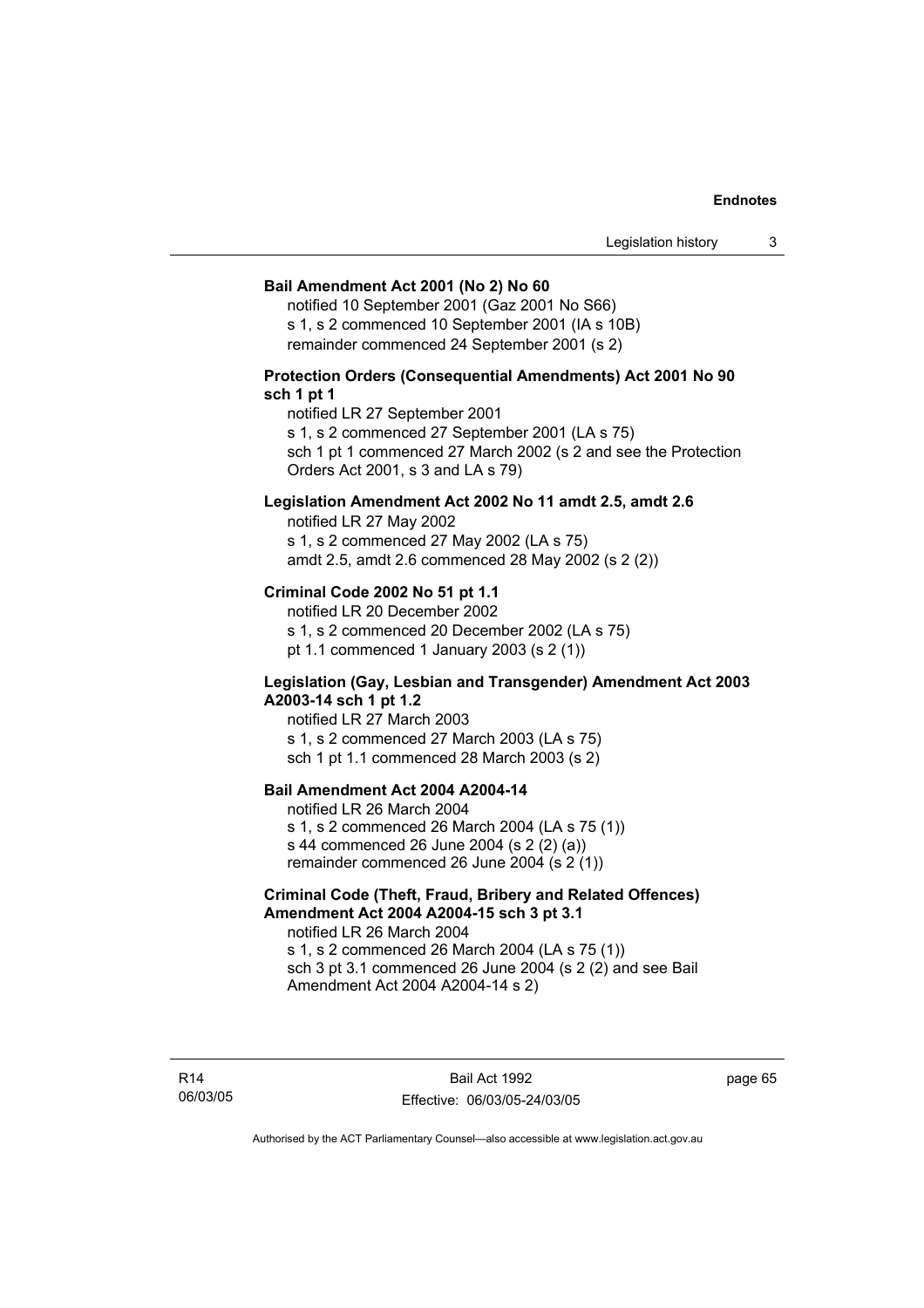**Bail Amendment Act 2001 (No 2) No 60**

notified 10 September 2001 (Gaz 2001 No S66)
s 1, s 2 commenced 10 September 2001 (IA s 10B)
remainder commenced 24 September 2001 (s 2)

**Protection Orders (Consequential Amendments) Act 2001 No 90 sch 1 pt 1**

notified LR 27 September 2001
s 1, s 2 commenced 27 September 2001 (LA s 75)
sch 1 pt 1 commenced 27 March 2002 (s 2 and see the Protection Orders Act 2001, s 3 and LA s 79)

**Legislation Amendment Act 2002 No 11 amdt 2.5, amdt 2.6**

notified LR 27 May 2002
s 1, s 2 commenced 27 May 2002 (LA s 75)
amdt 2.5, amdt 2.6 commenced 28 May 2002 (s 2 (2))

**Criminal Code 2002 No 51 pt 1.1**

notified LR 20 December 2002
s 1, s 2 commenced 20 December 2002 (LA s 75)
pt 1.1 commenced 1 January 2003 (s 2 (1))

**Legislation (Gay, Lesbian and Transgender) Amendment Act 2003 A2003-14 sch 1 pt 1.2**

notified LR 27 March 2003
s 1, s 2 commenced 27 March 2003 (LA s 75)
sch 1 pt 1.1 commenced 28 March 2003 (s 2)

**Bail Amendment Act 2004 A2004-14**

notified LR 26 March 2004
s 1, s 2 commenced 26 March 2004 (LA s 75 (1))
s 44 commenced 26 June 2004 (s 2 (2) (a))
remainder commenced 26 June 2004 (s 2 (1))

**Criminal Code (Theft, Fraud, Bribery and Related Offences) Amendment Act 2004 A2004-15 sch 3 pt 3.1**

notified LR 26 March 2004
s 1, s 2 commenced 26 March 2004 (LA s 75 (1))
sch 3 pt 3.1 commenced 26 June 2004 (s 2 (2) and see Bail Amendment Act 2004 A2004-14 s 2)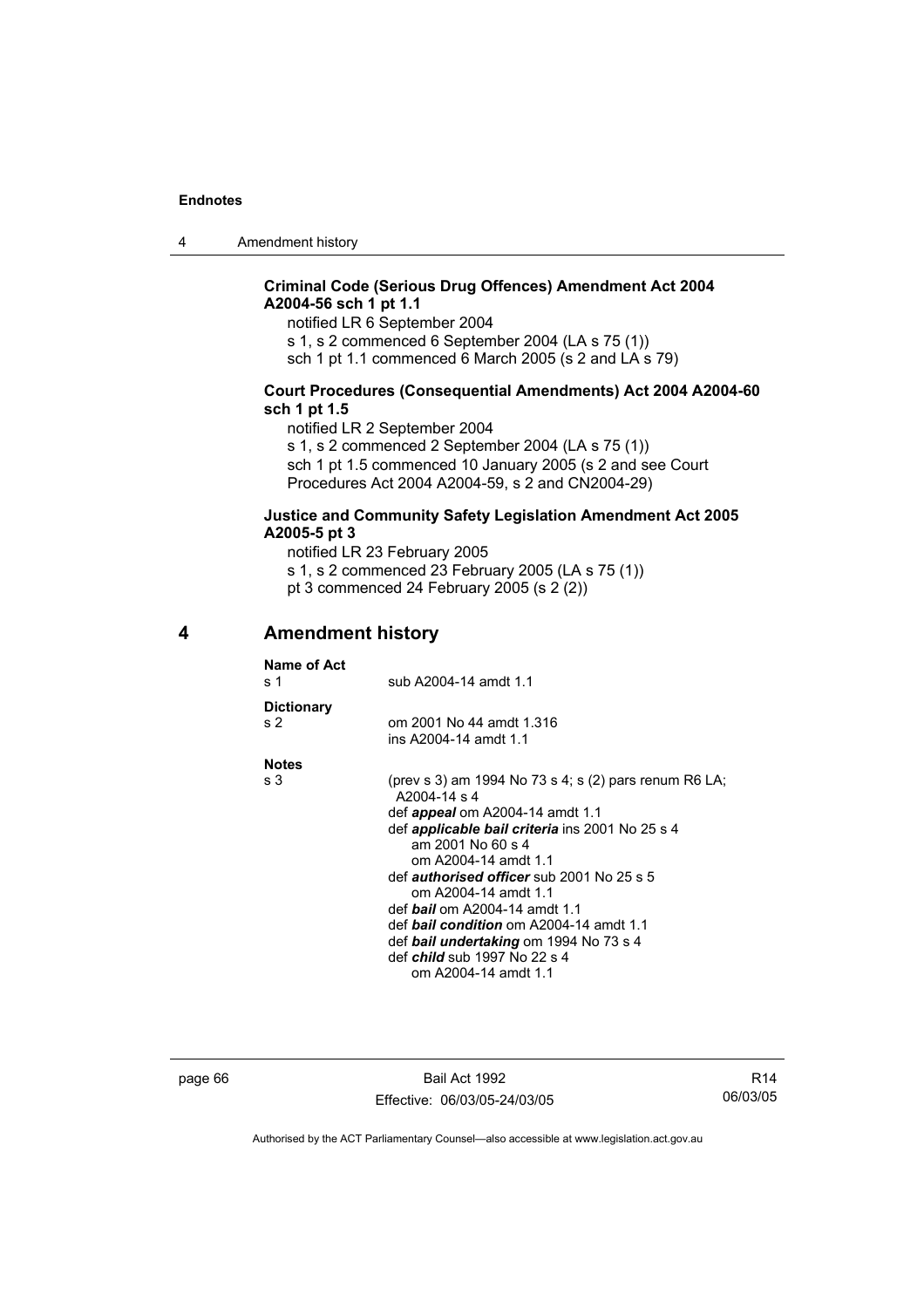**Criminal Code (Serious Drug Offences) Amendment Act 2004 A2004-56 sch 1 pt 1.1**

notified LR 6 September 2004

s 1, s 2 commenced 6 September 2004 (LA s 75 (1))

sch 1 pt 1.1 commenced 6 March 2005 (s 2 and LA s 79)

**Court Procedures (Consequential Amendments) Act 2004 A2004-60 sch 1 pt 1.5**

notified LR 2 September 2004

s 1, s 2 commenced 2 September 2004 (LA s 75 (1))

sch 1 pt 1.5 commenced 10 January 2005 (s 2 and see Court Procedures Act 2004 A2004-59, s 2 and CN2004-29)

**Justice and Community Safety Legislation Amendment Act 2005 A2005-5 pt 3**

notified LR 23 February 2005

s 1, s 2 commenced 23 February 2005 (LA s 75 (1))

pt 3 commenced 24 February 2005 (s 2 (2))

## 4 Amendment history

**Name of Act**

s 1 — sub A2004-14 amdt 1.1

**Dictionary**

s 2 — om 2001 No 44 amdt 1.316
ins A2004-14 amdt 1.1

**Notes**

s 3 — (prev s 3) am 1994 No 73 s 4; s (2) pars renum R6 LA; A2004-14 s 4
def ***appeal*** om A2004-14 amdt 1.1
def ***applicable bail criteria*** ins 2001 No 25 s 4
am 2001 No 60 s 4
om A2004-14 amdt 1.1
def ***authorised officer*** sub 2001 No 25 s 5
om A2004-14 amdt 1.1
def ***bail*** om A2004-14 amdt 1.1
def ***bail condition*** om A2004-14 amdt 1.1
def ***bail undertaking*** om 1994 No 73 s 4
def ***child*** sub 1997 No 22 s 4
om A2004-14 amdt 1.1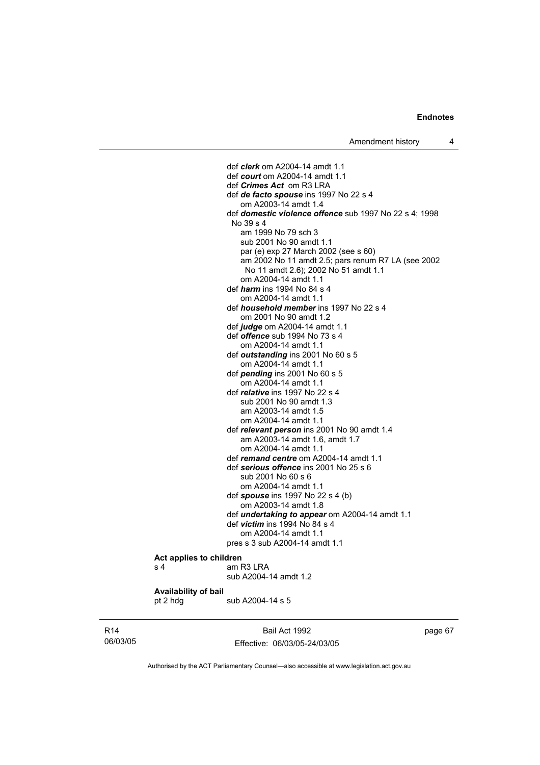def ***clerk*** om A2004-14 amdt 1.1
def ***court*** om A2004-14 amdt 1.1
def ***Crimes Act*** om R3 LRA
def ***de facto spouse*** ins 1997 No 22 s 4
om A2003-14 amdt 1.4
def ***domestic violence offence*** sub 1997 No 22 s 4; 1998 No 39 s 4
am 1999 No 79 sch 3
sub 2001 No 90 amdt 1.1
par (e) exp 27 March 2002 (see s 60)
am 2002 No 11 amdt 2.5; pars renum R7 LA (see 2002 No 11 amdt 2.6); 2002 No 51 amdt 1.1
om A2004-14 amdt 1.1
def ***harm*** ins 1994 No 84 s 4
om A2004-14 amdt 1.1
def ***household member*** ins 1997 No 22 s 4
om 2001 No 90 amdt 1.2
def ***judge*** om A2004-14 amdt 1.1
def ***offence*** sub 1994 No 73 s 4
om A2004-14 amdt 1.1
def ***outstanding*** ins 2001 No 60 s 5
om A2004-14 amdt 1.1
def ***pending*** ins 2001 No 60 s 5
om A2004-14 amdt 1.1
def ***relative*** ins 1997 No 22 s 4
sub 2001 No 90 amdt 1.3
am A2003-14 amdt 1.5
om A2004-14 amdt 1.1
def ***relevant person*** ins 2001 No 90 amdt 1.4
am A2003-14 amdt 1.6, amdt 1.7
om A2004-14 amdt 1.1
def ***remand centre*** om A2004-14 amdt 1.1
def ***serious offence*** ins 2001 No 25 s 6
sub 2001 No 60 s 6
om A2004-14 amdt 1.1
def ***spouse*** ins 1997 No 22 s 4 (b)
om A2003-14 amdt 1.8
def ***undertaking to appear*** om A2004-14 amdt 1.1
def ***victim*** ins 1994 No 84 s 4
om A2004-14 amdt 1.1
pres s 3 sub A2004-14 amdt 1.1

**Act applies to children**

s 4 am R3 LRA
sub A2004-14 amdt 1.2

**Availability of bail**

pt 2 hdg sub A2004-14 s 5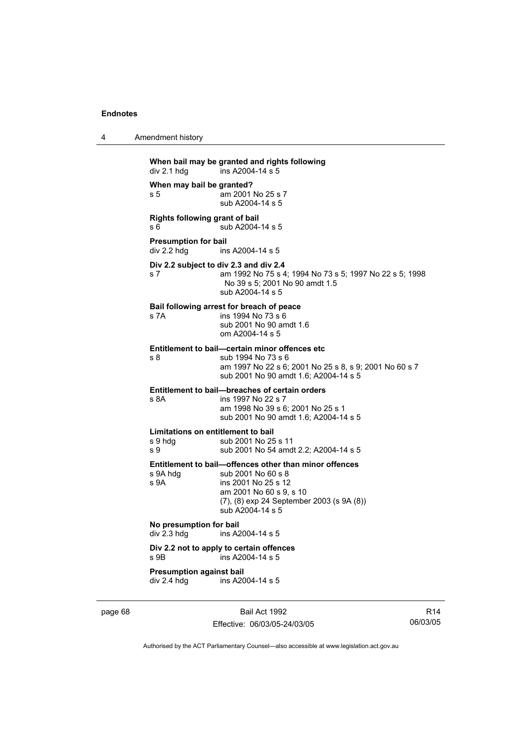**When bail may be granted and rights following**

div 2.1 hdg ins A2004-14 s 5

**When may bail be granted?**

s 5 am 2001 No 25 s 7
sub A2004-14 s 5

**Rights following grant of bail**

s 6 sub A2004-14 s 5

**Presumption for bail**

div 2.2 hdg ins A2004-14 s 5

**Div 2.2 subject to div 2.3 and div 2.4**

s 7 am 1992 No 75 s 4; 1994 No 73 s 5; 1997 No 22 s 5; 1998 No 39 s 5; 2001 No 90 amdt 1.5
sub A2004-14 s 5

**Bail following arrest for breach of peace**

s 7A ins 1994 No 73 s 6
sub 2001 No 90 amdt 1.6
om A2004-14 s 5

**Entitlement to bail—certain minor offences etc**

s 8 sub 1994 No 73 s 6
am 1997 No 22 s 6; 2001 No 25 s 8, s 9; 2001 No 60 s 7
sub 2001 No 90 amdt 1.6; A2004-14 s 5

**Entitlement to bail—breaches of certain orders**

s 8A ins 1997 No 22 s 7
am 1998 No 39 s 6; 2001 No 25 s 1
sub 2001 No 90 amdt 1.6; A2004-14 s 5

**Limitations on entitlement to bail**

s 9 hdg sub 2001 No 25 s 11
s 9 sub 2001 No 54 amdt 2.2; A2004-14 s 5

**Entitlement to bail—offences other than minor offences**

s 9A hdg sub 2001 No 60 s 8
s 9A ins 2001 No 25 s 12
am 2001 No 60 s 9, s 10
(7), (8) exp 24 September 2003 (s 9A (8))
sub A2004-14 s 5

**No presumption for bail**

div 2.3 hdg ins A2004-14 s 5

**Div 2.2 not to apply to certain offences**

s 9B ins A2004-14 s 5

**Presumption against bail**

div 2.4 hdg ins A2004-14 s 5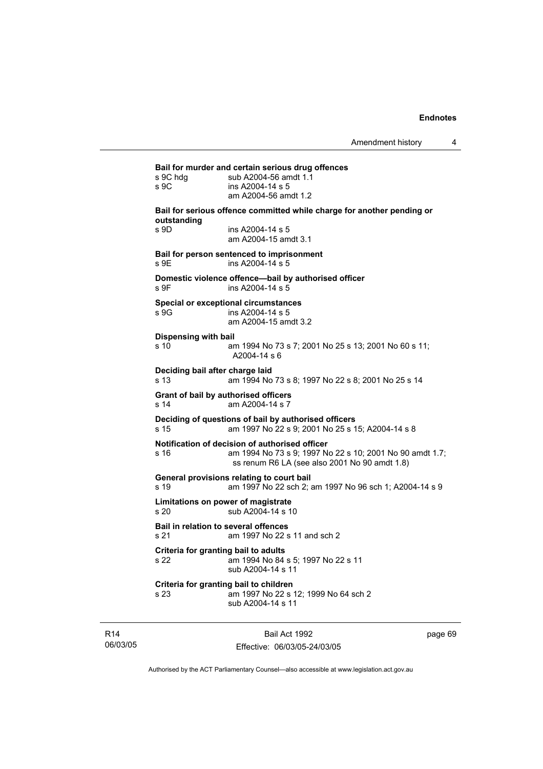**Bail for murder and certain serious drug offences**

s 9C hdg — sub A2004-56 amdt 1.1

s 9C — ins A2004-14 s 5
am A2004-56 amdt 1.2

**Bail for serious offence committed while charge for another pending or outstanding**

s 9D — ins A2004-14 s 5
am A2004-15 amdt 3.1

**Bail for person sentenced to imprisonment**

s 9E — ins A2004-14 s 5

**Domestic violence offence—bail by authorised officer**

s 9F — ins A2004-14 s 5

**Special or exceptional circumstances**

s 9G — ins A2004-14 s 5
am A2004-15 amdt 3.2

**Dispensing with bail**

s 10 — am 1994 No 73 s 7; 2001 No 25 s 13; 2001 No 60 s 11; A2004-14 s 6

**Deciding bail after charge laid**

s 13 — am 1994 No 73 s 8; 1997 No 22 s 8; 2001 No 25 s 14

**Grant of bail by authorised officers**

s 14 — am A2004-14 s 7

**Deciding of questions of bail by authorised officers**

s 15 — am 1997 No 22 s 9; 2001 No 25 s 15; A2004-14 s 8

**Notification of decision of authorised officer**

s 16 — am 1994 No 73 s 9; 1997 No 22 s 10; 2001 No 90 amdt 1.7; ss renum R6 LA (see also 2001 No 90 amdt 1.8)

**General provisions relating to court bail**

s 19 — am 1997 No 22 sch 2; am 1997 No 96 sch 1; A2004-14 s 9

**Limitations on power of magistrate**

s 20 — sub A2004-14 s 10

**Bail in relation to several offences**

s 21 — am 1997 No 22 s 11 and sch 2

**Criteria for granting bail to adults**

s 22 — am 1994 No 84 s 5; 1997 No 22 s 11
sub A2004-14 s 11

**Criteria for granting bail to children**

s 23 — am 1997 No 22 s 12; 1999 No 64 sch 2
sub A2004-14 s 11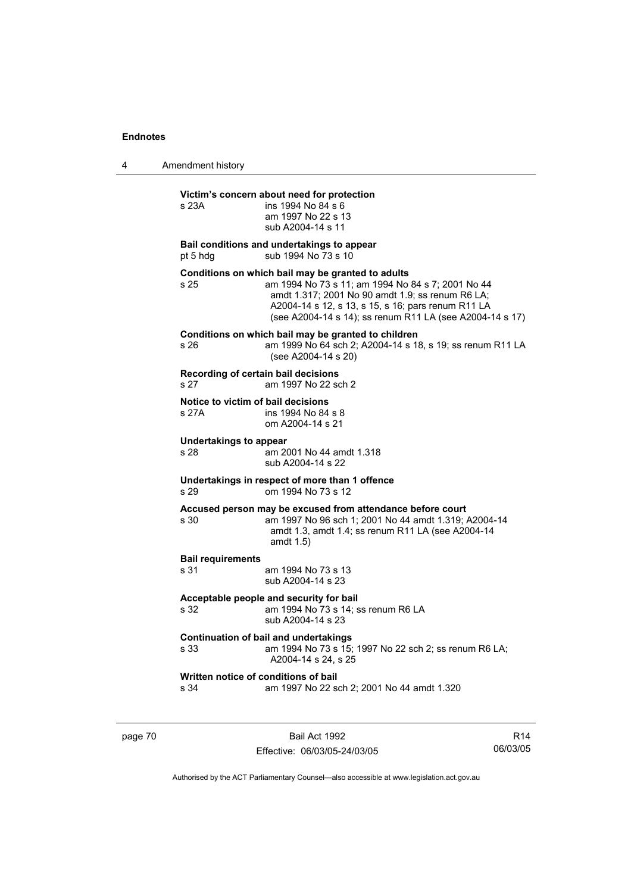**Victim's concern about need for protection**

s 23A ins 1994 No 84 s 6
am 1997 No 22 s 13
sub A2004-14 s 11

**Bail conditions and undertakings to appear**

pt 5 hdg sub 1994 No 73 s 10

**Conditions on which bail may be granted to adults**

s 25 am 1994 No 73 s 11; am 1994 No 84 s 7; 2001 No 44 amdt 1.317; 2001 No 90 amdt 1.9; ss renum R6 LA; A2004-14 s 12, s 13, s 15, s 16; pars renum R11 LA (see A2004-14 s 14); ss renum R11 LA (see A2004-14 s 17)

**Conditions on which bail may be granted to children**

s 26 am 1999 No 64 sch 2; A2004-14 s 18, s 19; ss renum R11 LA (see A2004-14 s 20)

**Recording of certain bail decisions**

s 27 am 1997 No 22 sch 2

**Notice to victim of bail decisions**

s 27A ins 1994 No 84 s 8
om A2004-14 s 21

**Undertakings to appear**

s 28 am 2001 No 44 amdt 1.318
sub A2004-14 s 22

**Undertakings in respect of more than 1 offence**

s 29 om 1994 No 73 s 12

**Accused person may be excused from attendance before court**

s 30 am 1997 No 96 sch 1; 2001 No 44 amdt 1.319; A2004-14 amdt 1.3, amdt 1.4; ss renum R11 LA (see A2004-14 amdt 1.5)

**Bail requirements**

s 31 am 1994 No 73 s 13
sub A2004-14 s 23

**Acceptable people and security for bail**

s 32 am 1994 No 73 s 14; ss renum R6 LA
sub A2004-14 s 23

**Continuation of bail and undertakings**

s 33 am 1994 No 73 s 15; 1997 No 22 sch 2; ss renum R6 LA; A2004-14 s 24, s 25

**Written notice of conditions of bail**

s 34 am 1997 No 22 sch 2; 2001 No 44 amdt 1.320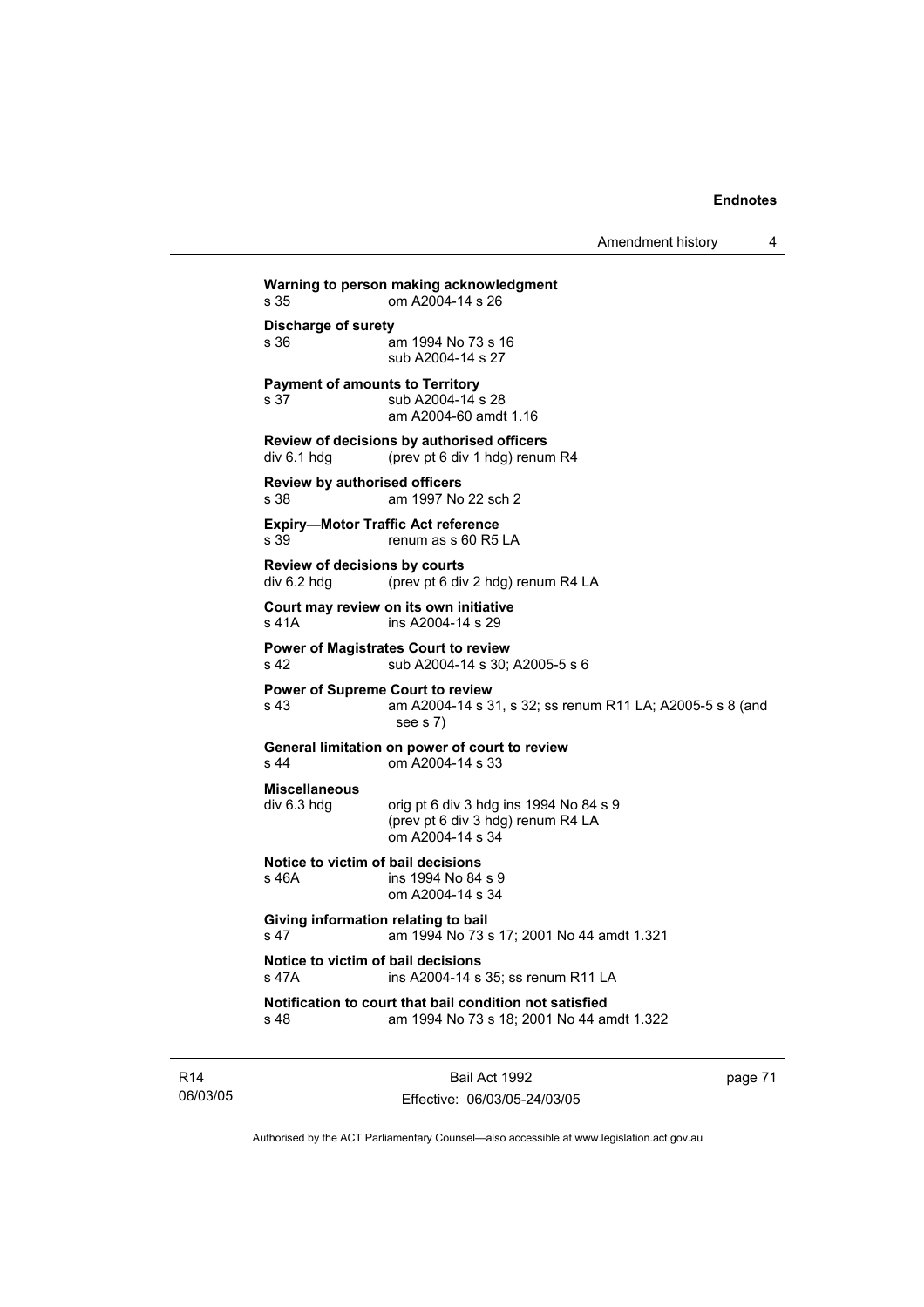**Warning to person making acknowledgment**
s 35 om A2004-14 s 26

**Discharge of surety**
s 36 am 1994 No 73 s 16
sub A2004-14 s 27

**Payment of amounts to Territory**
s 37 sub A2004-14 s 28
am A2004-60 amdt 1.16

**Review of decisions by authorised officers**
div 6.1 hdg (prev pt 6 div 1 hdg) renum R4

**Review by authorised officers**
s 38 am 1997 No 22 sch 2

**Expiry—Motor Traffic Act reference**
s 39 renum as s 60 R5 LA

**Review of decisions by courts**
div 6.2 hdg (prev pt 6 div 2 hdg) renum R4 LA

**Court may review on its own initiative**
s 41A ins A2004-14 s 29

**Power of Magistrates Court to review**
s 42 sub A2004-14 s 30; A2005-5 s 6

**Power of Supreme Court to review**
s 43 am A2004-14 s 31, s 32; ss renum R11 LA; A2005-5 s 8 (and see s 7)

**General limitation on power of court to review**
s 44 om A2004-14 s 33

**Miscellaneous**
div 6.3 hdg orig pt 6 div 3 hdg ins 1994 No 84 s 9
(prev pt 6 div 3 hdg) renum R4 LA
om A2004-14 s 34

**Notice to victim of bail decisions**
s 46A ins 1994 No 84 s 9
om A2004-14 s 34

**Giving information relating to bail**
s 47 am 1994 No 73 s 17; 2001 No 44 amdt 1.321

**Notice to victim of bail decisions**
s 47A ins A2004-14 s 35; ss renum R11 LA

**Notification to court that bail condition not satisfied**
s 48 am 1994 No 73 s 18; 2001 No 44 amdt 1.322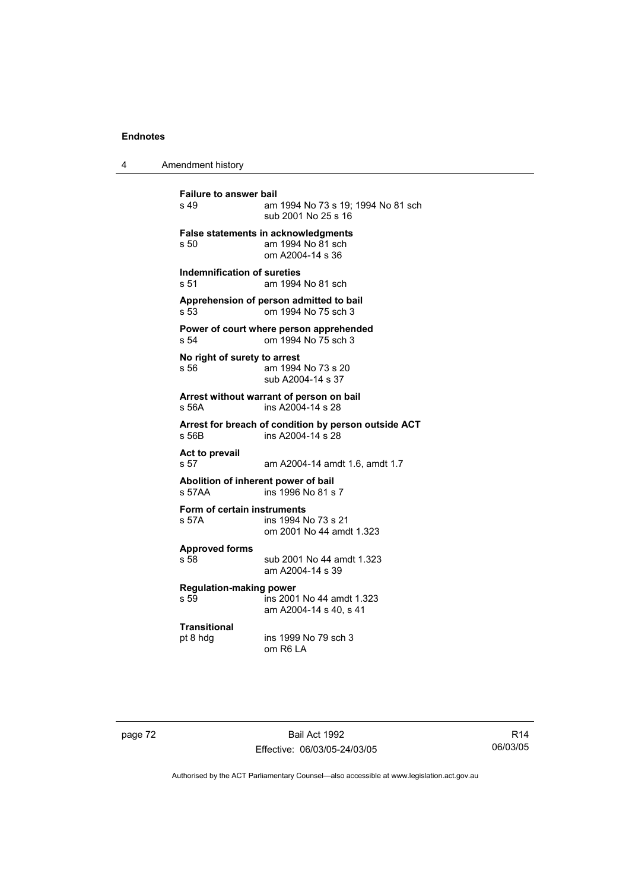**Failure to answer bail**
s 49 am 1994 No 73 s 19; 1994 No 81 sch
sub 2001 No 25 s 16

**False statements in acknowledgments**
s 50 am 1994 No 81 sch
om A2004-14 s 36

**Indemnification of sureties**
s 51 am 1994 No 81 sch

**Apprehension of person admitted to bail**
s 53 om 1994 No 75 sch 3

**Power of court where person apprehended**
s 54 om 1994 No 75 sch 3

**No right of surety to arrest**
s 56 am 1994 No 73 s 20
sub A2004-14 s 37

**Arrest without warrant of person on bail**
s 56A ins A2004-14 s 28

**Arrest for breach of condition by person outside ACT**
s 56B ins A2004-14 s 28

**Act to prevail**
s 57 am A2004-14 amdt 1.6, amdt 1.7

**Abolition of inherent power of bail**
s 57AA ins 1996 No 81 s 7

**Form of certain instruments**
s 57A ins 1994 No 73 s 21
om 2001 No 44 amdt 1.323

**Approved forms**
s 58 sub 2001 No 44 amdt 1.323
am A2004-14 s 39

**Regulation-making power**
s 59 ins 2001 No 44 amdt 1.323
am A2004-14 s 40, s 41

**Transitional**
pt 8 hdg ins 1999 No 79 sch 3
om R6 LA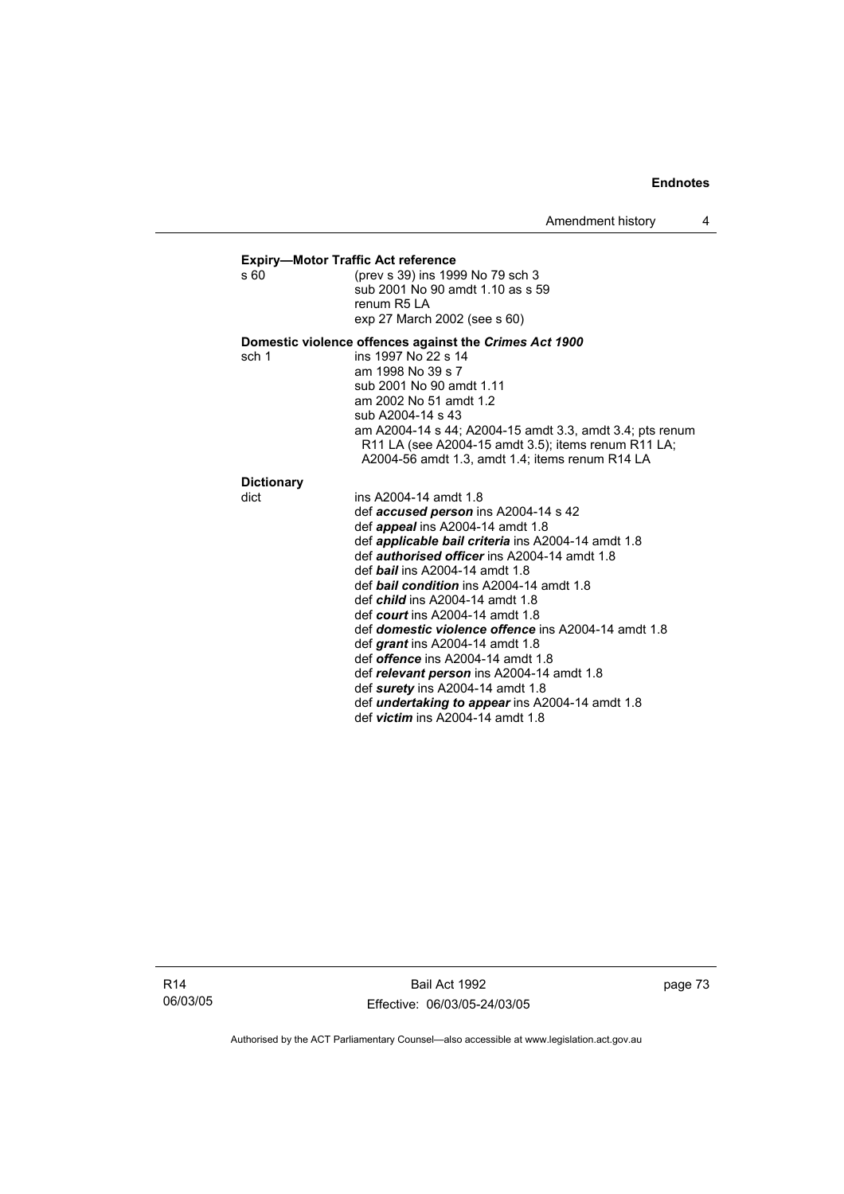**Expiry—Motor Traffic Act reference**

s 60 (prev s 39) ins 1999 No 79 sch 3
sub 2001 No 90 amdt 1.10 as s 59
renum R5 LA
exp 27 March 2002 (see s 60)

**Domestic violence offences against the *Crimes Act 1900***

sch 1 ins 1997 No 22 s 14
am 1998 No 39 s 7
sub 2001 No 90 amdt 1.11
am 2002 No 51 amdt 1.2
sub A2004-14 s 43
am A2004-14 s 44; A2004-15 amdt 3.3, amdt 3.4; pts renum R11 LA (see A2004-15 amdt 3.5); items renum R11 LA; A2004-56 amdt 1.3, amdt 1.4; items renum R14 LA

**Dictionary**

dict ins A2004-14 amdt 1.8
def ***accused person*** ins A2004-14 s 42
def ***appeal*** ins A2004-14 amdt 1.8
def ***applicable bail criteria*** ins A2004-14 amdt 1.8
def ***authorised officer*** ins A2004-14 amdt 1.8
def ***bail*** ins A2004-14 amdt 1.8
def ***bail condition*** ins A2004-14 amdt 1.8
def ***child*** ins A2004-14 amdt 1.8
def ***court*** ins A2004-14 amdt 1.8
def ***domestic violence offence*** ins A2004-14 amdt 1.8
def ***grant*** ins A2004-14 amdt 1.8
def ***offence*** ins A2004-14 amdt 1.8
def ***relevant person*** ins A2004-14 amdt 1.8
def ***surety*** ins A2004-14 amdt 1.8
def ***undertaking to appear*** ins A2004-14 amdt 1.8
def ***victim*** ins A2004-14 amdt 1.8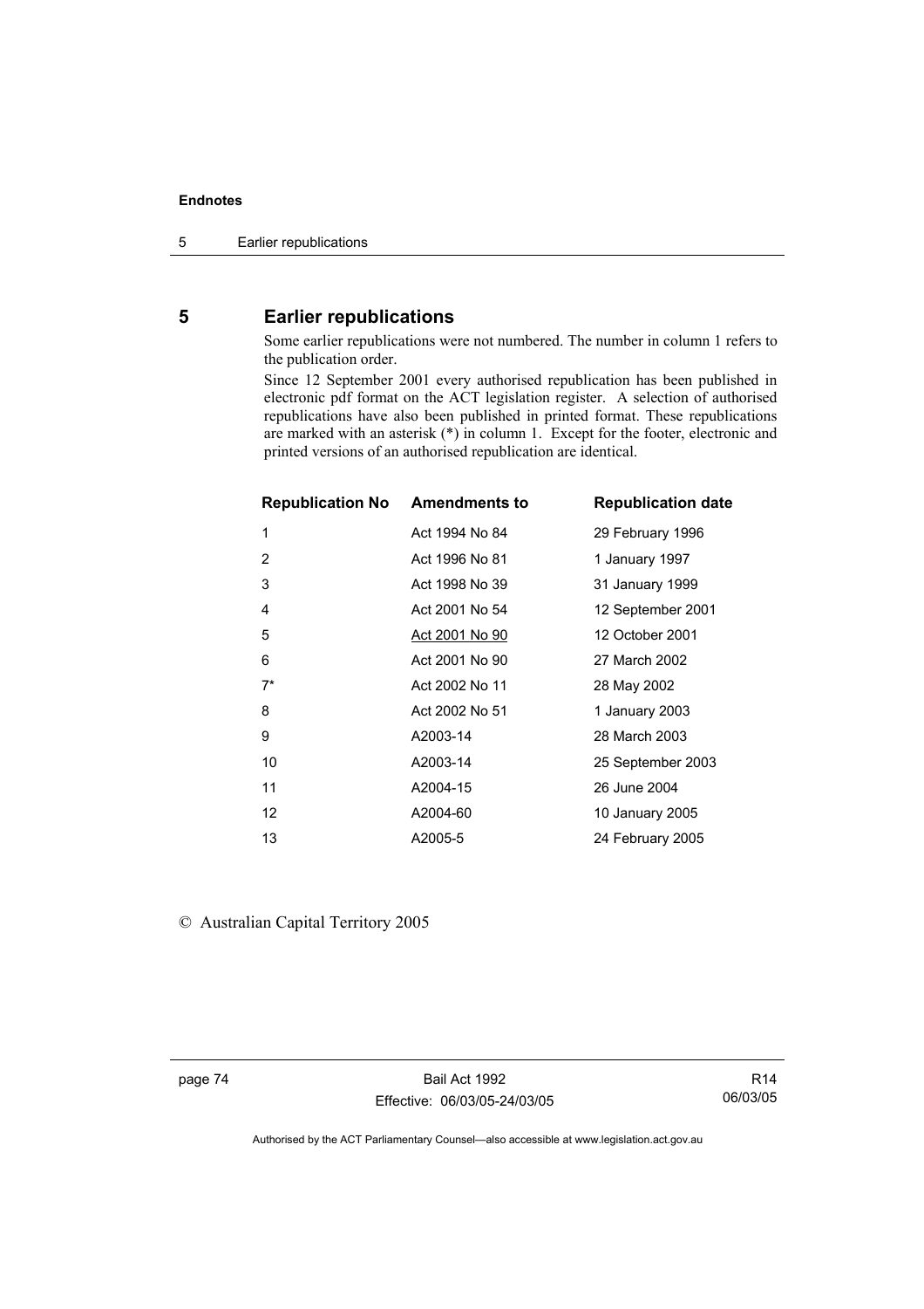## 5 Earlier republications

Some earlier republications were not numbered. The number in column 1 refers to the publication order.

Since 12 September 2001 every authorised republication has been published in electronic pdf format on the ACT legislation register. A selection of authorised republications have also been published in printed format. These republications are marked with an asterisk (*) in column 1. Except for the footer, electronic and printed versions of an authorised republication are identical.

| Republication No | Amendments to | Republication date |
|---|---|---|
| 1 | Act 1994 No 84 | 29 February 1996 |
| 2 | Act 1996 No 81 | 1 January 1997 |
| 3 | Act 1998 No 39 | 31 January 1999 |
| 4 | Act 2001 No 54 | 12 September 2001 |
| 5 | Act 2001 No 90 | 12 October 2001 |
| 6 | Act 2001 No 90 | 27 March 2002 |
| 7* | Act 2002 No 11 | 28 May 2002 |
| 8 | Act 2002 No 51 | 1 January 2003 |
| 9 | A2003-14 | 28 March 2003 |
| 10 | A2003-14 | 25 September 2003 |
| 11 | A2004-15 | 26 June 2004 |
| 12 | A2004-60 | 10 January 2005 |
| 13 | A2005-5 | 24 February 2005 |

© Australian Capital Territory 2005